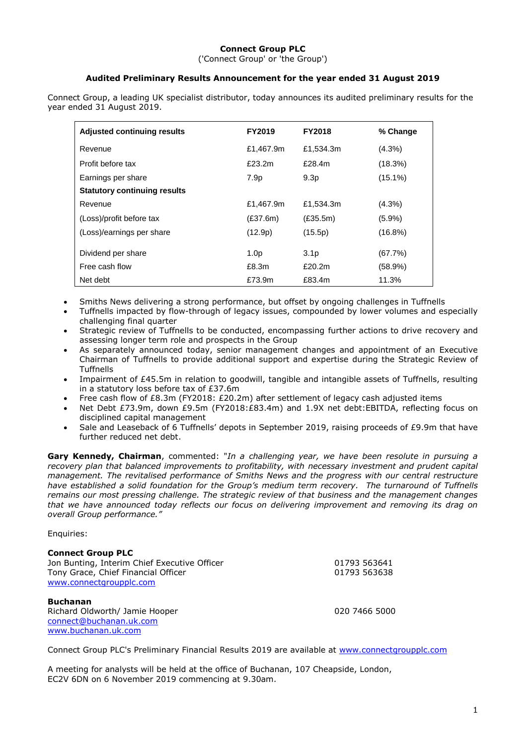# Connect Group PLC

('Connect Group' or 'the Group')

## Audited Preliminary Results Announcement for the year ended 31 August 2019

Connect Group, a leading UK specialist distributor, today announces its audited preliminary results for the year ended 31 August 2019.

| Adjusted continuing results | FY2019 | FY2018 | % Change |
|---|---|---|---|
| Revenue | £1,467.9m | £1,534.3m | (4.3%) |
| Profit before tax | £23.2m | £28.4m | (18.3%) |
| Earnings per share | 7.9p | 9.3p | (15.1%) |
| **Statutory continuing results** | | | |
| Revenue | £1,467.9m | £1,534.3m | (4.3%) |
| (Loss)/profit before tax | (£37.6m) | (£35.5m) | (5.9%) |
| (Loss)/earnings per share | (12.9p) | (15.5p) | (16.8%) |
| Dividend per share | 1.0p | 3.1p | (67.7%) |
| Free cash flow | £8.3m | £20.2m | (58.9%) |
| Net debt | £73.9m | £83.4m | 11.3% |

- Smiths News delivering a strong performance, but offset by ongoing challenges in Tuffnells
- Tuffnells impacted by flow-through of legacy issues, compounded by lower volumes and especially challenging final quarter
- Strategic review of Tuffnells to be conducted, encompassing further actions to drive recovery and assessing longer term role and prospects in the Group
- As separately announced today, senior management changes and appointment of an Executive Chairman of Tuffnells to provide additional support and expertise during the Strategic Review of Tuffnells
- Impairment of £45.5m in relation to goodwill, tangible and intangible assets of Tuffnells, resulting in a statutory loss before tax of £37.6m
- Free cash flow of £8.3m (FY2018: £20.2m) after settlement of legacy cash adjusted items
- Net Debt £73.9m, down £9.5m (FY2018:£83.4m) and 1.9X net debt:EBITDA, reflecting focus on disciplined capital management
- Sale and Leaseback of 6 Tuffnells' depots in September 2019, raising proceeds of £9.9m that have further reduced net debt.

**Gary Kennedy, Chairman**, commented: *"In a challenging year, we have been resolute in pursuing a recovery plan that balanced improvements to profitability, with necessary investment and prudent capital management. The revitalised performance of Smiths News and the progress with our central restructure have established a solid foundation for the Group's medium term recovery. The turnaround of Tuffnells remains our most pressing challenge. The strategic review of that business and the management changes that we have announced today reflects our focus on delivering improvement and removing its drag on overall Group performance."*

Enquiries:

**Connect Group PLC**
Jon Bunting, Interim Chief Executive Officer — 01793 563641
Tony Grace, Chief Financial Officer — 01793 563638
www.connectgroupplc.com

**Buchanan**
Richard Oldworth/ Jamie Hooper — 020 7466 5000
connect@buchanan.uk.com
www.buchanan.uk.com

Connect Group PLC's Preliminary Financial Results 2019 are available at www.connectgroupplc.com

A meeting for analysts will be held at the office of Buchanan, 107 Cheapside, London, EC2V 6DN on 6 November 2019 commencing at 9.30am.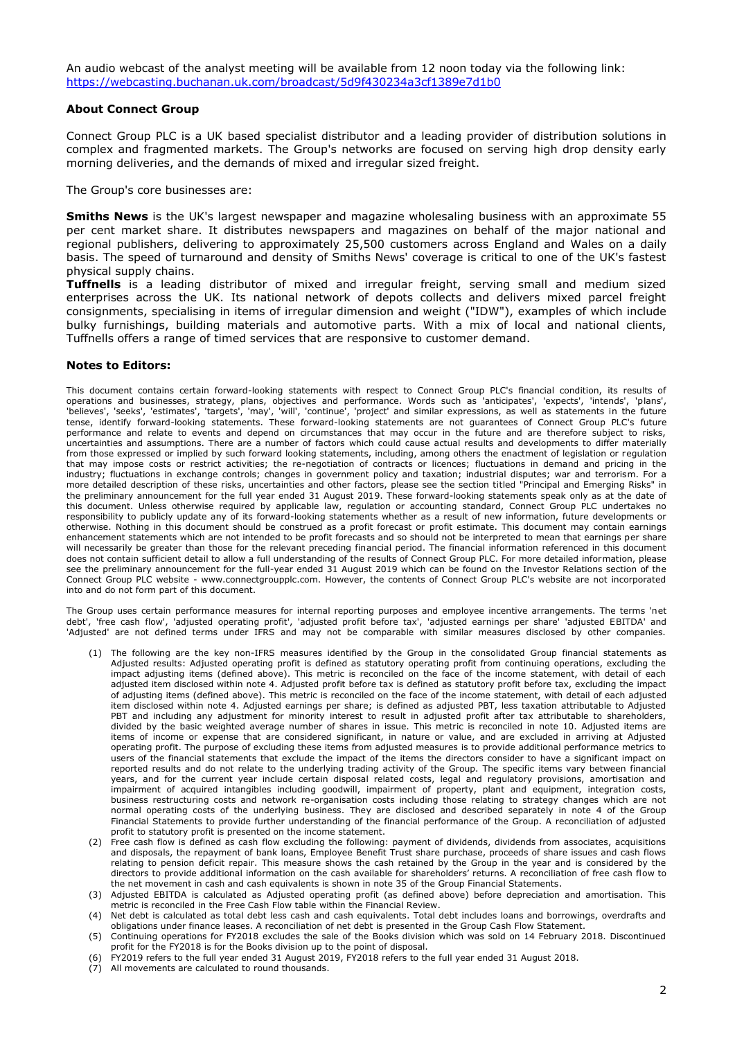An audio webcast of the analyst meeting will be available from 12 noon today via the following link: https://webcasting.buchanan.uk.com/broadcast/5d9f430234a3cf1389e7d1b0

**About Connect Group**

Connect Group PLC is a UK based specialist distributor and a leading provider of distribution solutions in complex and fragmented markets. The Group's networks are focused on serving high drop density early morning deliveries, and the demands of mixed and irregular sized freight.

The Group's core businesses are:

**Smiths News** is the UK's largest newspaper and magazine wholesaling business with an approximate 55 per cent market share. It distributes newspapers and magazines on behalf of the major national and regional publishers, delivering to approximately 25,500 customers across England and Wales on a daily basis. The speed of turnaround and density of Smiths News' coverage is critical to one of the UK's fastest physical supply chains.

**Tuffnells** is a leading distributor of mixed and irregular freight, serving small and medium sized enterprises across the UK. Its national network of depots collects and delivers mixed parcel freight consignments, specialising in items of irregular dimension and weight ("IDW"), examples of which include bulky furnishings, building materials and automotive parts. With a mix of local and national clients, Tuffnells offers a range of timed services that are responsive to customer demand.

**Notes to Editors:**

This document contains certain forward-looking statements with respect to Connect Group PLC's financial condition, its results of operations and businesses, strategy, plans, objectives and performance. Words such as 'anticipates', 'expects', 'intends', 'plans', 'believes', 'seeks', 'estimates', 'targets', 'may', 'will', 'continue', 'project' and similar expressions, as well as statements in the future tense, identify forward-looking statements. These forward-looking statements are not guarantees of Connect Group PLC's future performance and relate to events and depend on circumstances that may occur in the future and are therefore subject to risks, uncertainties and assumptions. There are a number of factors which could cause actual results and developments to differ materially from those expressed or implied by such forward looking statements, including, among others the enactment of legislation or regulation that may impose costs or restrict activities; the re-negotiation of contracts or licences; fluctuations in demand and pricing in the industry; fluctuations in exchange controls; changes in government policy and taxation; industrial disputes; war and terrorism. For a more detailed description of these risks, uncertainties and other factors, please see the section titled "Principal and Emerging Risks" in the preliminary announcement for the full year ended 31 August 2019. These forward-looking statements speak only as at the date of this document. Unless otherwise required by applicable law, regulation or accounting standard, Connect Group PLC undertakes no responsibility to publicly update any of its forward-looking statements whether as a result of new information, future developments or otherwise. Nothing in this document should be construed as a profit forecast or profit estimate. This document may contain earnings enhancement statements which are not intended to be profit forecasts and so should not be interpreted to mean that earnings per share will necessarily be greater than those for the relevant preceding financial period. The financial information referenced in this document does not contain sufficient detail to allow a full understanding of the results of Connect Group PLC. For more detailed information, please see the preliminary announcement for the full-year ended 31 August 2019 which can be found on the Investor Relations section of the Connect Group PLC website - www.connectgroupplc.com. However, the contents of Connect Group PLC's website are not incorporated into and do not form part of this document.

The Group uses certain performance measures for internal reporting purposes and employee incentive arrangements. The terms 'net debt', 'free cash flow', 'adjusted operating profit', 'adjusted profit before tax', 'adjusted earnings per share' 'adjusted EBITDA' and 'Adjusted' are not defined terms under IFRS and may not be comparable with similar measures disclosed by other companies.

(1) The following are the key non-IFRS measures identified by the Group in the consolidated Group financial statements as Adjusted results: Adjusted operating profit is defined as statutory operating profit from continuing operations, excluding the impact adjusting items (defined above). This metric is reconciled on the face of the income statement, with detail of each adjusted item disclosed within note 4. Adjusted profit before tax is defined as statutory profit before tax, excluding the impact of adjusting items (defined above). This metric is reconciled on the face of the income statement, with detail of each adjusted item disclosed within note 4. Adjusted earnings per share; is defined as adjusted PBT, less taxation attributable to Adjusted PBT and including any adjustment for minority interest to result in adjusted profit after tax attributable to shareholders, divided by the basic weighted average number of shares in issue. This metric is reconciled in note 10. Adjusted items are items of income or expense that are considered significant, in nature or value, and are excluded in arriving at Adjusted operating profit. The purpose of excluding these items from adjusted measures is to provide additional performance metrics to users of the financial statements that exclude the impact of the items the directors consider to have a significant impact on reported results and do not relate to the underlying trading activity of the Group. The specific items vary between financial years, and for the current year include certain disposal related costs, legal and regulatory provisions, amortisation and impairment of acquired intangibles including goodwill, impairment of property, plant and equipment, integration costs, business restructuring costs and network re-organisation costs including those relating to strategy changes which are not normal operating costs of the underlying business. They are disclosed and described separately in note 4 of the Group Financial Statements to provide further understanding of the financial performance of the Group. A reconciliation of adjusted profit to statutory profit is presented on the income statement.

(2) Free cash flow is defined as cash flow excluding the following: payment of dividends, dividends from associates, acquisitions and disposals, the repayment of bank loans, Employee Benefit Trust share purchase, proceeds of share issues and cash flows relating to pension deficit repair. This measure shows the cash retained by the Group in the year and is considered by the directors to provide additional information on the cash available for shareholders' returns. A reconciliation of free cash flow to the net movement in cash and cash equivalents is shown in note 35 of the Group Financial Statements.

(3) Adjusted EBITDA is calculated as Adjusted operating profit (as defined above) before depreciation and amortisation. This metric is reconciled in the Free Cash Flow table within the Financial Review.

(4) Net debt is calculated as total debt less cash and cash equivalents. Total debt includes loans and borrowings, overdrafts and obligations under finance leases. A reconciliation of net debt is presented in the Group Cash Flow Statement.

(5) Continuing operations for FY2018 excludes the sale of the Books division which was sold on 14 February 2018. Discontinued profit for the FY2018 is for the Books division up to the point of disposal.

(6) FY2019 refers to the full year ended 31 August 2019, FY2018 refers to the full year ended 31 August 2018.

(7) All movements are calculated to round thousands.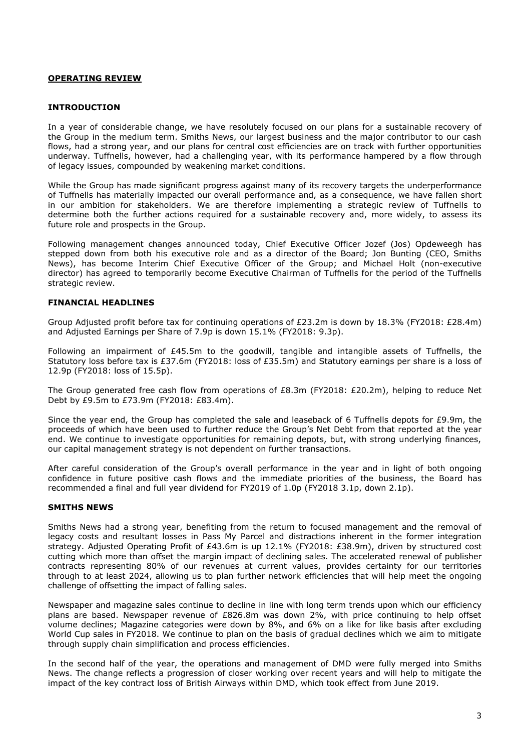## OPERATING REVIEW

### INTRODUCTION

In a year of considerable change, we have resolutely focused on our plans for a sustainable recovery of the Group in the medium term. Smiths News, our largest business and the major contributor to our cash flows, had a strong year, and our plans for central cost efficiencies are on track with further opportunities underway. Tuffnells, however, had a challenging year, with its performance hampered by a flow through of legacy issues, compounded by weakening market conditions.

While the Group has made significant progress against many of its recovery targets the underperformance of Tuffnells has materially impacted our overall performance and, as a consequence, we have fallen short in our ambition for stakeholders. We are therefore implementing a strategic review of Tuffnells to determine both the further actions required for a sustainable recovery and, more widely, to assess its future role and prospects in the Group.

Following management changes announced today, Chief Executive Officer Jozef (Jos) Opdeweegh has stepped down from both his executive role and as a director of the Board; Jon Bunting (CEO, Smiths News), has become Interim Chief Executive Officer of the Group; and Michael Holt (non-executive director) has agreed to temporarily become Executive Chairman of Tuffnells for the period of the Tuffnells strategic review.

### FINANCIAL HEADLINES

Group Adjusted profit before tax for continuing operations of £23.2m is down by 18.3% (FY2018: £28.4m) and Adjusted Earnings per Share of 7.9p is down 15.1% (FY2018: 9.3p).

Following an impairment of £45.5m to the goodwill, tangible and intangible assets of Tuffnells, the Statutory loss before tax is £37.6m (FY2018: loss of £35.5m) and Statutory earnings per share is a loss of 12.9p (FY2018: loss of 15.5p).

The Group generated free cash flow from operations of £8.3m (FY2018: £20.2m), helping to reduce Net Debt by £9.5m to £73.9m (FY2018: £83.4m).

Since the year end, the Group has completed the sale and leaseback of 6 Tuffnells depots for £9.9m, the proceeds of which have been used to further reduce the Group's Net Debt from that reported at the year end. We continue to investigate opportunities for remaining depots, but, with strong underlying finances, our capital management strategy is not dependent on further transactions.

After careful consideration of the Group's overall performance in the year and in light of both ongoing confidence in future positive cash flows and the immediate priorities of the business, the Board has recommended a final and full year dividend for FY2019 of 1.0p (FY2018 3.1p, down 2.1p).

### SMITHS NEWS

Smiths News had a strong year, benefiting from the return to focused management and the removal of legacy costs and resultant losses in Pass My Parcel and distractions inherent in the former integration strategy. Adjusted Operating Profit of £43.6m is up 12.1% (FY2018: £38.9m), driven by structured cost cutting which more than offset the margin impact of declining sales. The accelerated renewal of publisher contracts representing 80% of our revenues at current values, provides certainty for our territories through to at least 2024, allowing us to plan further network efficiencies that will help meet the ongoing challenge of offsetting the impact of falling sales.

Newspaper and magazine sales continue to decline in line with long term trends upon which our efficiency plans are based. Newspaper revenue of £826.8m was down 2%, with price continuing to help offset volume declines; Magazine categories were down by 8%, and 6% on a like for like basis after excluding World Cup sales in FY2018. We continue to plan on the basis of gradual declines which we aim to mitigate through supply chain simplification and process efficiencies.

In the second half of the year, the operations and management of DMD were fully merged into Smiths News. The change reflects a progression of closer working over recent years and will help to mitigate the impact of the key contract loss of British Airways within DMD, which took effect from June 2019.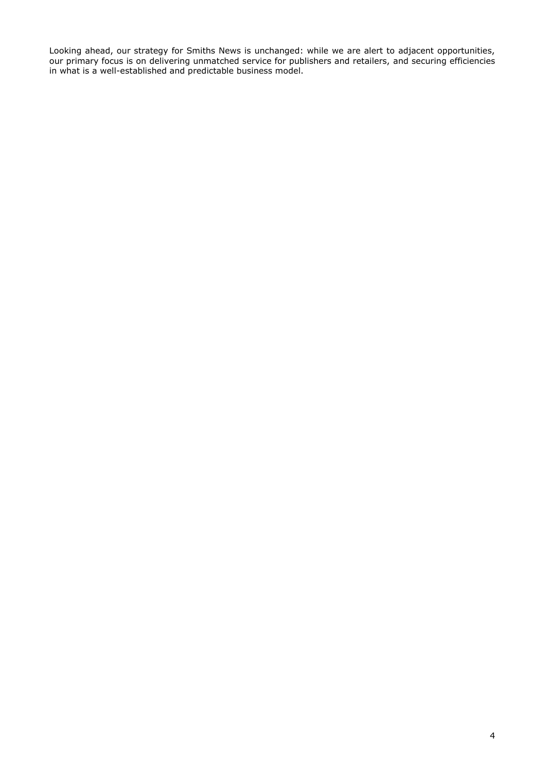Looking ahead, our strategy for Smiths News is unchanged: while we are alert to adjacent opportunities, our primary focus is on delivering unmatched service for publishers and retailers, and securing efficiencies in what is a well-established and predictable business model.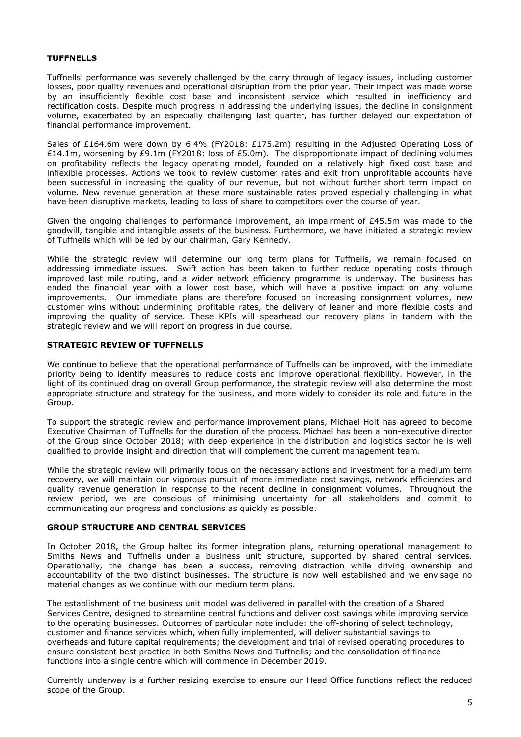## TUFFNELLS

Tuffnells' performance was severely challenged by the carry through of legacy issues, including customer losses, poor quality revenues and operational disruption from the prior year. Their impact was made worse by an insufficiently flexible cost base and inconsistent service which resulted in inefficiency and rectification costs. Despite much progress in addressing the underlying issues, the decline in consignment volume, exacerbated by an especially challenging last quarter, has further delayed our expectation of financial performance improvement.

Sales of £164.6m were down by 6.4% (FY2018: £175.2m) resulting in the Adjusted Operating Loss of £14.1m, worsening by £9.1m (FY2018: loss of £5.0m). The disproportionate impact of declining volumes on profitability reflects the legacy operating model, founded on a relatively high fixed cost base and inflexible processes. Actions we took to review customer rates and exit from unprofitable accounts have been successful in increasing the quality of our revenue, but not without further short term impact on volume. New revenue generation at these more sustainable rates proved especially challenging in what have been disruptive markets, leading to loss of share to competitors over the course of year.

Given the ongoing challenges to performance improvement, an impairment of £45.5m was made to the goodwill, tangible and intangible assets of the business. Furthermore, we have initiated a strategic review of Tuffnells which will be led by our chairman, Gary Kennedy.

While the strategic review will determine our long term plans for Tuffnells, we remain focused on addressing immediate issues. Swift action has been taken to further reduce operating costs through improved last mile routing, and a wider network efficiency programme is underway. The business has ended the financial year with a lower cost base, which will have a positive impact on any volume improvements. Our immediate plans are therefore focused on increasing consignment volumes, new customer wins without undermining profitable rates, the delivery of leaner and more flexible costs and improving the quality of service. These KPIs will spearhead our recovery plans in tandem with the strategic review and we will report on progress in due course.

## STRATEGIC REVIEW OF TUFFNELLS

We continue to believe that the operational performance of Tuffnells can be improved, with the immediate priority being to identify measures to reduce costs and improve operational flexibility. However, in the light of its continued drag on overall Group performance, the strategic review will also determine the most appropriate structure and strategy for the business, and more widely to consider its role and future in the Group.

To support the strategic review and performance improvement plans, Michael Holt has agreed to become Executive Chairman of Tuffnells for the duration of the process. Michael has been a non-executive director of the Group since October 2018; with deep experience in the distribution and logistics sector he is well qualified to provide insight and direction that will complement the current management team.

While the strategic review will primarily focus on the necessary actions and investment for a medium term recovery, we will maintain our vigorous pursuit of more immediate cost savings, network efficiencies and quality revenue generation in response to the recent decline in consignment volumes. Throughout the review period, we are conscious of minimising uncertainty for all stakeholders and commit to communicating our progress and conclusions as quickly as possible.

## GROUP STRUCTURE AND CENTRAL SERVICES

In October 2018, the Group halted its former integration plans, returning operational management to Smiths News and Tuffnells under a business unit structure, supported by shared central services. Operationally, the change has been a success, removing distraction while driving ownership and accountability of the two distinct businesses. The structure is now well established and we envisage no material changes as we continue with our medium term plans.

The establishment of the business unit model was delivered in parallel with the creation of a Shared Services Centre, designed to streamline central functions and deliver cost savings while improving service to the operating businesses. Outcomes of particular note include: the off-shoring of select technology, customer and finance services which, when fully implemented, will deliver substantial savings to overheads and future capital requirements; the development and trial of revised operating procedures to ensure consistent best practice in both Smiths News and Tuffnells; and the consolidation of finance functions into a single centre which will commence in December 2019.

Currently underway is a further resizing exercise to ensure our Head Office functions reflect the reduced scope of the Group.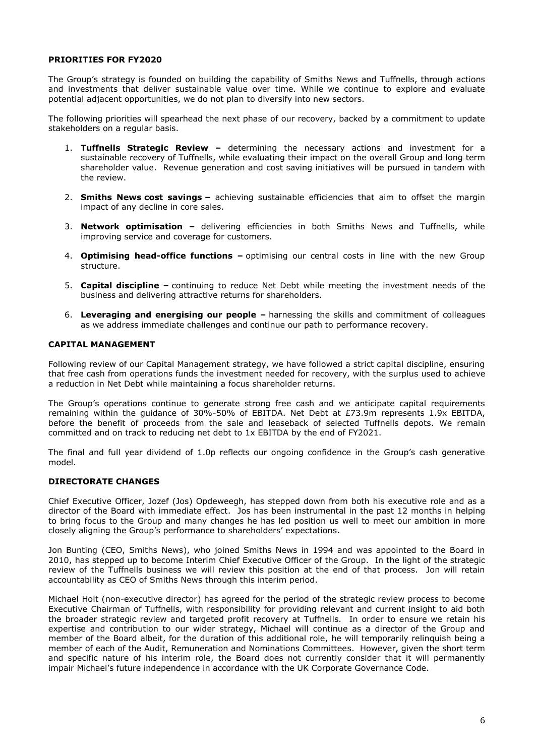## PRIORITIES FOR FY2020

The Group's strategy is founded on building the capability of Smiths News and Tuffnells, through actions and investments that deliver sustainable value over time. While we continue to explore and evaluate potential adjacent opportunities, we do not plan to diversify into new sectors.

The following priorities will spearhead the next phase of our recovery, backed by a commitment to update stakeholders on a regular basis.

1. **Tuffnells Strategic Review –** determining the necessary actions and investment for a sustainable recovery of Tuffnells, while evaluating their impact on the overall Group and long term shareholder value. Revenue generation and cost saving initiatives will be pursued in tandem with the review.
2. **Smiths News cost savings –** achieving sustainable efficiencies that aim to offset the margin impact of any decline in core sales.
3. **Network optimisation –** delivering efficiencies in both Smiths News and Tuffnells, while improving service and coverage for customers.
4. **Optimising head-office functions –** optimising our central costs in line with the new Group structure.
5. **Capital discipline –** continuing to reduce Net Debt while meeting the investment needs of the business and delivering attractive returns for shareholders.
6. **Leveraging and energising our people –** harnessing the skills and commitment of colleagues as we address immediate challenges and continue our path to performance recovery.

## CAPITAL MANAGEMENT

Following review of our Capital Management strategy, we have followed a strict capital discipline, ensuring that free cash from operations funds the investment needed for recovery, with the surplus used to achieve a reduction in Net Debt while maintaining a focus shareholder returns.

The Group's operations continue to generate strong free cash and we anticipate capital requirements remaining within the guidance of 30%-50% of EBITDA. Net Debt at £73.9m represents 1.9x EBITDA, before the benefit of proceeds from the sale and leaseback of selected Tuffnells depots. We remain committed and on track to reducing net debt to 1x EBITDA by the end of FY2021.

The final and full year dividend of 1.0p reflects our ongoing confidence in the Group's cash generative model.

## DIRECTORATE CHANGES

Chief Executive Officer, Jozef (Jos) Opdeweegh, has stepped down from both his executive role and as a director of the Board with immediate effect. Jos has been instrumental in the past 12 months in helping to bring focus to the Group and many changes he has led position us well to meet our ambition in more closely aligning the Group's performance to shareholders' expectations.

Jon Bunting (CEO, Smiths News), who joined Smiths News in 1994 and was appointed to the Board in 2010, has stepped up to become Interim Chief Executive Officer of the Group. In the light of the strategic review of the Tuffnells business we will review this position at the end of that process. Jon will retain accountability as CEO of Smiths News through this interim period.

Michael Holt (non-executive director) has agreed for the period of the strategic review process to become Executive Chairman of Tuffnells, with responsibility for providing relevant and current insight to aid both the broader strategic review and targeted profit recovery at Tuffnells. In order to ensure we retain his expertise and contribution to our wider strategy, Michael will continue as a director of the Group and member of the Board albeit, for the duration of this additional role, he will temporarily relinquish being a member of each of the Audit, Remuneration and Nominations Committees. However, given the short term and specific nature of his interim role, the Board does not currently consider that it will permanently impair Michael's future independence in accordance with the UK Corporate Governance Code.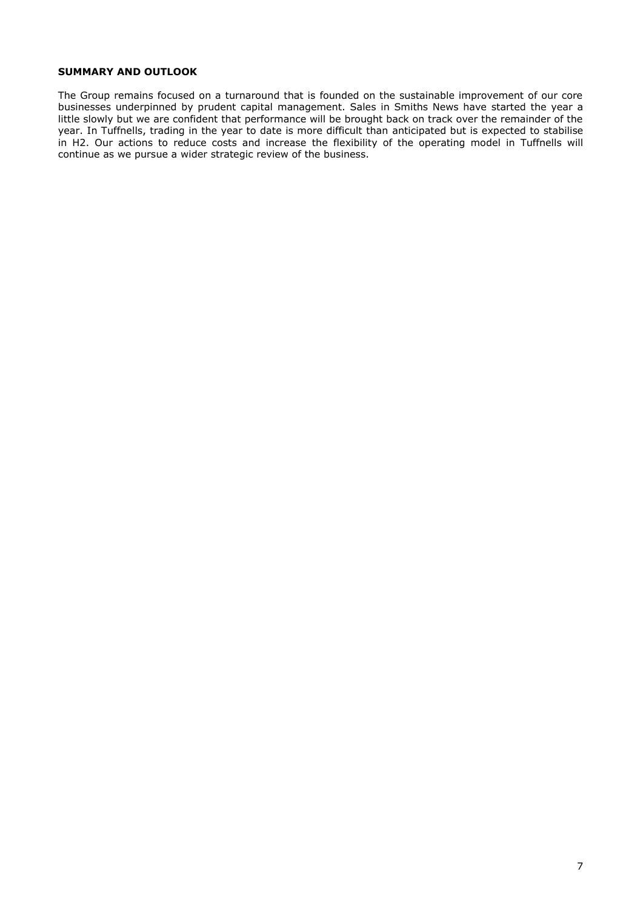**SUMMARY AND OUTLOOK**

The Group remains focused on a turnaround that is founded on the sustainable improvement of our core businesses underpinned by prudent capital management. Sales in Smiths News have started the year a little slowly but we are confident that performance will be brought back on track over the remainder of the year. In Tuffnells, trading in the year to date is more difficult than anticipated but is expected to stabilise in H2. Our actions to reduce costs and increase the flexibility of the operating model in Tuffnells will continue as we pursue a wider strategic review of the business.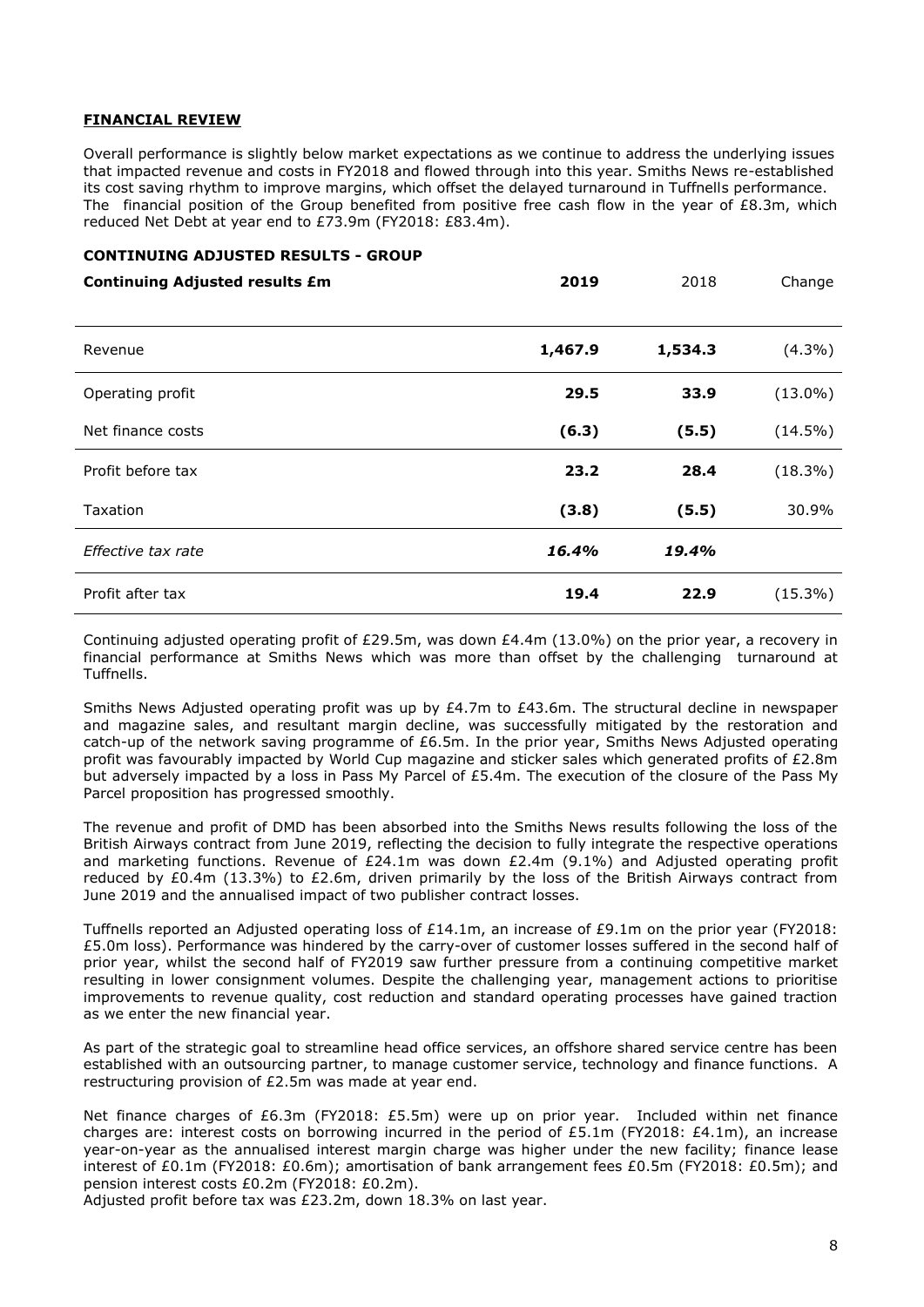## FINANCIAL REVIEW

Overall performance is slightly below market expectations as we continue to address the underlying issues that impacted revenue and costs in FY2018 and flowed through into this year. Smiths News re-established its cost saving rhythm to improve margins, which offset the delayed turnaround in Tuffnells performance. The financial position of the Group benefited from positive free cash flow in the year of £8.3m, which reduced Net Debt at year end to £73.9m (FY2018: £83.4m).

### CONTINUING ADJUSTED RESULTS - GROUP

| Continuing Adjusted results £m | 2019 | 2018 | Change |
|---|---|---|---|
| Revenue | **1,467.9** | **1,534.3** | (4.3%) |
| Operating profit | **29.5** | **33.9** | (13.0%) |
| Net finance costs | **(6.3)** | **(5.5)** | (14.5%) |
| Profit before tax | **23.2** | **28.4** | (18.3%) |
| Taxation | **(3.8)** | **(5.5)** | 30.9% |
| *Effective tax rate* | ***16.4%*** | ***19.4%*** | |
| Profit after tax | **19.4** | **22.9** | (15.3%) |

Continuing adjusted operating profit of £29.5m, was down £4.4m (13.0%) on the prior year, a recovery in financial performance at Smiths News which was more than offset by the challenging turnaround at Tuffnells.

Smiths News Adjusted operating profit was up by £4.7m to £43.6m. The structural decline in newspaper and magazine sales, and resultant margin decline, was successfully mitigated by the restoration and catch-up of the network saving programme of £6.5m. In the prior year, Smiths News Adjusted operating profit was favourably impacted by World Cup magazine and sticker sales which generated profits of £2.8m but adversely impacted by a loss in Pass My Parcel of £5.4m. The execution of the closure of the Pass My Parcel proposition has progressed smoothly.

The revenue and profit of DMD has been absorbed into the Smiths News results following the loss of the British Airways contract from June 2019, reflecting the decision to fully integrate the respective operations and marketing functions. Revenue of £24.1m was down £2.4m (9.1%) and Adjusted operating profit reduced by £0.4m (13.3%) to £2.6m, driven primarily by the loss of the British Airways contract from June 2019 and the annualised impact of two publisher contract losses.

Tuffnells reported an Adjusted operating loss of £14.1m, an increase of £9.1m on the prior year (FY2018: £5.0m loss). Performance was hindered by the carry-over of customer losses suffered in the second half of prior year, whilst the second half of FY2019 saw further pressure from a continuing competitive market resulting in lower consignment volumes. Despite the challenging year, management actions to prioritise improvements to revenue quality, cost reduction and standard operating processes have gained traction as we enter the new financial year.

As part of the strategic goal to streamline head office services, an offshore shared service centre has been established with an outsourcing partner, to manage customer service, technology and finance functions. A restructuring provision of £2.5m was made at year end.

Net finance charges of £6.3m (FY2018: £5.5m) were up on prior year. Included within net finance charges are: interest costs on borrowing incurred in the period of £5.1m (FY2018: £4.1m), an increase year-on-year as the annualised interest margin charge was higher under the new facility; finance lease interest of £0.1m (FY2018: £0.6m); amortisation of bank arrangement fees £0.5m (FY2018: £0.5m); and pension interest costs £0.2m (FY2018: £0.2m).
Adjusted profit before tax was £23.2m, down 18.3% on last year.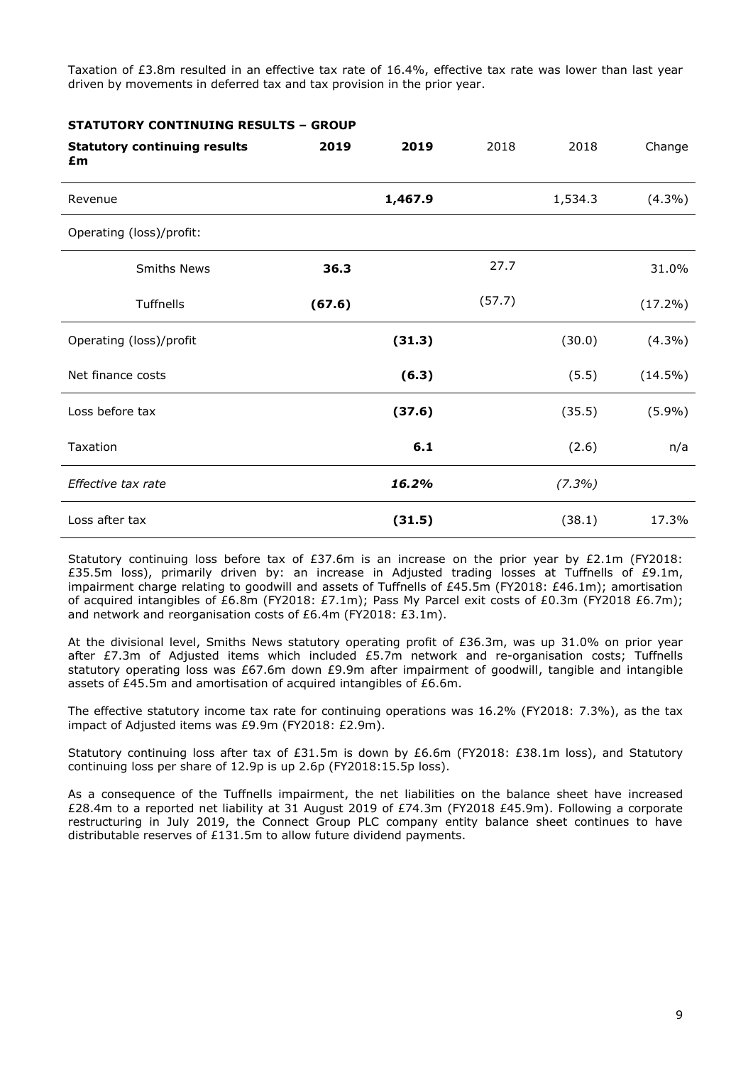Taxation of £3.8m resulted in an effective tax rate of 16.4%, effective tax rate was lower than last year driven by movements in deferred tax and tax provision in the prior year.

**STATUTORY CONTINUING RESULTS – GROUP**

| **Statutory continuing results £m** | **2019** | **2019** | 2018 | 2018 | Change |
|---|---|---|---|---|---|
| Revenue | | **1,467.9** | | 1,534.3 | (4.3%) |
| Operating (loss)/profit: | | | | | |
| Smiths News | **36.3** | | 27.7 | | 31.0% |
| Tuffnells | **(67.6)** | | (57.7) | | (17.2%) |
| Operating (loss)/profit | | **(31.3)** | | (30.0) | (4.3%) |
| Net finance costs | | **(6.3)** | | (5.5) | (14.5%) |
| Loss before tax | | **(37.6)** | | (35.5) | (5.9%) |
| Taxation | | **6.1** | | (2.6) | n/a |
| *Effective tax rate* | | ***16.2%*** | | *(7.3%)* | |
| Loss after tax | | **(31.5)** | | (38.1) | 17.3% |

Statutory continuing loss before tax of £37.6m is an increase on the prior year by £2.1m (FY2018: £35.5m loss), primarily driven by: an increase in Adjusted trading losses at Tuffnells of £9.1m, impairment charge relating to goodwill and assets of Tuffnells of £45.5m (FY2018: £46.1m); amortisation of acquired intangibles of £6.8m (FY2018: £7.1m); Pass My Parcel exit costs of £0.3m (FY2018 £6.7m); and network and reorganisation costs of £6.4m (FY2018: £3.1m).

At the divisional level, Smiths News statutory operating profit of £36.3m, was up 31.0% on prior year after £7.3m of Adjusted items which included £5.7m network and re-organisation costs; Tuffnells statutory operating loss was £67.6m down £9.9m after impairment of goodwill, tangible and intangible assets of £45.5m and amortisation of acquired intangibles of £6.6m.

The effective statutory income tax rate for continuing operations was 16.2% (FY2018: 7.3%), as the tax impact of Adjusted items was £9.9m (FY2018: £2.9m).

Statutory continuing loss after tax of £31.5m is down by £6.6m (FY2018: £38.1m loss), and Statutory continuing loss per share of 12.9p is up 2.6p (FY2018:15.5p loss).

As a consequence of the Tuffnells impairment, the net liabilities on the balance sheet have increased £28.4m to a reported net liability at 31 August 2019 of £74.3m (FY2018 £45.9m). Following a corporate restructuring in July 2019, the Connect Group PLC company entity balance sheet continues to have distributable reserves of £131.5m to allow future dividend payments.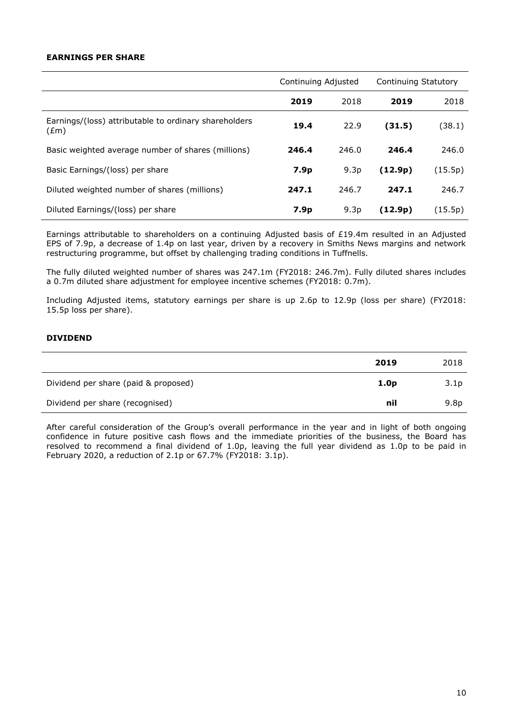## EARNINGS PER SHARE

| | Continuing Adjusted | | Continuing Statutory | |
|---|---|---|---|---|
| | **2019** | 2018 | **2019** | 2018 |
| Earnings/(loss) attributable to ordinary shareholders (£m) | **19.4** | 22.9 | **(31.5)** | (38.1) |
| Basic weighted average number of shares (millions) | **246.4** | 246.0 | **246.4** | 246.0 |
| Basic Earnings/(loss) per share | **7.9p** | 9.3p | **(12.9p)** | (15.5p) |
| Diluted weighted number of shares (millions) | **247.1** | 246.7 | **247.1** | 246.7 |
| Diluted Earnings/(loss) per share | **7.9p** | 9.3p | **(12.9p)** | (15.5p) |

Earnings attributable to shareholders on a continuing Adjusted basis of £19.4m resulted in an Adjusted EPS of 7.9p, a decrease of 1.4p on last year, driven by a recovery in Smiths News margins and network restructuring programme, but offset by challenging trading conditions in Tuffnells.

The fully diluted weighted number of shares was 247.1m (FY2018: 246.7m). Fully diluted shares includes a 0.7m diluted share adjustment for employee incentive schemes (FY2018: 0.7m).

Including Adjusted items, statutory earnings per share is up 2.6p to 12.9p (loss per share) (FY2018: 15.5p loss per share).

## DIVIDEND

| | **2019** | 2018 |
|---|---|---|
| Dividend per share (paid & proposed) | **1.0p** | 3.1p |
| Dividend per share (recognised) | **nil** | 9.8p |

After careful consideration of the Group's overall performance in the year and in light of both ongoing confidence in future positive cash flows and the immediate priorities of the business, the Board has resolved to recommend a final dividend of 1.0p, leaving the full year dividend as 1.0p to be paid in February 2020, a reduction of 2.1p or 67.7% (FY2018: 3.1p).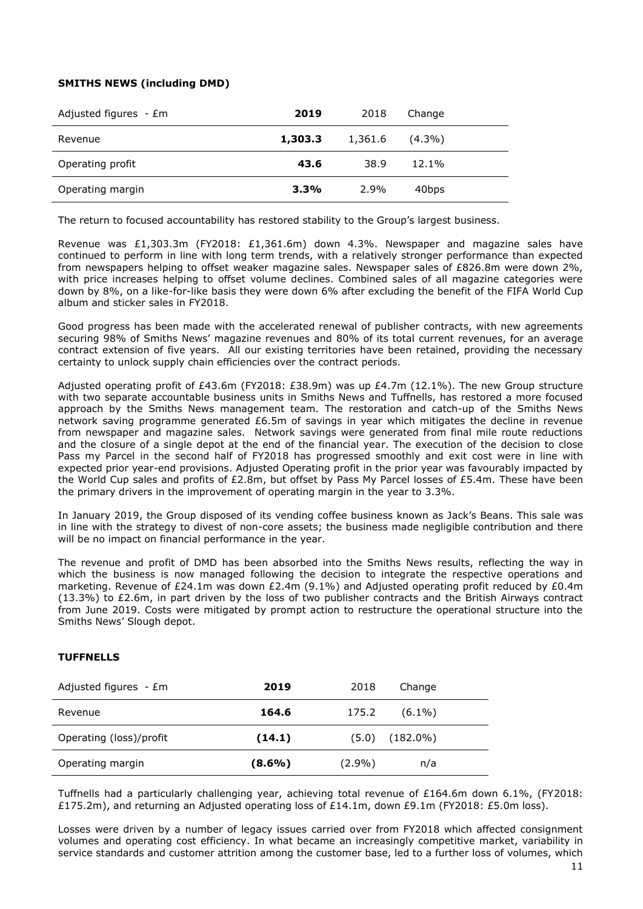**SMITHS NEWS (including DMD)**

| Adjusted figures - £m | **2019** | 2018 | Change |
|---|---|---|---|
| Revenue | **1,303.3** | 1,361.6 | (4.3%) |
| Operating profit | **43.6** | 38.9 | 12.1% |
| Operating margin | **3.3%** | 2.9% | 40bps |

The return to focused accountability has restored stability to the Group's largest business.

Revenue was £1,303.3m (FY2018: £1,361.6m) down 4.3%. Newspaper and magazine sales have continued to perform in line with long term trends, with a relatively stronger performance than expected from newspapers helping to offset weaker magazine sales. Newspaper sales of £826.8m were down 2%, with price increases helping to offset volume declines. Combined sales of all magazine categories were down by 8%, on a like-for-like basis they were down 6% after excluding the benefit of the FIFA World Cup album and sticker sales in FY2018.

Good progress has been made with the accelerated renewal of publisher contracts, with new agreements securing 98% of Smiths News' magazine revenues and 80% of its total current revenues, for an average contract extension of five years. All our existing territories have been retained, providing the necessary certainty to unlock supply chain efficiencies over the contract periods.

Adjusted operating profit of £43.6m (FY2018: £38.9m) was up £4.7m (12.1%). The new Group structure with two separate accountable business units in Smiths News and Tuffnells, has restored a more focused approach by the Smiths News management team. The restoration and catch-up of the Smiths News network saving programme generated £6.5m of savings in year which mitigates the decline in revenue from newspaper and magazine sales. Network savings were generated from final mile route reductions and the closure of a single depot at the end of the financial year. The execution of the decision to close Pass my Parcel in the second half of FY2018 has progressed smoothly and exit cost were in line with expected prior year-end provisions. Adjusted Operating profit in the prior year was favourably impacted by the World Cup sales and profits of £2.8m, but offset by Pass My Parcel losses of £5.4m. These have been the primary drivers in the improvement of operating margin in the year to 3.3%.

In January 2019, the Group disposed of its vending coffee business known as Jack's Beans. This sale was in line with the strategy to divest of non-core assets; the business made negligible contribution and there will be no impact on financial performance in the year.

The revenue and profit of DMD has been absorbed into the Smiths News results, reflecting the way in which the business is now managed following the decision to integrate the respective operations and marketing. Revenue of £24.1m was down £2.4m (9.1%) and Adjusted operating profit reduced by £0.4m (13.3%) to £2.6m, in part driven by the loss of two publisher contracts and the British Airways contract from June 2019. Costs were mitigated by prompt action to restructure the operational structure into the Smiths News' Slough depot.

**TUFFNELLS**

| Adjusted figures - £m | **2019** | 2018 | Change |
|---|---|---|---|
| Revenue | **164.6** | 175.2 | (6.1%) |
| Operating (loss)/profit | **(14.1)** | (5.0) | (182.0%) |
| Operating margin | **(8.6%)** | (2.9%) | n/a |

Tuffnells had a particularly challenging year, achieving total revenue of £164.6m down 6.1%, (FY2018: £175.2m), and returning an Adjusted operating loss of £14.1m, down £9.1m (FY2018: £5.0m loss).

Losses were driven by a number of legacy issues carried over from FY2018 which affected consignment volumes and operating cost efficiency. In what became an increasingly competitive market, variability in service standards and customer attrition among the customer base, led to a further loss of volumes, which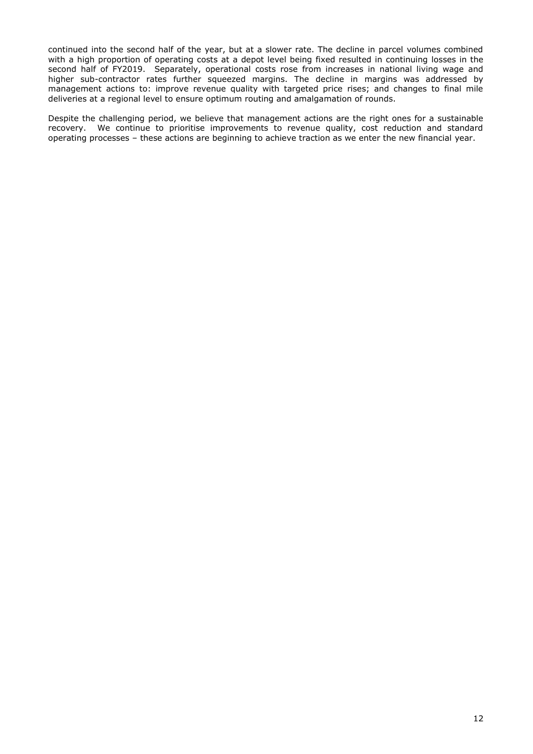continued into the second half of the year, but at a slower rate. The decline in parcel volumes combined with a high proportion of operating costs at a depot level being fixed resulted in continuing losses in the second half of FY2019. Separately, operational costs rose from increases in national living wage and higher sub-contractor rates further squeezed margins. The decline in margins was addressed by management actions to: improve revenue quality with targeted price rises; and changes to final mile deliveries at a regional level to ensure optimum routing and amalgamation of rounds.

Despite the challenging period, we believe that management actions are the right ones for a sustainable recovery. We continue to prioritise improvements to revenue quality, cost reduction and standard operating processes – these actions are beginning to achieve traction as we enter the new financial year.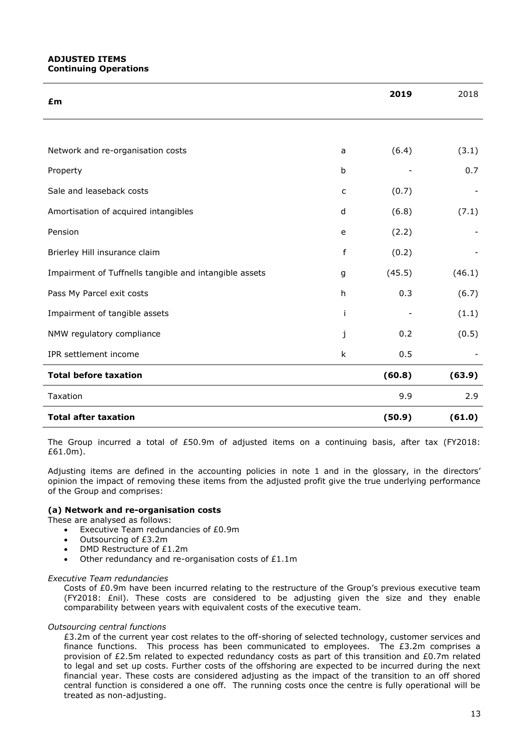**ADJUSTED ITEMS**
**Continuing Operations**

| **£m** | | **2019** | 2018 |
|---|---|---|---|
| Network and re-organisation costs | a | (6.4) | (3.1) |
| Property | b | - | 0.7 |
| Sale and leaseback costs | c | (0.7) | - |
| Amortisation of acquired intangibles | d | (6.8) | (7.1) |
| Pension | e | (2.2) | - |
| Brierley Hill insurance claim | f | (0.2) | - |
| Impairment of Tuffnells tangible and intangible assets | g | (45.5) | (46.1) |
| Pass My Parcel exit costs | h | 0.3 | (6.7) |
| Impairment of tangible assets | i | - | (1.1) |
| NMW regulatory compliance | j | 0.2 | (0.5) |
| IPR settlement income | k | 0.5 | - |
| **Total before taxation** | | **(60.8)** | **(63.9)** |
| Taxation | | 9.9 | 2.9 |
| **Total after taxation** | | **(50.9)** | **(61.0)** |

The Group incurred a total of £50.9m of adjusted items on a continuing basis, after tax (FY2018: £61.0m).

Adjusting items are defined in the accounting policies in note 1 and in the glossary, in the directors' opinion the impact of removing these items from the adjusted profit give the true underlying performance of the Group and comprises:

**(a) Network and re-organisation costs**

These are analysed as follows:

- Executive Team redundancies of £0.9m
- Outsourcing of £3.2m
- DMD Restructure of £1.2m
- Other redundancy and re-organisation costs of £1.1m

*Executive Team redundancies*

Costs of £0.9m have been incurred relating to the restructure of the Group's previous executive team (FY2018: £nil). These costs are considered to be adjusting given the size and they enable comparability between years with equivalent costs of the executive team.

*Outsourcing central functions*

£3.2m of the current year cost relates to the off-shoring of selected technology, customer services and finance functions. This process has been communicated to employees. The £3.2m comprises a provision of £2.5m related to expected redundancy costs as part of this transition and £0.7m related to legal and set up costs. Further costs of the offshoring are expected to be incurred during the next financial year. These costs are considered adjusting as the impact of the transition to an off shored central function is considered a one off. The running costs once the centre is fully operational will be treated as non-adjusting.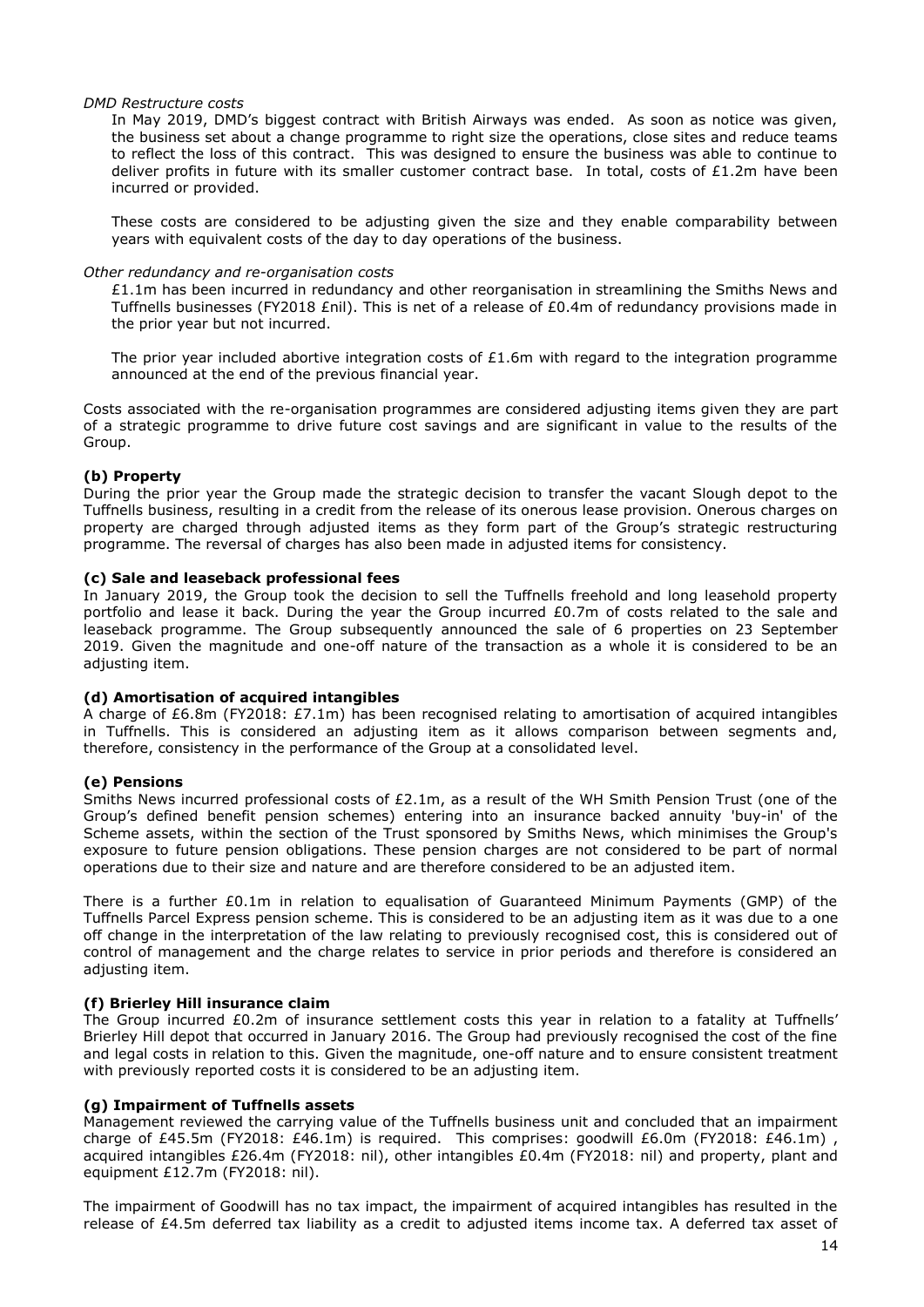*DMD Restructure costs*

In May 2019, DMD's biggest contract with British Airways was ended. As soon as notice was given, the business set about a change programme to right size the operations, close sites and reduce teams to reflect the loss of this contract. This was designed to ensure the business was able to continue to deliver profits in future with its smaller customer contract base. In total, costs of £1.2m have been incurred or provided.

These costs are considered to be adjusting given the size and they enable comparability between years with equivalent costs of the day to day operations of the business.

*Other redundancy and re-organisation costs*

£1.1m has been incurred in redundancy and other reorganisation in streamlining the Smiths News and Tuffnells businesses (FY2018 £nil). This is net of a release of £0.4m of redundancy provisions made in the prior year but not incurred.

The prior year included abortive integration costs of £1.6m with regard to the integration programme announced at the end of the previous financial year.

Costs associated with the re-organisation programmes are considered adjusting items given they are part of a strategic programme to drive future cost savings and are significant in value to the results of the Group.

**(b) Property**

During the prior year the Group made the strategic decision to transfer the vacant Slough depot to the Tuffnells business, resulting in a credit from the release of its onerous lease provision. Onerous charges on property are charged through adjusted items as they form part of the Group's strategic restructuring programme. The reversal of charges has also been made in adjusted items for consistency.

**(c) Sale and leaseback professional fees**

In January 2019, the Group took the decision to sell the Tuffnells freehold and long leasehold property portfolio and lease it back. During the year the Group incurred £0.7m of costs related to the sale and leaseback programme. The Group subsequently announced the sale of 6 properties on 23 September 2019. Given the magnitude and one-off nature of the transaction as a whole it is considered to be an adjusting item.

**(d) Amortisation of acquired intangibles**

A charge of £6.8m (FY2018: £7.1m) has been recognised relating to amortisation of acquired intangibles in Tuffnells. This is considered an adjusting item as it allows comparison between segments and, therefore, consistency in the performance of the Group at a consolidated level.

**(e) Pensions**

Smiths News incurred professional costs of £2.1m, as a result of the WH Smith Pension Trust (one of the Group's defined benefit pension schemes) entering into an insurance backed annuity 'buy-in' of the Scheme assets, within the section of the Trust sponsored by Smiths News, which minimises the Group's exposure to future pension obligations. These pension charges are not considered to be part of normal operations due to their size and nature and are therefore considered to be an adjusted item.

There is a further £0.1m in relation to equalisation of Guaranteed Minimum Payments (GMP) of the Tuffnells Parcel Express pension scheme. This is considered to be an adjusting item as it was due to a one off change in the interpretation of the law relating to previously recognised cost, this is considered out of control of management and the charge relates to service in prior periods and therefore is considered an adjusting item.

**(f) Brierley Hill insurance claim**

The Group incurred £0.2m of insurance settlement costs this year in relation to a fatality at Tuffnells' Brierley Hill depot that occurred in January 2016. The Group had previously recognised the cost of the fine and legal costs in relation to this. Given the magnitude, one-off nature and to ensure consistent treatment with previously reported costs it is considered to be an adjusting item.

**(g) Impairment of Tuffnells assets**

Management reviewed the carrying value of the Tuffnells business unit and concluded that an impairment charge of £45.5m (FY2018: £46.1m) is required. This comprises: goodwill £6.0m (FY2018: £46.1m) , acquired intangibles £26.4m (FY2018: nil), other intangibles £0.4m (FY2018: nil) and property, plant and equipment £12.7m (FY2018: nil).

The impairment of Goodwill has no tax impact, the impairment of acquired intangibles has resulted in the release of £4.5m deferred tax liability as a credit to adjusted items income tax. A deferred tax asset of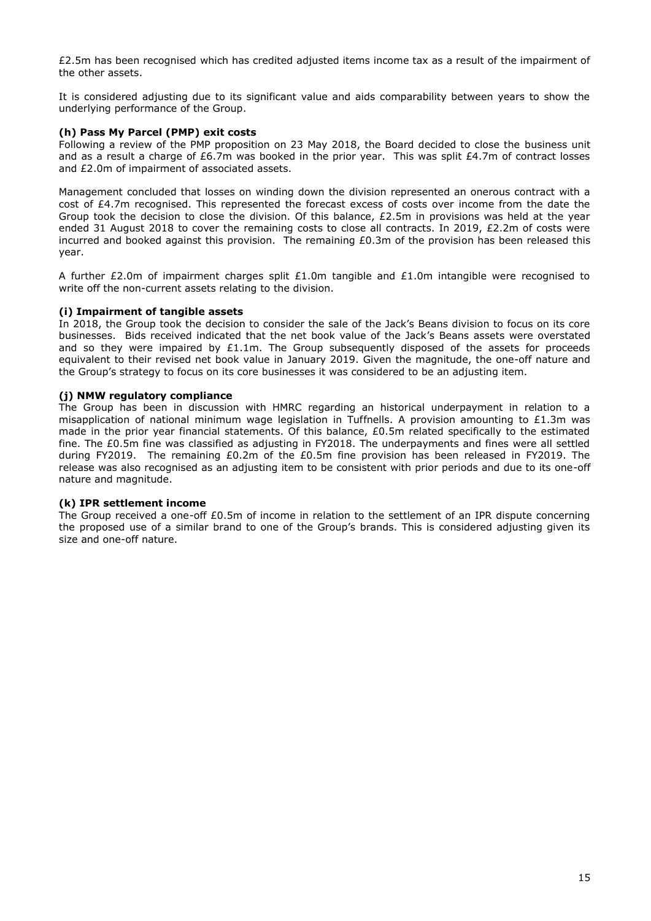£2.5m has been recognised which has credited adjusted items income tax as a result of the impairment of the other assets.

It is considered adjusting due to its significant value and aids comparability between years to show the underlying performance of the Group.

**(h) Pass My Parcel (PMP) exit costs**

Following a review of the PMP proposition on 23 May 2018, the Board decided to close the business unit and as a result a charge of £6.7m was booked in the prior year. This was split £4.7m of contract losses and £2.0m of impairment of associated assets.

Management concluded that losses on winding down the division represented an onerous contract with a cost of £4.7m recognised. This represented the forecast excess of costs over income from the date the Group took the decision to close the division. Of this balance, £2.5m in provisions was held at the year ended 31 August 2018 to cover the remaining costs to close all contracts. In 2019, £2.2m of costs were incurred and booked against this provision. The remaining £0.3m of the provision has been released this year.

A further £2.0m of impairment charges split £1.0m tangible and £1.0m intangible were recognised to write off the non-current assets relating to the division.

**(i) Impairment of tangible assets**

In 2018, the Group took the decision to consider the sale of the Jack's Beans division to focus on its core businesses. Bids received indicated that the net book value of the Jack's Beans assets were overstated and so they were impaired by £1.1m. The Group subsequently disposed of the assets for proceeds equivalent to their revised net book value in January 2019. Given the magnitude, the one-off nature and the Group's strategy to focus on its core businesses it was considered to be an adjusting item.

**(j) NMW regulatory compliance**

The Group has been in discussion with HMRC regarding an historical underpayment in relation to a misapplication of national minimum wage legislation in Tuffnells. A provision amounting to £1.3m was made in the prior year financial statements. Of this balance, £0.5m related specifically to the estimated fine. The £0.5m fine was classified as adjusting in FY2018. The underpayments and fines were all settled during FY2019. The remaining £0.2m of the £0.5m fine provision has been released in FY2019. The release was also recognised as an adjusting item to be consistent with prior periods and due to its one-off nature and magnitude.

**(k) IPR settlement income**

The Group received a one-off £0.5m of income in relation to the settlement of an IPR dispute concerning the proposed use of a similar brand to one of the Group's brands. This is considered adjusting given its size and one-off nature.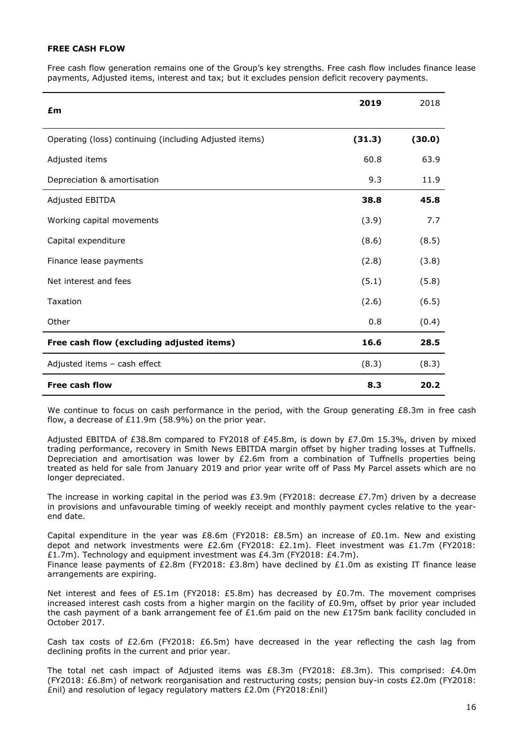**FREE CASH FLOW**

Free cash flow generation remains one of the Group's key strengths. Free cash flow includes finance lease payments, Adjusted items, interest and tax; but it excludes pension deficit recovery payments.

| £m | 2019 | 2018 |
|---|---|---|
| Operating (loss) continuing (including Adjusted items) | **(31.3)** | **(30.0)** |
| Adjusted items | 60.8 | 63.9 |
| Depreciation & amortisation | 9.3 | 11.9 |
| Adjusted EBITDA | **38.8** | **45.8** |
| Working capital movements | (3.9) | 7.7 |
| Capital expenditure | (8.6) | (8.5) |
| Finance lease payments | (2.8) | (3.8) |
| Net interest and fees | (5.1) | (5.8) |
| Taxation | (2.6) | (6.5) |
| Other | 0.8 | (0.4) |
| **Free cash flow (excluding adjusted items)** | **16.6** | **28.5** |
| Adjusted items – cash effect | (8.3) | (8.3) |
| **Free cash flow** | **8.3** | **20.2** |

We continue to focus on cash performance in the period, with the Group generating £8.3m in free cash flow, a decrease of £11.9m (58.9%) on the prior year.

Adjusted EBITDA of £38.8m compared to FY2018 of £45.8m, is down by £7.0m 15.3%, driven by mixed trading performance, recovery in Smith News EBITDA margin offset by higher trading losses at Tuffnells. Depreciation and amortisation was lower by £2.6m from a combination of Tuffnells properties being treated as held for sale from January 2019 and prior year write off of Pass My Parcel assets which are no longer depreciated.

The increase in working capital in the period was £3.9m (FY2018: decrease £7.7m) driven by a decrease in provisions and unfavourable timing of weekly receipt and monthly payment cycles relative to the year-end date.

Capital expenditure in the year was £8.6m (FY2018: £8.5m) an increase of £0.1m. New and existing depot and network investments were £2.6m (FY2018: £2.1m). Fleet investment was £1.7m (FY2018: £1.7m). Technology and equipment investment was £4.3m (FY2018: £4.7m).
Finance lease payments of £2.8m (FY2018: £3.8m) have declined by £1.0m as existing IT finance lease arrangements are expiring.

Net interest and fees of £5.1m (FY2018: £5.8m) has decreased by £0.7m. The movement comprises increased interest cash costs from a higher margin on the facility of £0.9m, offset by prior year included the cash payment of a bank arrangement fee of £1.6m paid on the new £175m bank facility concluded in October 2017.

Cash tax costs of £2.6m (FY2018: £6.5m) have decreased in the year reflecting the cash lag from declining profits in the current and prior year.

The total net cash impact of Adjusted items was £8.3m (FY2018: £8.3m). This comprised: £4.0m (FY2018: £6.8m) of network reorganisation and restructuring costs; pension buy-in costs £2.0m (FY2018: £nil) and resolution of legacy regulatory matters £2.0m (FY2018:£nil)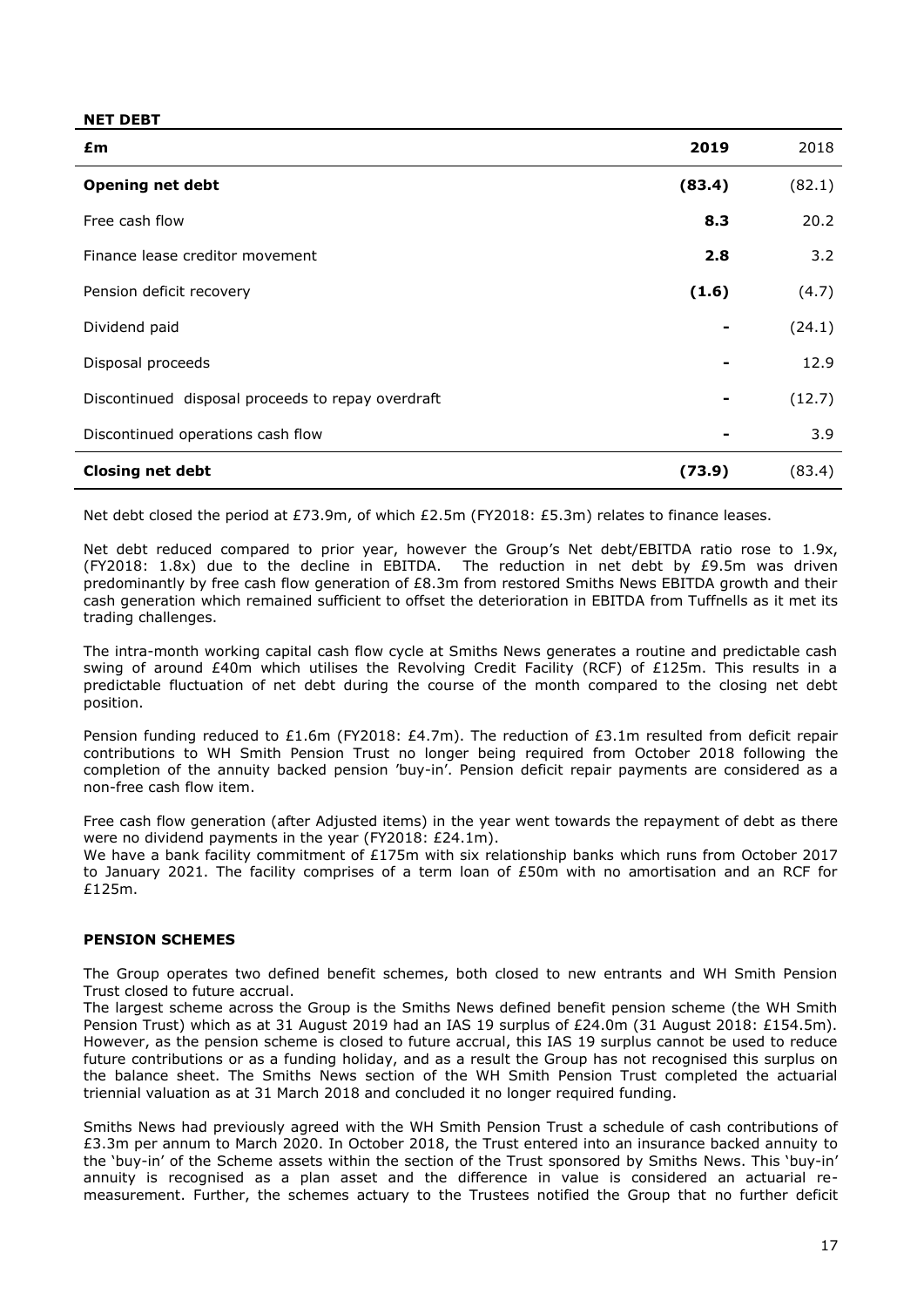## NET DEBT

| £m | 2019 | 2018 |
|---|---|---|
| **Opening net debt** | **(83.4)** | (82.1) |
| Free cash flow | **8.3** | 20.2 |
| Finance lease creditor movement | **2.8** | 3.2 |
| Pension deficit recovery | **(1.6)** | (4.7) |
| Dividend paid | **-** | (24.1) |
| Disposal proceeds | **-** | 12.9 |
| Discontinued disposal proceeds to repay overdraft | **-** | (12.7) |
| Discontinued operations cash flow | **-** | 3.9 |
| **Closing net debt** | **(73.9)** | (83.4) |

Net debt closed the period at £73.9m, of which £2.5m (FY2018: £5.3m) relates to finance leases.

Net debt reduced compared to prior year, however the Group's Net debt/EBITDA ratio rose to 1.9x, (FY2018: 1.8x) due to the decline in EBITDA. The reduction in net debt by £9.5m was driven predominantly by free cash flow generation of £8.3m from restored Smiths News EBITDA growth and their cash generation which remained sufficient to offset the deterioration in EBITDA from Tuffnells as it met its trading challenges.

The intra-month working capital cash flow cycle at Smiths News generates a routine and predictable cash swing of around £40m which utilises the Revolving Credit Facility (RCF) of £125m. This results in a predictable fluctuation of net debt during the course of the month compared to the closing net debt position.

Pension funding reduced to £1.6m (FY2018: £4.7m). The reduction of £3.1m resulted from deficit repair contributions to WH Smith Pension Trust no longer being required from October 2018 following the completion of the annuity backed pension 'buy-in'. Pension deficit repair payments are considered as a non-free cash flow item.

Free cash flow generation (after Adjusted items) in the year went towards the repayment of debt as there were no dividend payments in the year (FY2018: £24.1m).

We have a bank facility commitment of £175m with six relationship banks which runs from October 2017 to January 2021. The facility comprises of a term loan of £50m with no amortisation and an RCF for £125m.

## PENSION SCHEMES

The Group operates two defined benefit schemes, both closed to new entrants and WH Smith Pension Trust closed to future accrual.

The largest scheme across the Group is the Smiths News defined benefit pension scheme (the WH Smith Pension Trust) which as at 31 August 2019 had an IAS 19 surplus of £24.0m (31 August 2018: £154.5m). However, as the pension scheme is closed to future accrual, this IAS 19 surplus cannot be used to reduce future contributions or as a funding holiday, and as a result the Group has not recognised this surplus on the balance sheet. The Smiths News section of the WH Smith Pension Trust completed the actuarial triennial valuation as at 31 March 2018 and concluded it no longer required funding.

Smiths News had previously agreed with the WH Smith Pension Trust a schedule of cash contributions of £3.3m per annum to March 2020. In October 2018, the Trust entered into an insurance backed annuity to the 'buy-in' of the Scheme assets within the section of the Trust sponsored by Smiths News. This 'buy-in' annuity is recognised as a plan asset and the difference in value is considered an actuarial re-measurement. Further, the schemes actuary to the Trustees notified the Group that no further deficit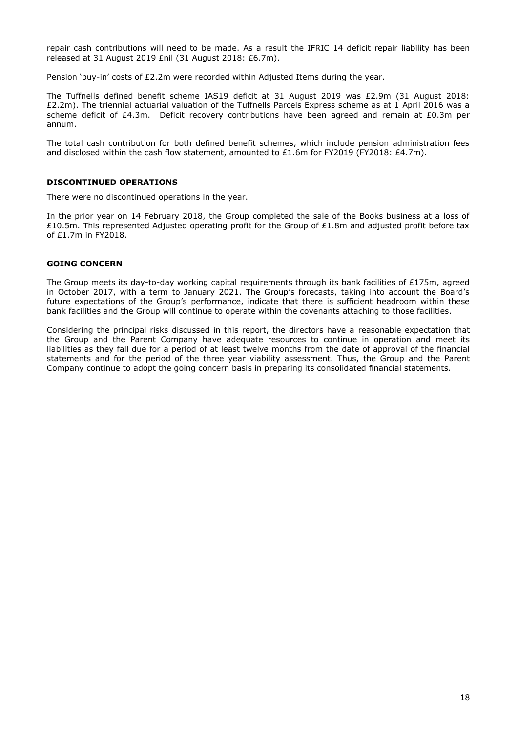repair cash contributions will need to be made. As a result the IFRIC 14 deficit repair liability has been released at 31 August 2019 £nil (31 August 2018: £6.7m).

Pension 'buy-in' costs of £2.2m were recorded within Adjusted Items during the year.

The Tuffnells defined benefit scheme IAS19 deficit at 31 August 2019 was £2.9m (31 August 2018: £2.2m). The triennial actuarial valuation of the Tuffnells Parcels Express scheme as at 1 April 2016 was a scheme deficit of £4.3m. Deficit recovery contributions have been agreed and remain at £0.3m per annum.

The total cash contribution for both defined benefit schemes, which include pension administration fees and disclosed within the cash flow statement, amounted to £1.6m for FY2019 (FY2018: £4.7m).

**DISCONTINUED OPERATIONS**

There were no discontinued operations in the year.

In the prior year on 14 February 2018, the Group completed the sale of the Books business at a loss of £10.5m. This represented Adjusted operating profit for the Group of £1.8m and adjusted profit before tax of £1.7m in FY2018.

**GOING CONCERN**

The Group meets its day-to-day working capital requirements through its bank facilities of £175m, agreed in October 2017, with a term to January 2021. The Group's forecasts, taking into account the Board's future expectations of the Group's performance, indicate that there is sufficient headroom within these bank facilities and the Group will continue to operate within the covenants attaching to those facilities.

Considering the principal risks discussed in this report, the directors have a reasonable expectation that the Group and the Parent Company have adequate resources to continue in operation and meet its liabilities as they fall due for a period of at least twelve months from the date of approval of the financial statements and for the period of the three year viability assessment. Thus, the Group and the Parent Company continue to adopt the going concern basis in preparing its consolidated financial statements.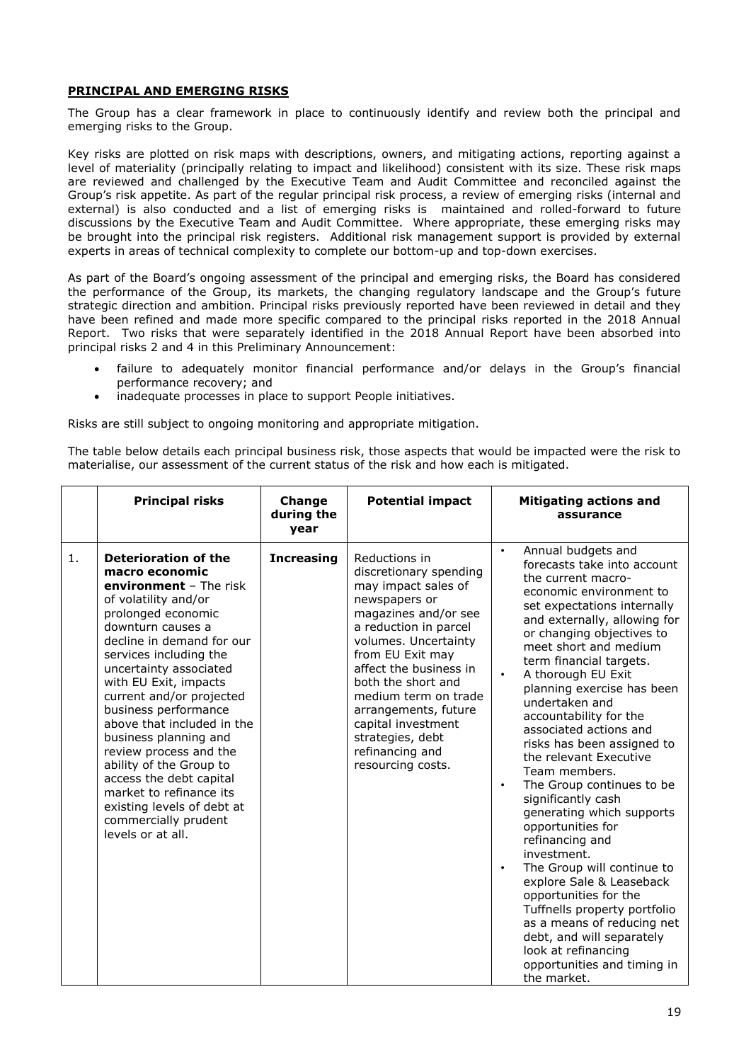**PRINCIPAL AND EMERGING RISKS**

The Group has a clear framework in place to continuously identify and review both the principal and emerging risks to the Group.

Key risks are plotted on risk maps with descriptions, owners, and mitigating actions, reporting against a level of materiality (principally relating to impact and likelihood) consistent with its size. These risk maps are reviewed and challenged by the Executive Team and Audit Committee and reconciled against the Group's risk appetite. As part of the regular principal risk process, a review of emerging risks (internal and external) is also conducted and a list of emerging risks is maintained and rolled-forward to future discussions by the Executive Team and Audit Committee. Where appropriate, these emerging risks may be brought into the principal risk registers. Additional risk management support is provided by external experts in areas of technical complexity to complete our bottom-up and top-down exercises.

As part of the Board's ongoing assessment of the principal and emerging risks, the Board has considered the performance of the Group, its markets, the changing regulatory landscape and the Group's future strategic direction and ambition. Principal risks previously reported have been reviewed in detail and they have been refined and made more specific compared to the principal risks reported in the 2018 Annual Report. Two risks that were separately identified in the 2018 Annual Report have been absorbed into principal risks 2 and 4 in this Preliminary Announcement:

- failure to adequately monitor financial performance and/or delays in the Group's financial performance recovery; and
- inadequate processes in place to support People initiatives.

Risks are still subject to ongoing monitoring and appropriate mitigation.

The table below details each principal business risk, those aspects that would be impacted were the risk to materialise, our assessment of the current status of the risk and how each is mitigated.

| | Principal risks | Change during the year | Potential impact | Mitigating actions and assurance |
|---|---|---|---|---|
| 1. | **Deterioration of the macro economic environment** – The risk of volatility and/or prolonged economic downturn causes a decline in demand for our services including the uncertainty associated with EU Exit, impacts current and/or projected business performance above that included in the business planning and review process and the ability of the Group to access the debt capital market to refinance its existing levels of debt at commercially prudent levels or at all. | **Increasing** | Reductions in discretionary spending may impact sales of newspapers or magazines and/or see a reduction in parcel volumes. Uncertainty from EU Exit may affect the business in both the short and medium term on trade arrangements, future capital investment strategies, debt refinancing and resourcing costs. | • Annual budgets and forecasts take into account the current macro-economic environment to set expectations internally and externally, allowing for or changing objectives to meet short and medium term financial targets.<br>• A thorough EU Exit planning exercise has been undertaken and accountability for the associated actions and risks has been assigned to the relevant Executive Team members.<br>• The Group continues to be significantly cash generating which supports opportunities for refinancing and investment.<br>• The Group will continue to explore Sale & Leaseback opportunities for the Tuffnells property portfolio as a means of reducing net debt, and will separately look at refinancing opportunities and timing in the market. |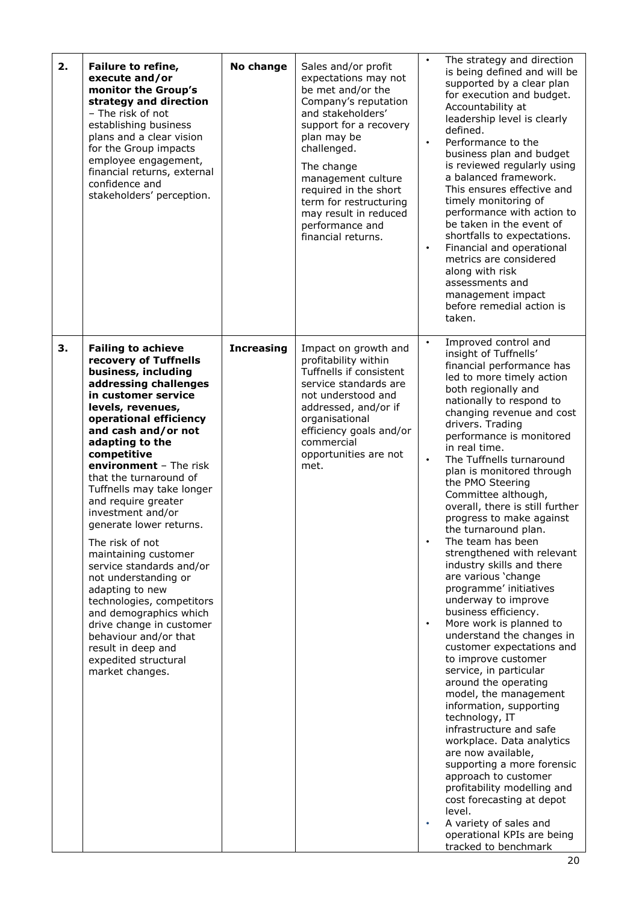| | | | | |
|---|---|---|---|---|
| **2.** | **Failure to refine, execute and/or monitor the Group's strategy and direction** – The risk of not establishing business plans and a clear vision for the Group impacts employee engagement, financial returns, external confidence and stakeholders' perception. | **No change** | Sales and/or profit expectations may not be met and/or the Company's reputation and stakeholders' support for a recovery plan may be challenged.<br><br>The change management culture required in the short term for restructuring may result in reduced performance and financial returns. | • The strategy and direction is being defined and will be supported by a clear plan for execution and budget. Accountability at leadership level is clearly defined.<br>• Performance to the business plan and budget is reviewed regularly using a balanced framework. This ensures effective and timely monitoring of performance with action to be taken in the event of shortfalls to expectations.<br>• Financial and operational metrics are considered along with risk assessments and management impact before remedial action is taken. |
| **3.** | **Failing to achieve recovery of Tuffnells business, including addressing challenges in customer service levels, revenues, operational efficiency and cash and/or not adapting to the competitive environment** – The risk that the turnaround of Tuffnells may take longer and require greater investment and/or generate lower returns.<br><br>The risk of not maintaining customer service standards and/or not understanding or adapting to new technologies, competitors and demographics which drive change in customer behaviour and/or that result in deep and expedited structural market changes. | **Increasing** | Impact on growth and profitability within Tuffnells if consistent service standards are not understood and addressed, and/or if organisational efficiency goals and/or commercial opportunities are not met. | • Improved control and insight of Tuffnells' financial performance has led to more timely action both regionally and nationally to respond to changing revenue and cost drivers. Trading performance is monitored in real time.<br>• The Tuffnells turnaround plan is monitored through the PMO Steering Committee although, overall, there is still further progress to make against the turnaround plan.<br>• The team has been strengthened with relevant industry skills and there are various 'change programme' initiatives underway to improve business efficiency.<br>• More work is planned to understand the changes in customer expectations and to improve customer service, in particular around the operating model, the management information, supporting technology, IT infrastructure and safe workplace. Data analytics are now available, supporting a more forensic approach to customer profitability modelling and cost forecasting at depot level.<br>• A variety of sales and operational KPIs are being tracked to benchmark |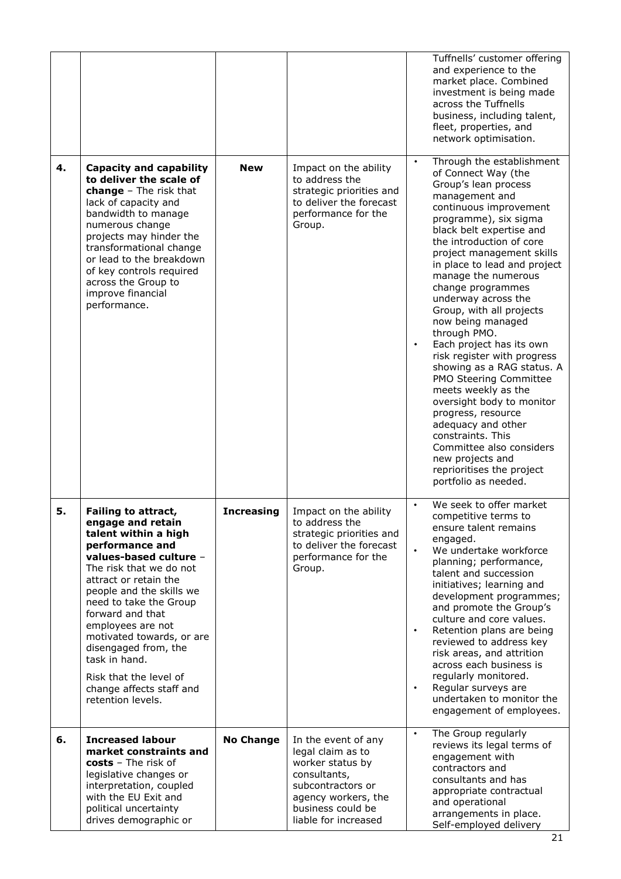| | | | | |
|---|---|---|---|---|
| | | | | Tuffnells' customer offering and experience to the market place. Combined investment is being made across the Tuffnells business, including talent, fleet, properties, and network optimisation. |
| **4.** | **Capacity and capability to deliver the scale of change** – The risk that lack of capacity and bandwidth to manage numerous change projects may hinder the transformational change or lead to the breakdown of key controls required across the Group to improve financial performance. | **New** | Impact on the ability to address the strategic priorities and to deliver the forecast performance for the Group. | • Through the establishment of Connect Way (the Group's lean process management and continuous improvement programme), six sigma black belt expertise and the introduction of core project management skills in place to lead and project manage the numerous change programmes underway across the Group, with all projects now being managed through PMO.<br>• Each project has its own risk register with progress showing as a RAG status. A PMO Steering Committee meets weekly as the oversight body to monitor progress, resource adequacy and other constraints. This Committee also considers new projects and reprioritises the project portfolio as needed. |
| **5.** | **Failing to attract, engage and retain talent within a high performance and values-based culture** – The risk that we do not attract or retain the people and the skills we need to take the Group forward and that employees are not motivated towards, or are disengaged from, the task in hand.<br><br>Risk that the level of change affects staff and retention levels. | **Increasing** | Impact on the ability to address the strategic priorities and to deliver the forecast performance for the Group. | • We seek to offer market competitive terms to ensure talent remains engaged.<br>• We undertake workforce planning; performance, talent and succession initiatives; learning and development programmes; and promote the Group's culture and core values.<br>• Retention plans are being reviewed to address key risk areas, and attrition across each business is regularly monitored.<br>• Regular surveys are undertaken to monitor the engagement of employees. |
| **6.** | **Increased labour market constraints and costs** – The risk of legislative changes or interpretation, coupled with the EU Exit and political uncertainty drives demographic or | **No Change** | In the event of any legal claim as to worker status by consultants, subcontractors or agency workers, the business could be liable for increased | • The Group regularly reviews its legal terms of engagement with contractors and consultants and has appropriate contractual and operational arrangements in place. Self-employed delivery |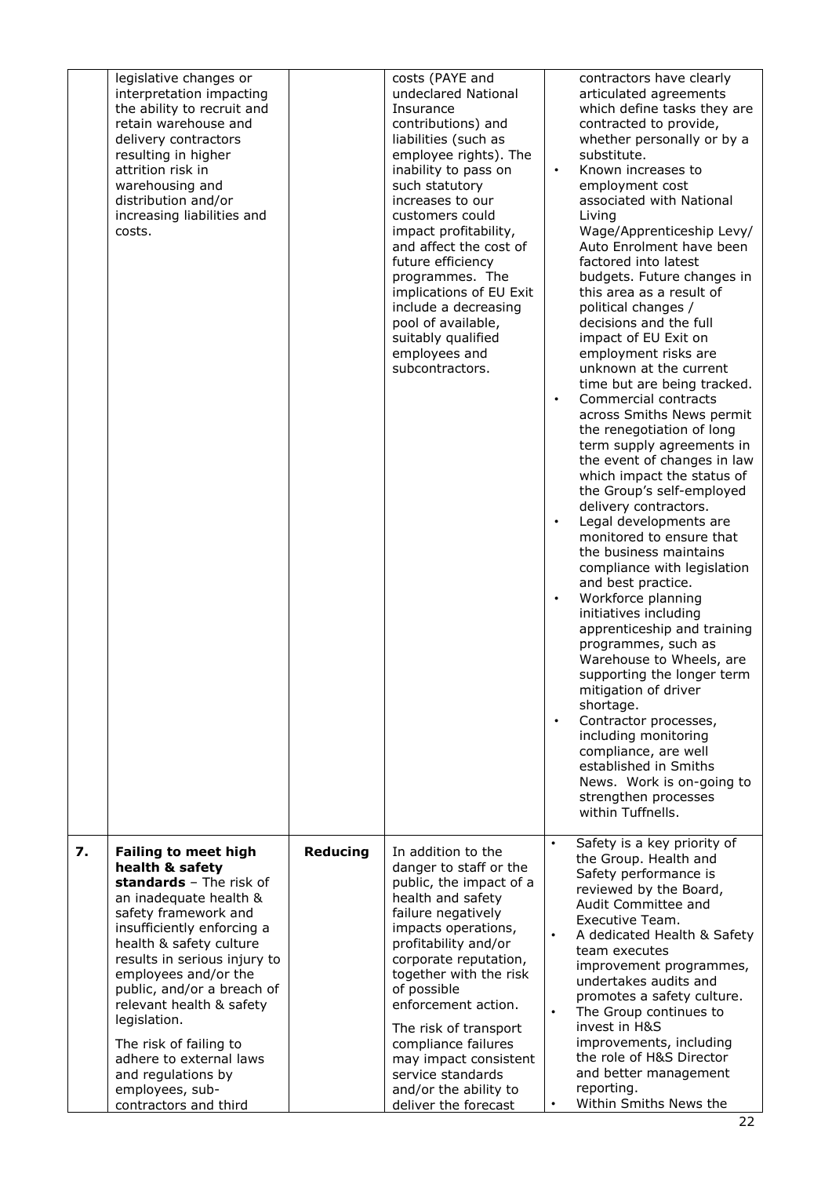|  |  |  |  |  |
|---|---|---|---|---|
|  | legislative changes or interpretation impacting the ability to recruit and retain warehouse and delivery contractors resulting in higher attrition risk in warehousing and distribution and/or increasing liabilities and costs. |  | costs (PAYE and undeclared National Insurance contributions) and liabilities (such as employee rights). The inability to pass on such statutory increases to our customers could impact profitability, and affect the cost of future efficiency programmes. The implications of EU Exit include a decreasing pool of available, suitably qualified employees and subcontractors. | contractors have clearly articulated agreements which define tasks they are contracted to provide, whether personally or by a substitute.<br>• Known increases to employment cost associated with National Living Wage/Apprenticeship Levy/ Auto Enrolment have been factored into latest budgets. Future changes in this area as a result of political changes / decisions and the full impact of EU Exit on employment risks are unknown at the current time but are being tracked.<br>• Commercial contracts across Smiths News permit the renegotiation of long term supply agreements in the event of changes in law which impact the status of the Group's self-employed delivery contractors.<br>• Legal developments are monitored to ensure that the business maintains compliance with legislation and best practice.<br>• Workforce planning initiatives including apprenticeship and training programmes, such as Warehouse to Wheels, are supporting the longer term mitigation of driver shortage.<br>• Contractor processes, including monitoring compliance, are well established in Smiths News. Work is on-going to strengthen processes within Tuffnells. |
| **7.** | **Failing to meet high health & safety standards** – The risk of an inadequate health & safety framework and insufficiently enforcing a health & safety culture results in serious injury to employees and/or the public, and/or a breach of relevant health & safety legislation.<br><br>The risk of failing to adhere to external laws and regulations by employees, sub-contractors and third | **Reducing** | In addition to the danger to staff or the public, the impact of a health and safety failure negatively impacts operations, profitability and/or corporate reputation, together with the risk of possible enforcement action.<br><br>The risk of transport compliance failures may impact consistent service standards and/or the ability to deliver the forecast | • Safety is a key priority of the Group. Health and Safety performance is reviewed by the Board, Audit Committee and Executive Team.<br>• A dedicated Health & Safety team executes improvement programmes, undertakes audits and promotes a safety culture.<br>• The Group continues to invest in H&S improvements, including the role of H&S Director and better management reporting.<br>• Within Smiths News the |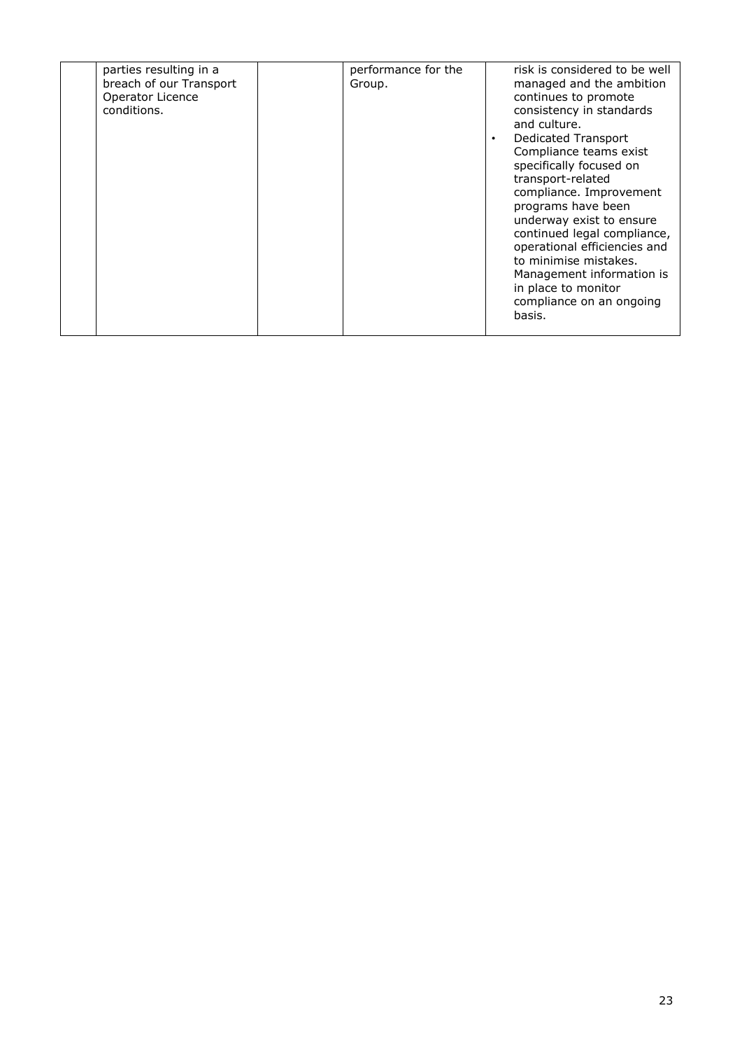| | | | | |
|---|---|---|---|---|
| | parties resulting in a breach of our Transport Operator Licence conditions. | | performance for the Group. | risk is considered to be well managed and the ambition continues to promote consistency in standards and culture.<br>• Dedicated Transport Compliance teams exist specifically focused on transport-related compliance. Improvement programs have been underway exist to ensure continued legal compliance, operational efficiencies and to minimise mistakes. Management information is in place to monitor compliance on an ongoing basis. |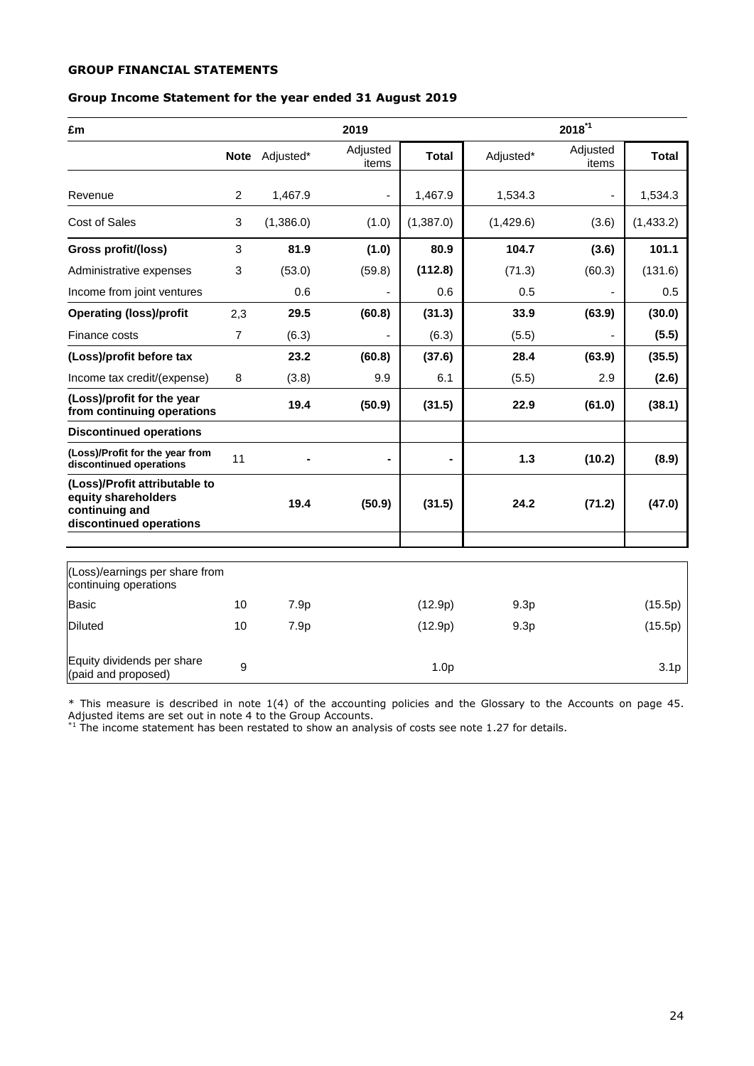**GROUP FINANCIAL STATEMENTS**

**Group Income Statement for the year ended 31 August 2019**

| £m | | 2019 | | | 2018[*1] | | |
|---|---|---|---|---|---|---|---|
| | **Note** | Adjusted* | Adjusted items | **Total** | Adjusted* | Adjusted items | **Total** |
| Revenue | 2 | 1,467.9 | - | 1,467.9 | 1,534.3 | - | 1,534.3 |
| Cost of Sales | 3 | (1,386.0) | (1.0) | (1,387.0) | (1,429.6) | (3.6) | (1,433.2) |
| **Gross profit/(loss)** | 3 | **81.9** | **(1.0)** | **80.9** | **104.7** | **(3.6)** | **101.1** |
| Administrative expenses | 3 | (53.0) | (59.8) | **(112.8)** | (71.3) | (60.3) | (131.6) |
| Income from joint ventures | | 0.6 | - | 0.6 | 0.5 | - | 0.5 |
| **Operating (loss)/profit** | 2,3 | **29.5** | **(60.8)** | **(31.3)** | **33.9** | **(63.9)** | **(30.0)** |
| Finance costs | 7 | (6.3) | - | (6.3) | (5.5) | - | **(5.5)** |
| **(Loss)/profit before tax** | | **23.2** | **(60.8)** | **(37.6)** | **28.4** | **(63.9)** | **(35.5)** |
| Income tax credit/(expense) | 8 | (3.8) | 9.9 | 6.1 | (5.5) | 2.9 | **(2.6)** |
| **(Loss)/profit for the year from continuing operations** | | **19.4** | **(50.9)** | **(31.5)** | **22.9** | **(61.0)** | **(38.1)** |
| **Discontinued operations** | | | | | | | |
| **(Loss)/Profit for the year from discontinued operations** | 11 | **-** | **-** | **-** | **1.3** | **(10.2)** | **(8.9)** |
| **(Loss)/Profit attributable to equity shareholders continuing and discontinued operations** | | **19.4** | **(50.9)** | **(31.5)** | **24.2** | **(71.2)** | **(47.0)** |

| (Loss)/earnings per share from continuing operations | | | | | | | |
|---|---|---|---|---|---|---|---|
| Basic | 10 | 7.9p | | (12.9p) | 9.3p | | (15.5p) |
| Diluted | 10 | 7.9p | | (12.9p) | 9.3p | | (15.5p) |
| Equity dividends per share (paid and proposed) | 9 | | | 1.0p | | | 3.1p |

\* This measure is described in note 1(4) of the accounting policies and the Glossary to the Accounts on page 45. Adjusted items are set out in note 4 to the Group Accounts.
[*1] The income statement has been restated to show an analysis of costs see note 1.27 for details.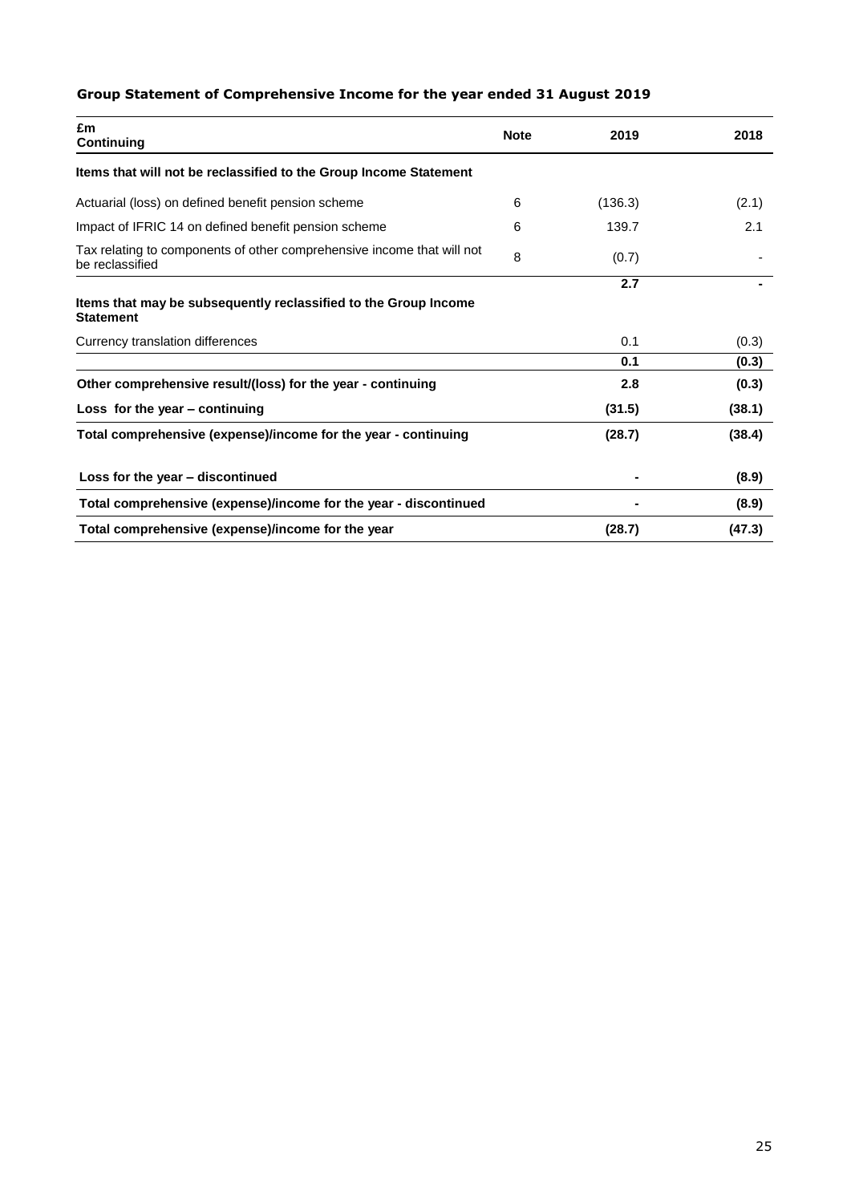## Group Statement of Comprehensive Income for the year ended 31 August 2019

| £m<br>Continuing | Note | 2019 | 2018 |
|---|---|---|---|
| **Items that will not be reclassified to the Group Income Statement** | | | |
| Actuarial (loss) on defined benefit pension scheme | 6 | (136.3) | (2.1) |
| Impact of IFRIC 14 on defined benefit pension scheme | 6 | 139.7 | 2.1 |
| Tax relating to components of other comprehensive income that will not be reclassified | 8 | (0.7) | - |
| | | **2.7** | **-** |
| **Items that may be subsequently reclassified to the Group Income Statement** | | | |
| Currency translation differences | | 0.1 | (0.3) |
| | | **0.1** | **(0.3)** |
| **Other comprehensive result/(loss) for the year - continuing** | | **2.8** | **(0.3)** |
| **Loss for the year – continuing** | | **(31.5)** | **(38.1)** |
| **Total comprehensive (expense)/income for the year - continuing** | | **(28.7)** | **(38.4)** |
| **Loss for the year – discontinued** | | **-** | **(8.9)** |
| **Total comprehensive (expense)/income for the year - discontinued** | | **-** | **(8.9)** |
| **Total comprehensive (expense)/income for the year** | | **(28.7)** | **(47.3)** |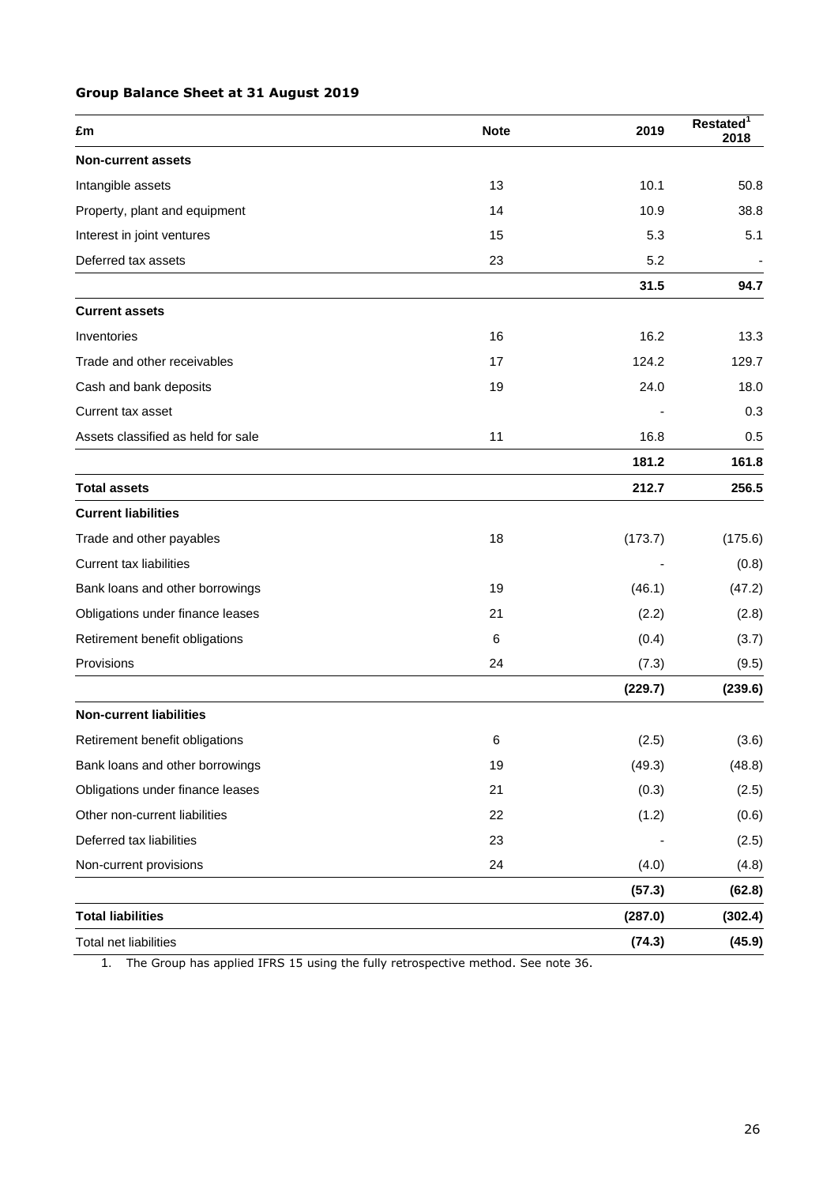**Group Balance Sheet at 31 August 2019**

| £m | Note | 2019 | Restated[1] 2018 |
|---|---|---|---|
| **Non-current assets** | | | |
| Intangible assets | 13 | 10.1 | 50.8 |
| Property, plant and equipment | 14 | 10.9 | 38.8 |
| Interest in joint ventures | 15 | 5.3 | 5.1 |
| Deferred tax assets | 23 | 5.2 | - |
| | | **31.5** | **94.7** |
| **Current assets** | | | |
| Inventories | 16 | 16.2 | 13.3 |
| Trade and other receivables | 17 | 124.2 | 129.7 |
| Cash and bank deposits | 19 | 24.0 | 18.0 |
| Current tax asset | | - | 0.3 |
| Assets classified as held for sale | 11 | 16.8 | 0.5 |
| | | **181.2** | **161.8** |
| **Total assets** | | **212.7** | **256.5** |
| **Current liabilities** | | | |
| Trade and other payables | 18 | (173.7) | (175.6) |
| Current tax liabilities | | - | (0.8) |
| Bank loans and other borrowings | 19 | (46.1) | (47.2) |
| Obligations under finance leases | 21 | (2.2) | (2.8) |
| Retirement benefit obligations | 6 | (0.4) | (3.7) |
| Provisions | 24 | (7.3) | (9.5) |
| | | **(229.7)** | **(239.6)** |
| **Non-current liabilities** | | | |
| Retirement benefit obligations | 6 | (2.5) | (3.6) |
| Bank loans and other borrowings | 19 | (49.3) | (48.8) |
| Obligations under finance leases | 21 | (0.3) | (2.5) |
| Other non-current liabilities | 22 | (1.2) | (0.6) |
| Deferred tax liabilities | 23 | - | (2.5) |
| Non-current provisions | 24 | (4.0) | (4.8) |
| | | **(57.3)** | **(62.8)** |
| **Total liabilities** | | **(287.0)** | **(302.4)** |
| Total net liabilities | | **(74.3)** | **(45.9)** |

1. The Group has applied IFRS 15 using the fully retrospective method. See note 36.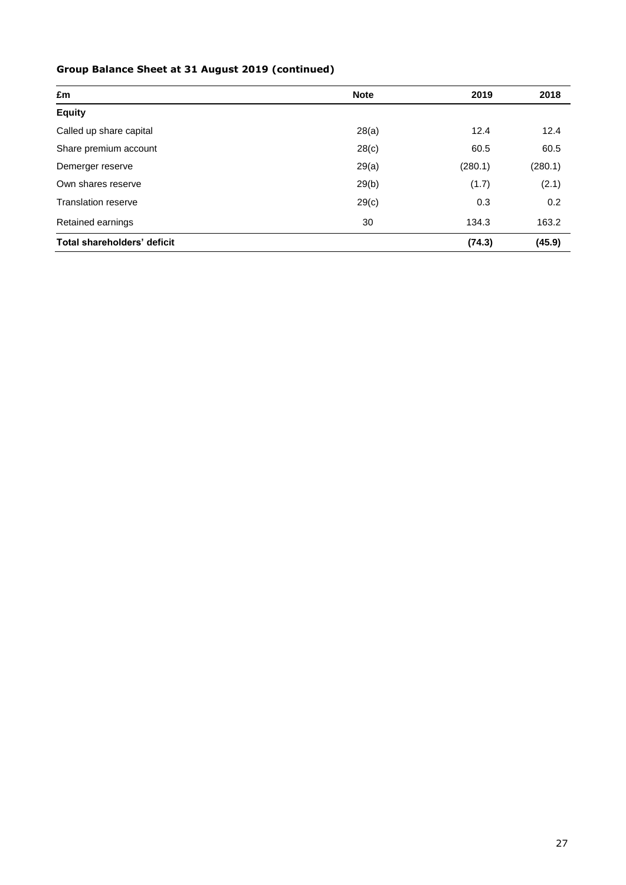**Group Balance Sheet at 31 August 2019 (continued)**

| £m | Note | 2019 | 2018 |
|---|---|---|---|
| **Equity** | | | |
| Called up share capital | 28(a) | 12.4 | 12.4 |
| Share premium account | 28(c) | 60.5 | 60.5 |
| Demerger reserve | 29(a) | (280.1) | (280.1) |
| Own shares reserve | 29(b) | (1.7) | (2.1) |
| Translation reserve | 29(c) | 0.3 | 0.2 |
| Retained earnings | 30 | 134.3 | 163.2 |
| **Total shareholders' deficit** | | **(74.3)** | **(45.9)** |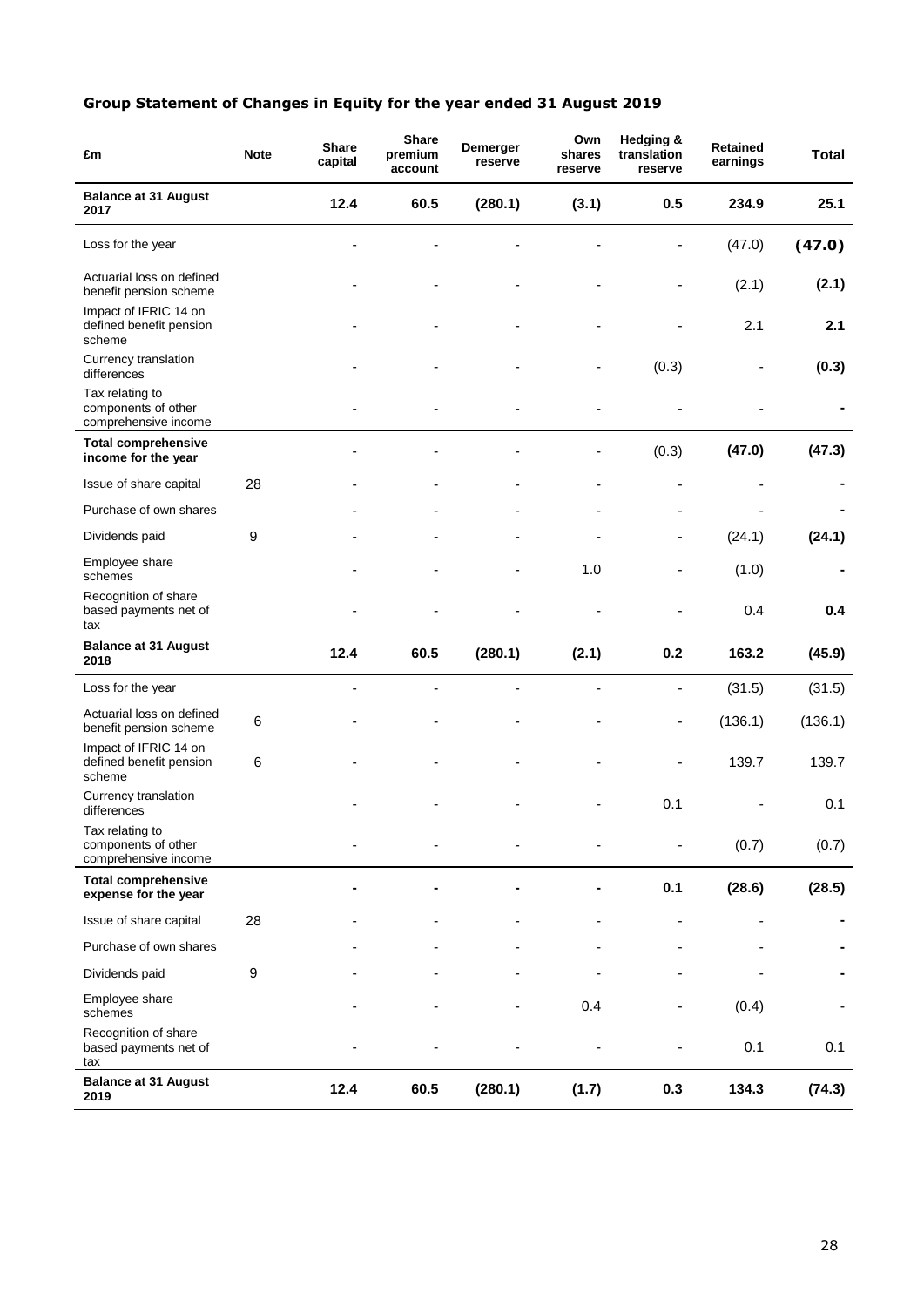## Group Statement of Changes in Equity for the year ended 31 August 2019

| £m | Note | Share capital | Share premium account | Demerger reserve | Own shares reserve | Hedging & translation reserve | Retained earnings | Total |
|---|---|---|---|---|---|---|---|---|
| **Balance at 31 August 2017** | | **12.4** | **60.5** | **(280.1)** | **(3.1)** | **0.5** | **234.9** | **25.1** |
| Loss for the year | | - | - | - | - | - | (47.0) | **(47.0)** |
| Actuarial loss on defined benefit pension scheme | | - | - | - | - | - | (2.1) | **(2.1)** |
| Impact of IFRIC 14 on defined benefit pension scheme | | - | - | - | - | - | 2.1 | **2.1** |
| Currency translation differences | | - | - | - | - | (0.3) | - | **(0.3)** |
| Tax relating to components of other comprehensive income | | - | - | - | - | - | - | **-** |
| **Total comprehensive income for the year** | | - | - | - | - | (0.3) | **(47.0)** | **(47.3)** |
| Issue of share capital | 28 | - | - | - | - | - | - | **-** |
| Purchase of own shares | | - | - | - | - | - | - | **-** |
| Dividends paid | 9 | - | - | - | - | - | (24.1) | **(24.1)** |
| Employee share schemes | | - | - | - | 1.0 | - | (1.0) | **-** |
| Recognition of share based payments net of tax | | - | - | - | - | - | 0.4 | **0.4** |
| **Balance at 31 August 2018** | | **12.4** | **60.5** | **(280.1)** | **(2.1)** | **0.2** | **163.2** | **(45.9)** |
| Loss for the year | | - | - | - | - | - | (31.5) | (31.5) |
| Actuarial loss on defined benefit pension scheme | 6 | - | - | - | - | - | (136.1) | (136.1) |
| Impact of IFRIC 14 on defined benefit pension scheme | 6 | - | - | - | - | - | 139.7 | 139.7 |
| Currency translation differences | | - | - | - | - | 0.1 | - | 0.1 |
| Tax relating to components of other comprehensive income | | - | - | - | - | - | (0.7) | (0.7) |
| **Total comprehensive expense for the year** | | **-** | **-** | **-** | **-** | **0.1** | **(28.6)** | **(28.5)** |
| Issue of share capital | 28 | - | - | - | - | - | - | **-** |
| Purchase of own shares | | - | - | - | - | - | - | **-** |
| Dividends paid | 9 | - | - | - | - | - | - | **-** |
| Employee share schemes | | - | - | - | 0.4 | - | (0.4) | - |
| Recognition of share based payments net of tax | | - | - | - | - | - | 0.1 | 0.1 |
| **Balance at 31 August 2019** | | **12.4** | **60.5** | **(280.1)** | **(1.7)** | **0.3** | **134.3** | **(74.3)** |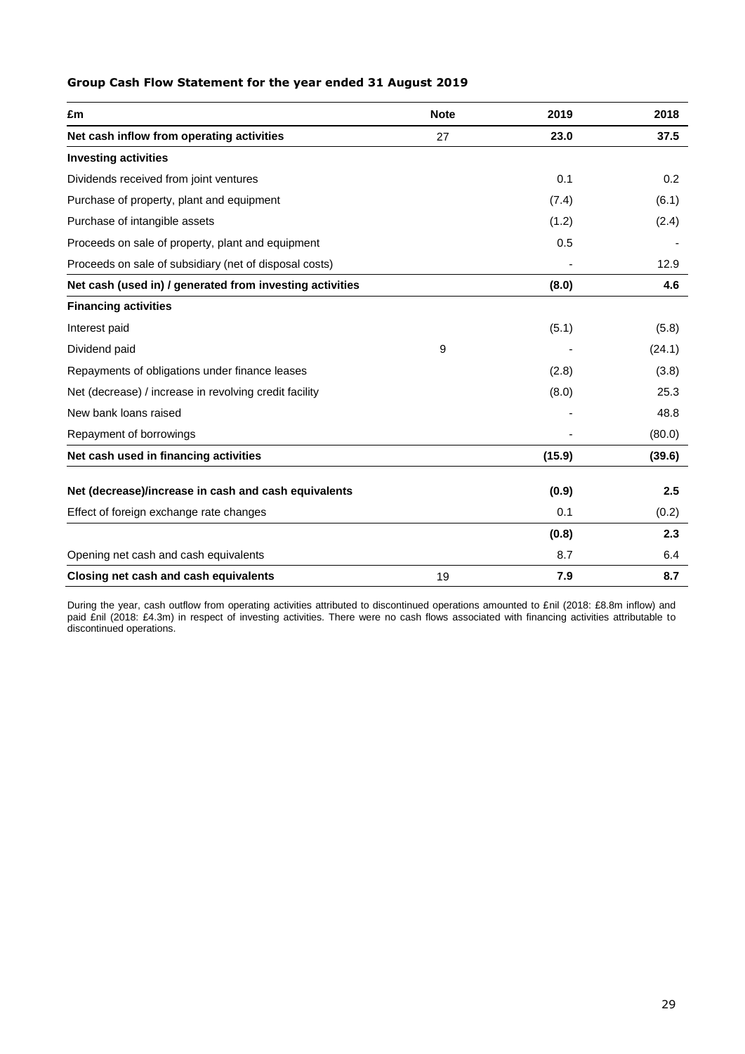### Group Cash Flow Statement for the year ended 31 August 2019

| £m | Note | 2019 | 2018 |
|---|---|---|---|
| **Net cash inflow from operating activities** | 27 | **23.0** | **37.5** |
| **Investing activities** | | | |
| Dividends received from joint ventures | | 0.1 | 0.2 |
| Purchase of property, plant and equipment | | (7.4) | (6.1) |
| Purchase of intangible assets | | (1.2) | (2.4) |
| Proceeds on sale of property, plant and equipment | | 0.5 | - |
| Proceeds on sale of subsidiary (net of disposal costs) | | - | 12.9 |
| **Net cash (used in) / generated from investing activities** | | **(8.0)** | **4.6** |
| **Financing activities** | | | |
| Interest paid | | (5.1) | (5.8) |
| Dividend paid | 9 | - | (24.1) |
| Repayments of obligations under finance leases | | (2.8) | (3.8) |
| Net (decrease) / increase in revolving credit facility | | (8.0) | 25.3 |
| New bank loans raised | | - | 48.8 |
| Repayment of borrowings | | - | (80.0) |
| **Net cash used in financing activities** | | **(15.9)** | **(39.6)** |
| **Net (decrease)/increase in cash and cash equivalents** | | **(0.9)** | **2.5** |
| Effect of foreign exchange rate changes | | 0.1 | (0.2) |
| | | **(0.8)** | **2.3** |
| Opening net cash and cash equivalents | | 8.7 | 6.4 |
| **Closing net cash and cash equivalents** | 19 | **7.9** | **8.7** |

During the year, cash outflow from operating activities attributed to discontinued operations amounted to £nil (2018: £8.8m inflow) and paid £nil (2018: £4.3m) in respect of investing activities. There were no cash flows associated with financing activities attributable to discontinued operations.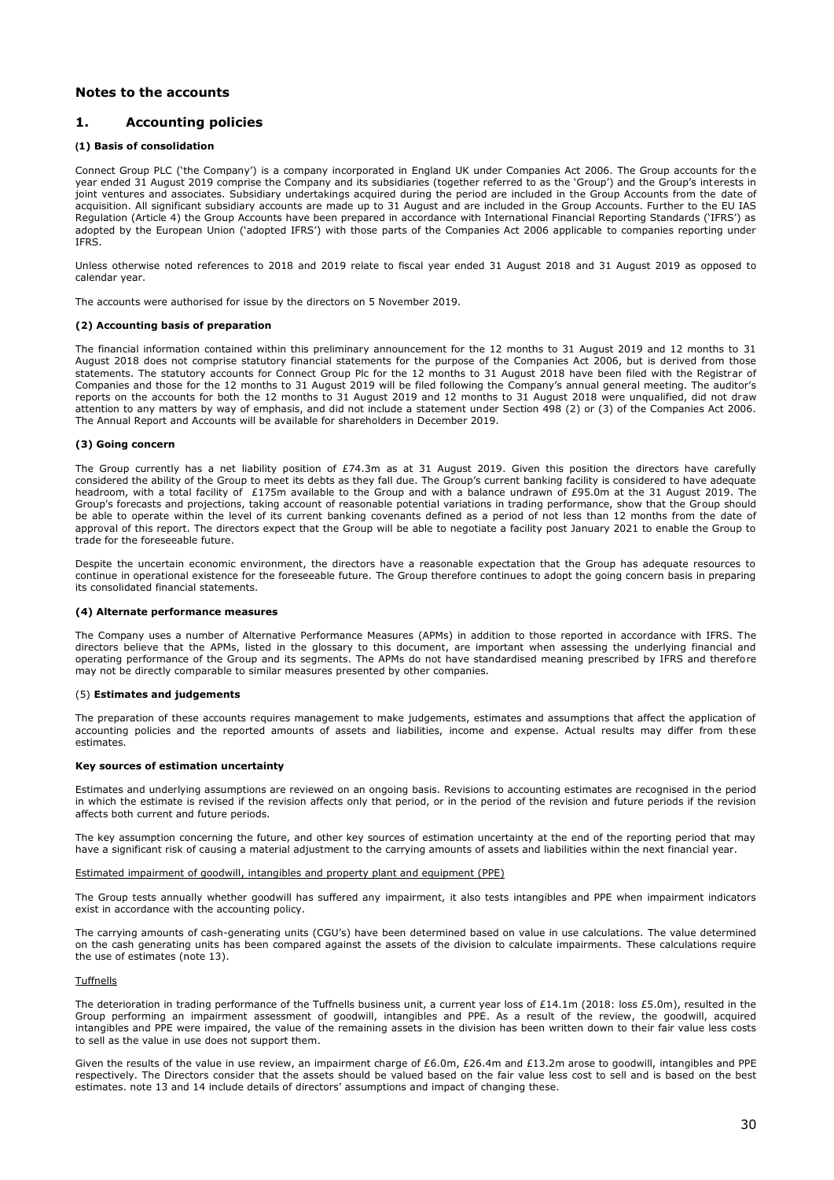## Notes to the accounts

## 1. Accounting policies

#### (1) Basis of consolidation

Connect Group PLC ('the Company') is a company incorporated in England UK under Companies Act 2006. The Group accounts for the year ended 31 August 2019 comprise the Company and its subsidiaries (together referred to as the 'Group') and the Group's interests in joint ventures and associates. Subsidiary undertakings acquired during the period are included in the Group Accounts from the date of acquisition. All significant subsidiary accounts are made up to 31 August and are included in the Group Accounts. Further to the EU IAS Regulation (Article 4) the Group Accounts have been prepared in accordance with International Financial Reporting Standards ('IFRS') as adopted by the European Union ('adopted IFRS') with those parts of the Companies Act 2006 applicable to companies reporting under IFRS.

Unless otherwise noted references to 2018 and 2019 relate to fiscal year ended 31 August 2018 and 31 August 2019 as opposed to calendar year.

The accounts were authorised for issue by the directors on 5 November 2019.

#### (2) Accounting basis of preparation

The financial information contained within this preliminary announcement for the 12 months to 31 August 2019 and 12 months to 31 August 2018 does not comprise statutory financial statements for the purpose of the Companies Act 2006, but is derived from those statements. The statutory accounts for Connect Group Plc for the 12 months to 31 August 2018 have been filed with the Registrar of Companies and those for the 12 months to 31 August 2019 will be filed following the Company's annual general meeting. The auditor's reports on the accounts for both the 12 months to 31 August 2019 and 12 months to 31 August 2018 were unqualified, did not draw attention to any matters by way of emphasis, and did not include a statement under Section 498 (2) or (3) of the Companies Act 2006. The Annual Report and Accounts will be available for shareholders in December 2019.

#### (3) Going concern

The Group currently has a net liability position of £74.3m as at 31 August 2019. Given this position the directors have carefully considered the ability of the Group to meet its debts as they fall due. The Group's current banking facility is considered to have adequate headroom, with a total facility of £175m available to the Group and with a balance undrawn of £95.0m at the 31 August 2019. The Group's forecasts and projections, taking account of reasonable potential variations in trading performance, show that the Group should be able to operate within the level of its current banking covenants defined as a period of not less than 12 months from the date of approval of this report. The directors expect that the Group will be able to negotiate a facility post January 2021 to enable the Group to trade for the foreseeable future.

Despite the uncertain economic environment, the directors have a reasonable expectation that the Group has adequate resources to continue in operational existence for the foreseeable future. The Group therefore continues to adopt the going concern basis in preparing its consolidated financial statements.

#### (4) Alternate performance measures

The Company uses a number of Alternative Performance Measures (APMs) in addition to those reported in accordance with IFRS. The directors believe that the APMs, listed in the glossary to this document, are important when assessing the underlying financial and operating performance of the Group and its segments. The APMs do not have standardised meaning prescribed by IFRS and therefore may not be directly comparable to similar measures presented by other companies.

#### (5) **Estimates and judgements**

The preparation of these accounts requires management to make judgements, estimates and assumptions that affect the application of accounting policies and the reported amounts of assets and liabilities, income and expense. Actual results may differ from these estimates.

#### Key sources of estimation uncertainty

Estimates and underlying assumptions are reviewed on an ongoing basis. Revisions to accounting estimates are recognised in the period in which the estimate is revised if the revision affects only that period, or in the period of the revision and future periods if the revision affects both current and future periods.

The key assumption concerning the future, and other key sources of estimation uncertainty at the end of the reporting period that may have a significant risk of causing a material adjustment to the carrying amounts of assets and liabilities within the next financial year.

<u>Estimated impairment of goodwill, intangibles and property plant and equipment (PPE)</u>

The Group tests annually whether goodwill has suffered any impairment, it also tests intangibles and PPE when impairment indicators exist in accordance with the accounting policy.

The carrying amounts of cash-generating units (CGU's) have been determined based on value in use calculations. The value determined on the cash generating units has been compared against the assets of the division to calculate impairments. These calculations require the use of estimates (note 13).

<u>Tuffnells</u>

The deterioration in trading performance of the Tuffnells business unit, a current year loss of £14.1m (2018: loss £5.0m), resulted in the Group performing an impairment assessment of goodwill, intangibles and PPE. As a result of the review, the goodwill, acquired intangibles and PPE were impaired, the value of the remaining assets in the division has been written down to their fair value less costs to sell as the value in use does not support them.

Given the results of the value in use review, an impairment charge of £6.0m, £26.4m and £13.2m arose to goodwill, intangibles and PPE respectively. The Directors consider that the assets should be valued based on the fair value less cost to sell and is based on the best estimates. note 13 and 14 include details of directors' assumptions and impact of changing these.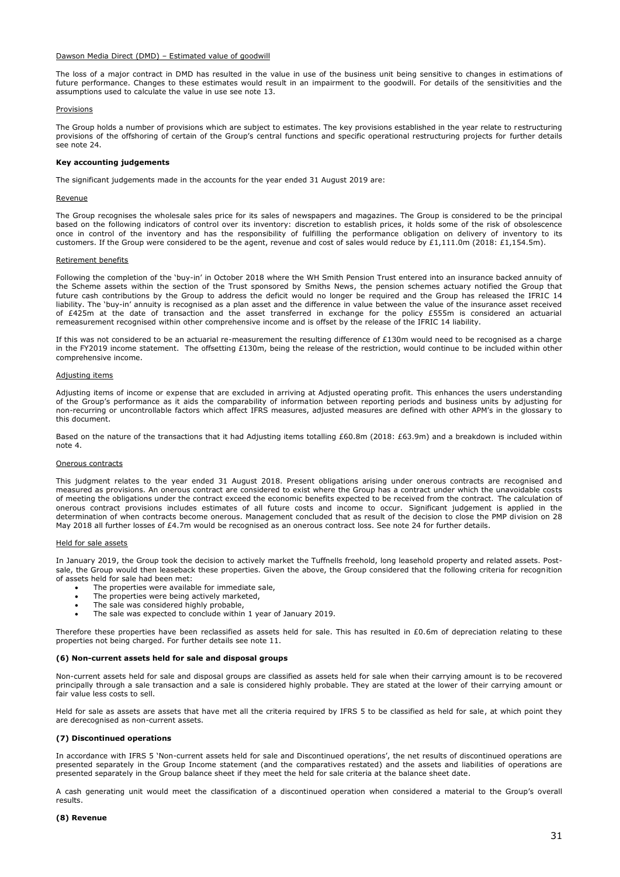Dawson Media Direct (DMD) – Estimated value of goodwill

The loss of a major contract in DMD has resulted in the value in use of the business unit being sensitive to changes in estimations of future performance. Changes to these estimates would result in an impairment to the goodwill. For details of the sensitivities and the assumptions used to calculate the value in use see note 13.

Provisions

The Group holds a number of provisions which are subject to estimates. The key provisions established in the year relate to restructuring provisions of the offshoring of certain of the Group's central functions and specific operational restructuring projects for further details see note 24.

**Key accounting judgements**

The significant judgements made in the accounts for the year ended 31 August 2019 are:

Revenue

The Group recognises the wholesale sales price for its sales of newspapers and magazines. The Group is considered to be the principal based on the following indicators of control over its inventory: discretion to establish prices, it holds some of the risk of obsolescence once in control of the inventory and has the responsibility of fulfilling the performance obligation on delivery of inventory to its customers. If the Group were considered to be the agent, revenue and cost of sales would reduce by £1,111.0m (2018: £1,154.5m).

Retirement benefits

Following the completion of the 'buy-in' in October 2018 where the WH Smith Pension Trust entered into an insurance backed annuity of the Scheme assets within the section of the Trust sponsored by Smiths News, the pension schemes actuary notified the Group that future cash contributions by the Group to address the deficit would no longer be required and the Group has released the IFRIC 14 liability. The 'buy-in' annuity is recognised as a plan asset and the difference in value between the value of the insurance asset received of £425m at the date of transaction and the asset transferred in exchange for the policy £555m is considered an actuarial remeasurement recognised within other comprehensive income and is offset by the release of the IFRIC 14 liability.

If this was not considered to be an actuarial re-measurement the resulting difference of £130m would need to be recognised as a charge in the FY2019 income statement. The offsetting £130m, being the release of the restriction, would continue to be included within other comprehensive income.

Adjusting items

Adjusting items of income or expense that are excluded in arriving at Adjusted operating profit. This enhances the users understanding of the Group's performance as it aids the comparability of information between reporting periods and business units by adjusting for non-recurring or uncontrollable factors which affect IFRS measures, adjusted measures are defined with other APM's in the glossary to this document.

Based on the nature of the transactions that it had Adjusting items totalling £60.8m (2018: £63.9m) and a breakdown is included within note 4.

Onerous contracts

This judgment relates to the year ended 31 August 2018. Present obligations arising under onerous contracts are recognised and measured as provisions. An onerous contract are considered to exist where the Group has a contract under which the unavoidable costs of meeting the obligations under the contract exceed the economic benefits expected to be received from the contract. The calculation of onerous contract provisions includes estimates of all future costs and income to occur. Significant judgement is applied in the determination of when contracts become onerous. Management concluded that as result of the decision to close the PMP division on 28 May 2018 all further losses of £4.7m would be recognised as an onerous contract loss. See note 24 for further details.

Held for sale assets

In January 2019, the Group took the decision to actively market the Tuffnells freehold, long leasehold property and related assets. Post-sale, the Group would then leaseback these properties. Given the above, the Group considered that the following criteria for recognition of assets held for sale had been met:

- The properties were available for immediate sale,
- The properties were being actively marketed,
- The sale was considered highly probable,
- The sale was expected to conclude within 1 year of January 2019.

Therefore these properties have been reclassified as assets held for sale. This has resulted in £0.6m of depreciation relating to these properties not being charged. For further details see note 11.

**(6) Non-current assets held for sale and disposal groups**

Non-current assets held for sale and disposal groups are classified as assets held for sale when their carrying amount is to be recovered principally through a sale transaction and a sale is considered highly probable. They are stated at the lower of their carrying amount or fair value less costs to sell.

Held for sale as assets are assets that have met all the criteria required by IFRS 5 to be classified as held for sale, at which point they are derecognised as non-current assets.

**(7) Discontinued operations**

In accordance with IFRS 5 'Non-current assets held for sale and Discontinued operations', the net results of discontinued operations are presented separately in the Group Income statement (and the comparatives restated) and the assets and liabilities of operations are presented separately in the Group balance sheet if they meet the held for sale criteria at the balance sheet date.

A cash generating unit would meet the classification of a discontinued operation when considered a material to the Group's overall results.

**(8) Revenue**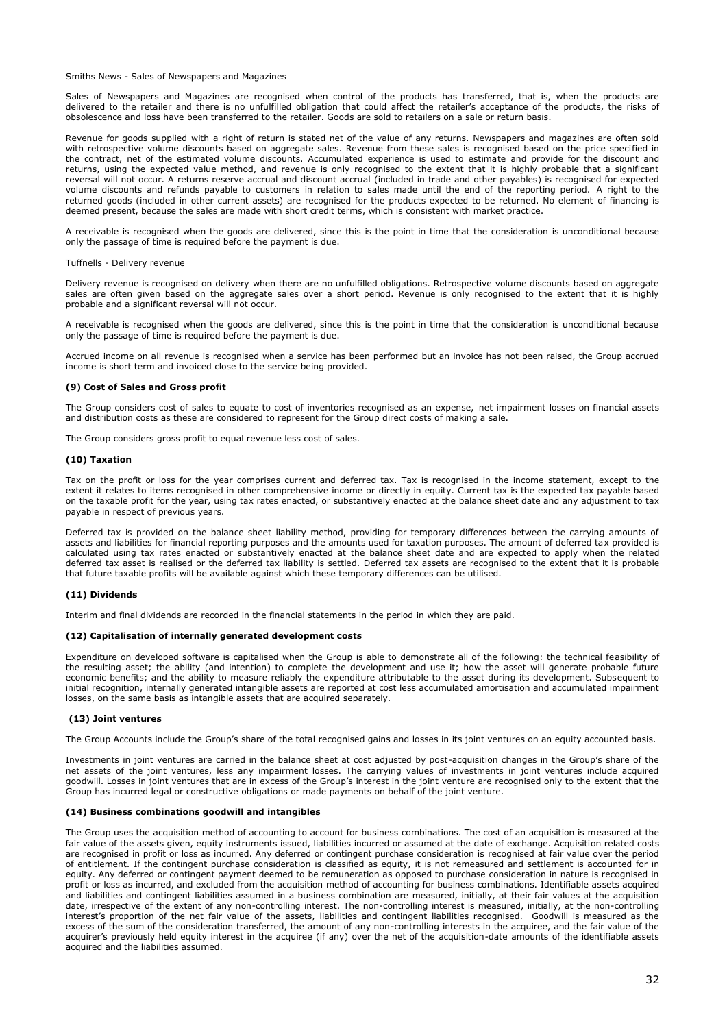Smiths News - Sales of Newspapers and Magazines

Sales of Newspapers and Magazines are recognised when control of the products has transferred, that is, when the products are delivered to the retailer and there is no unfulfilled obligation that could affect the retailer's acceptance of the products, the risks of obsolescence and loss have been transferred to the retailer. Goods are sold to retailers on a sale or return basis.

Revenue for goods supplied with a right of return is stated net of the value of any returns. Newspapers and magazines are often sold with retrospective volume discounts based on aggregate sales. Revenue from these sales is recognised based on the price specified in the contract, net of the estimated volume discounts. Accumulated experience is used to estimate and provide for the discount and returns, using the expected value method, and revenue is only recognised to the extent that it is highly probable that a significant reversal will not occur. A returns reserve accrual and discount accrual (included in trade and other payables) is recognised for expected volume discounts and refunds payable to customers in relation to sales made until the end of the reporting period. A right to the returned goods (included in other current assets) are recognised for the products expected to be returned. No element of financing is deemed present, because the sales are made with short credit terms, which is consistent with market practice.

A receivable is recognised when the goods are delivered, since this is the point in time that the consideration is unconditional because only the passage of time is required before the payment is due.

Tuffnells - Delivery revenue

Delivery revenue is recognised on delivery when there are no unfulfilled obligations. Retrospective volume discounts based on aggregate sales are often given based on the aggregate sales over a short period. Revenue is only recognised to the extent that it is highly probable and a significant reversal will not occur.

A receivable is recognised when the goods are delivered, since this is the point in time that the consideration is unconditional because only the passage of time is required before the payment is due.

Accrued income on all revenue is recognised when a service has been performed but an invoice has not been raised, the Group accrued income is short term and invoiced close to the service being provided.

**(9) Cost of Sales and Gross profit**

The Group considers cost of sales to equate to cost of inventories recognised as an expense, net impairment losses on financial assets and distribution costs as these are considered to represent for the Group direct costs of making a sale.

The Group considers gross profit to equal revenue less cost of sales.

**(10) Taxation**

Tax on the profit or loss for the year comprises current and deferred tax. Tax is recognised in the income statement, except to the extent it relates to items recognised in other comprehensive income or directly in equity. Current tax is the expected tax payable based on the taxable profit for the year, using tax rates enacted, or substantively enacted at the balance sheet date and any adjustment to tax payable in respect of previous years.

Deferred tax is provided on the balance sheet liability method, providing for temporary differences between the carrying amounts of assets and liabilities for financial reporting purposes and the amounts used for taxation purposes. The amount of deferred tax provided is calculated using tax rates enacted or substantively enacted at the balance sheet date and are expected to apply when the related deferred tax asset is realised or the deferred tax liability is settled. Deferred tax assets are recognised to the extent that it is probable that future taxable profits will be available against which these temporary differences can be utilised.

**(11) Dividends**

Interim and final dividends are recorded in the financial statements in the period in which they are paid.

**(12) Capitalisation of internally generated development costs**

Expenditure on developed software is capitalised when the Group is able to demonstrate all of the following: the technical feasibility of the resulting asset; the ability (and intention) to complete the development and use it; how the asset will generate probable future economic benefits; and the ability to measure reliably the expenditure attributable to the asset during its development. Subsequent to initial recognition, internally generated intangible assets are reported at cost less accumulated amortisation and accumulated impairment losses, on the same basis as intangible assets that are acquired separately.

**(13) Joint ventures**

The Group Accounts include the Group's share of the total recognised gains and losses in its joint ventures on an equity accounted basis.

Investments in joint ventures are carried in the balance sheet at cost adjusted by post-acquisition changes in the Group's share of the net assets of the joint ventures, less any impairment losses. The carrying values of investments in joint ventures include acquired goodwill. Losses in joint ventures that are in excess of the Group's interest in the joint venture are recognised only to the extent that the Group has incurred legal or constructive obligations or made payments on behalf of the joint venture.

**(14) Business combinations goodwill and intangibles**

The Group uses the acquisition method of accounting to account for business combinations. The cost of an acquisition is measured at the fair value of the assets given, equity instruments issued, liabilities incurred or assumed at the date of exchange. Acquisition related costs are recognised in profit or loss as incurred. Any deferred or contingent purchase consideration is recognised at fair value over the period of entitlement. If the contingent purchase consideration is classified as equity, it is not remeasured and settlement is accounted for in equity. Any deferred or contingent payment deemed to be remuneration as opposed to purchase consideration in nature is recognised in profit or loss as incurred, and excluded from the acquisition method of accounting for business combinations. Identifiable assets acquired and liabilities and contingent liabilities assumed in a business combination are measured, initially, at their fair values at the acquisition date, irrespective of the extent of any non-controlling interest. The non-controlling interest is measured, initially, at the non-controlling interest's proportion of the net fair value of the assets, liabilities and contingent liabilities recognised. Goodwill is measured as the excess of the sum of the consideration transferred, the amount of any non-controlling interests in the acquiree, and the fair value of the acquirer's previously held equity interest in the acquiree (if any) over the net of the acquisition-date amounts of the identifiable assets acquired and the liabilities assumed.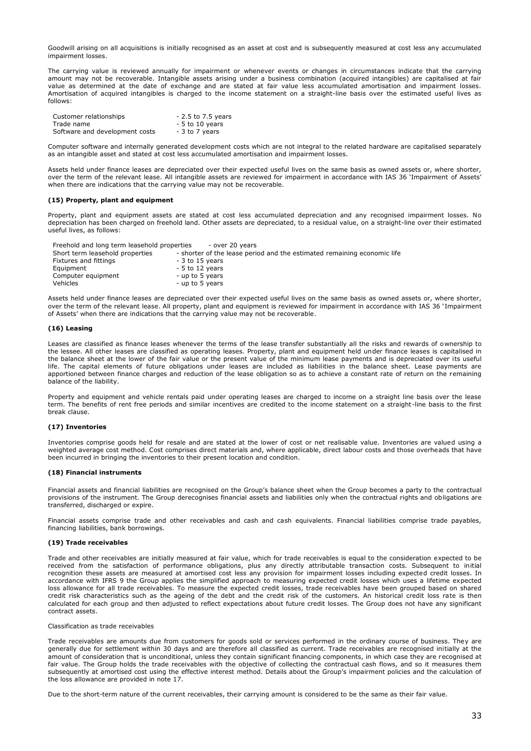Goodwill arising on all acquisitions is initially recognised as an asset at cost and is subsequently measured at cost less any accumulated impairment losses.

The carrying value is reviewed annually for impairment or whenever events or changes in circumstances indicate that the carrying amount may not be recoverable. Intangible assets arising under a business combination (acquired intangibles) are capitalised at fair value as determined at the date of exchange and are stated at fair value less accumulated amortisation and impairment losses. Amortisation of acquired intangibles is charged to the income statement on a straight-line basis over the estimated useful lives as follows:

| | |
|---|---|
| Customer relationships | - 2.5 to 7.5 years |
| Trade name | - 5 to 10 years |
| Software and development costs | - 3 to 7 years |

Computer software and internally generated development costs which are not integral to the related hardware are capitalised separately as an intangible asset and stated at cost less accumulated amortisation and impairment losses.

Assets held under finance leases are depreciated over their expected useful lives on the same basis as owned assets or, where shorter, over the term of the relevant lease. All intangible assets are reviewed for impairment in accordance with IAS 36 'Impairment of Assets' when there are indications that the carrying value may not be recoverable.

#### (15) Property, plant and equipment

Property, plant and equipment assets are stated at cost less accumulated depreciation and any recognised impairment losses. No depreciation has been charged on freehold land. Other assets are depreciated, to a residual value, on a straight-line over their estimated useful lives, as follows:

| | |
|---|---|
| Freehold and long term leasehold properties | - over 20 years |
| Short term leasehold properties | - shorter of the lease period and the estimated remaining economic life |
| Fixtures and fittings | - 3 to 15 years |
| Equipment | - 5 to 12 years |
| Computer equipment | - up to 5 years |
| Vehicles | - up to 5 years |

Assets held under finance leases are depreciated over their expected useful lives on the same basis as owned assets or, where shorter, over the term of the relevant lease. All property, plant and equipment is reviewed for impairment in accordance with IAS 36 'Impairment of Assets' when there are indications that the carrying value may not be recoverable.

#### (16) Leasing

Leases are classified as finance leases whenever the terms of the lease transfer substantially all the risks and rewards of ownership to the lessee. All other leases are classified as operating leases. Property, plant and equipment held under finance leases is capitalised in the balance sheet at the lower of the fair value or the present value of the minimum lease payments and is depreciated over its useful life. The capital elements of future obligations under leases are included as liabilities in the balance sheet. Lease payments are apportioned between finance charges and reduction of the lease obligation so as to achieve a constant rate of return on the remaining balance of the liability.

Property and equipment and vehicle rentals paid under operating leases are charged to income on a straight line basis over the lease term. The benefits of rent free periods and similar incentives are credited to the income statement on a straight-line basis to the first break clause.

#### (17) Inventories

Inventories comprise goods held for resale and are stated at the lower of cost or net realisable value. Inventories are valued using a weighted average cost method. Cost comprises direct materials and, where applicable, direct labour costs and those overheads that have been incurred in bringing the inventories to their present location and condition.

#### (18) Financial instruments

Financial assets and financial liabilities are recognised on the Group's balance sheet when the Group becomes a party to the contractual provisions of the instrument. The Group derecognises financial assets and liabilities only when the contractual rights and obligations are transferred, discharged or expire.

Financial assets comprise trade and other receivables and cash and cash equivalents. Financial liabilities comprise trade payables, financing liabilities, bank borrowings.

#### (19) Trade receivables

Trade and other receivables are initially measured at fair value, which for trade receivables is equal to the consideration expected to be received from the satisfaction of performance obligations, plus any directly attributable transaction costs. Subsequent to initial recognition these assets are measured at amortised cost less any provision for impairment losses including expected credit losses. In accordance with IFRS 9 the Group applies the simplified approach to measuring expected credit losses which uses a lifetime expected loss allowance for all trade receivables. To measure the expected credit losses, trade receivables have been grouped based on shared credit risk characteristics such as the ageing of the debt and the credit risk of the customers. An historical credit loss rate is then calculated for each group and then adjusted to reflect expectations about future credit losses. The Group does not have any significant contract assets.

Classification as trade receivables

Trade receivables are amounts due from customers for goods sold or services performed in the ordinary course of business. They are generally due for settlement within 30 days and are therefore all classified as current. Trade receivables are recognised initially at the amount of consideration that is unconditional, unless they contain significant financing components, in which case they are recognised at fair value. The Group holds the trade receivables with the objective of collecting the contractual cash flows, and so it measures them subsequently at amortised cost using the effective interest method. Details about the Group's impairment policies and the calculation of the loss allowance are provided in note 17.

Due to the short-term nature of the current receivables, their carrying amount is considered to be the same as their fair value.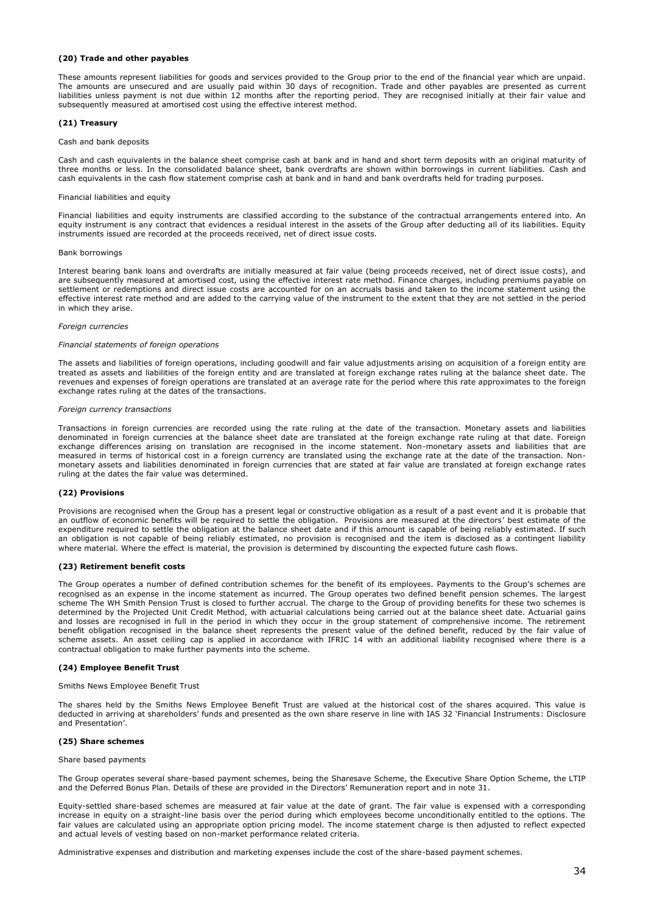### (20) Trade and other payables

These amounts represent liabilities for goods and services provided to the Group prior to the end of the financial year which are unpaid. The amounts are unsecured and are usually paid within 30 days of recognition. Trade and other payables are presented as current liabilities unless payment is not due within 12 months after the reporting period. They are recognised initially at their fair value and subsequently measured at amortised cost using the effective interest method.

### (21) Treasury

Cash and bank deposits

Cash and cash equivalents in the balance sheet comprise cash at bank and in hand and short term deposits with an original maturity of three months or less. In the consolidated balance sheet, bank overdrafts are shown within borrowings in current liabilities. Cash and cash equivalents in the cash flow statement comprise cash at bank and in hand and bank overdrafts held for trading purposes.

Financial liabilities and equity

Financial liabilities and equity instruments are classified according to the substance of the contractual arrangements entered into. An equity instrument is any contract that evidences a residual interest in the assets of the Group after deducting all of its liabilities. Equity instruments issued are recorded at the proceeds received, net of direct issue costs.

Bank borrowings

Interest bearing bank loans and overdrafts are initially measured at fair value (being proceeds received, net of direct issue costs), and are subsequently measured at amortised cost, using the effective interest rate method. Finance charges, including premiums payable on settlement or redemptions and direct issue costs are accounted for on an accruals basis and taken to the income statement using the effective interest rate method and are added to the carrying value of the instrument to the extent that they are not settled in the period in which they arise.

*Foreign currencies*

*Financial statements of foreign operations*

The assets and liabilities of foreign operations, including goodwill and fair value adjustments arising on acquisition of a foreign entity are treated as assets and liabilities of the foreign entity and are translated at foreign exchange rates ruling at the balance sheet date. The revenues and expenses of foreign operations are translated at an average rate for the period where this rate approximates to the foreign exchange rates ruling at the dates of the transactions.

*Foreign currency transactions*

Transactions in foreign currencies are recorded using the rate ruling at the date of the transaction. Monetary assets and liabilities denominated in foreign currencies at the balance sheet date are translated at the foreign exchange rate ruling at that date. Foreign exchange differences arising on translation are recognised in the income statement. Non-monetary assets and liabilities that are measured in terms of historical cost in a foreign currency are translated using the exchange rate at the date of the transaction. Non-monetary assets and liabilities denominated in foreign currencies that are stated at fair value are translated at foreign exchange rates ruling at the dates the fair value was determined.

### (22) Provisions

Provisions are recognised when the Group has a present legal or constructive obligation as a result of a past event and it is probable that an outflow of economic benefits will be required to settle the obligation. Provisions are measured at the directors' best estimate of the expenditure required to settle the obligation at the balance sheet date and if this amount is capable of being reliably estimated. If such an obligation is not capable of being reliably estimated, no provision is recognised and the item is disclosed as a contingent liability where material. Where the effect is material, the provision is determined by discounting the expected future cash flows.

### (23) Retirement benefit costs

The Group operates a number of defined contribution schemes for the benefit of its employees. Payments to the Group's schemes are recognised as an expense in the income statement as incurred. The Group operates two defined benefit pension schemes. The largest scheme The WH Smith Pension Trust is closed to further accrual. The charge to the Group of providing benefits for these two schemes is determined by the Projected Unit Credit Method, with actuarial calculations being carried out at the balance sheet date. Actuarial gains and losses are recognised in full in the period in which they occur in the group statement of comprehensive income. The retirement benefit obligation recognised in the balance sheet represents the present value of the defined benefit, reduced by the fair value of scheme assets. An asset ceiling cap is applied in accordance with IFRIC 14 with an additional liability recognised where there is a contractual obligation to make further payments into the scheme.

### (24) Employee Benefit Trust

Smiths News Employee Benefit Trust

The shares held by the Smiths News Employee Benefit Trust are valued at the historical cost of the shares acquired. This value is deducted in arriving at shareholders' funds and presented as the own share reserve in line with IAS 32 'Financial Instruments: Disclosure and Presentation'.

### (25) Share schemes

Share based payments

The Group operates several share-based payment schemes, being the Sharesave Scheme, the Executive Share Option Scheme, the LTIP and the Deferred Bonus Plan. Details of these are provided in the Directors' Remuneration report and in note 31.

Equity-settled share-based schemes are measured at fair value at the date of grant. The fair value is expensed with a corresponding increase in equity on a straight-line basis over the period during which employees become unconditionally entitled to the options. The fair values are calculated using an appropriate option pricing model. The income statement charge is then adjusted to reflect expected and actual levels of vesting based on non-market performance related criteria.

Administrative expenses and distribution and marketing expenses include the cost of the share-based payment schemes.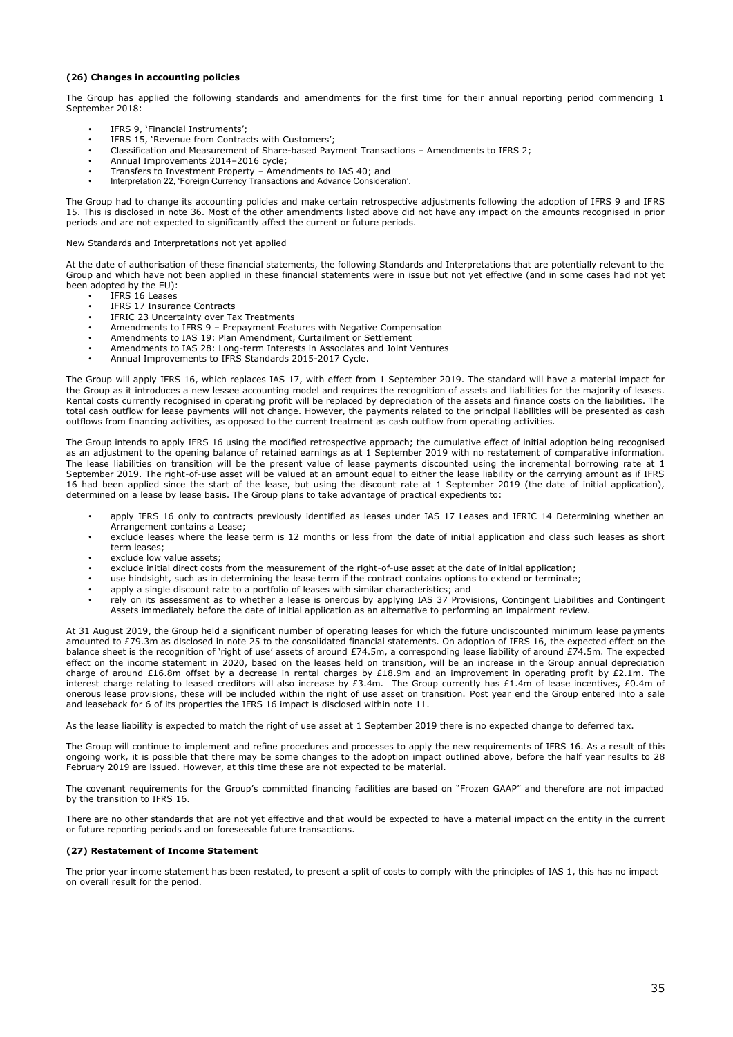### (26) Changes in accounting policies

The Group has applied the following standards and amendments for the first time for their annual reporting period commencing 1 September 2018:

- IFRS 9, 'Financial Instruments';
- IFRS 15, 'Revenue from Contracts with Customers';
- Classification and Measurement of Share-based Payment Transactions – Amendments to IFRS 2;
- Annual Improvements 2014–2016 cycle;
- Transfers to Investment Property – Amendments to IAS 40; and
- Interpretation 22, 'Foreign Currency Transactions and Advance Consideration'.

The Group had to change its accounting policies and make certain retrospective adjustments following the adoption of IFRS 9 and IFRS 15. This is disclosed in note 36. Most of the other amendments listed above did not have any impact on the amounts recognised in prior periods and are not expected to significantly affect the current or future periods.

New Standards and Interpretations not yet applied

At the date of authorisation of these financial statements, the following Standards and Interpretations that are potentially relevant to the Group and which have not been applied in these financial statements were in issue but not yet effective (and in some cases had not yet been adopted by the EU):

- IFRS 16 Leases
- IFRS 17 Insurance Contracts
- IFRIC 23 Uncertainty over Tax Treatments
- Amendments to IFRS 9 – Prepayment Features with Negative Compensation
- Amendments to IAS 19: Plan Amendment, Curtailment or Settlement
- Amendments to IAS 28: Long-term Interests in Associates and Joint Ventures
- Annual Improvements to IFRS Standards 2015-2017 Cycle.

The Group will apply IFRS 16, which replaces IAS 17, with effect from 1 September 2019. The standard will have a material impact for the Group as it introduces a new lessee accounting model and requires the recognition of assets and liabilities for the majority of leases. Rental costs currently recognised in operating profit will be replaced by depreciation of the assets and finance costs on the liabilities. The total cash outflow for lease payments will not change. However, the payments related to the principal liabilities will be presented as cash outflows from financing activities, as opposed to the current treatment as cash outflow from operating activities.

The Group intends to apply IFRS 16 using the modified retrospective approach; the cumulative effect of initial adoption being recognised as an adjustment to the opening balance of retained earnings as at 1 September 2019 with no restatement of comparative information. The lease liabilities on transition will be the present value of lease payments discounted using the incremental borrowing rate at 1 September 2019. The right-of-use asset will be valued at an amount equal to either the lease liability or the carrying amount as if IFRS 16 had been applied since the start of the lease, but using the discount rate at 1 September 2019 (the date of initial application), determined on a lease by lease basis. The Group plans to take advantage of practical expedients to:

- apply IFRS 16 only to contracts previously identified as leases under IAS 17 Leases and IFRIC 14 Determining whether an Arrangement contains a Lease;
- exclude leases where the lease term is 12 months or less from the date of initial application and class such leases as short term leases;
- exclude low value assets;
- exclude initial direct costs from the measurement of the right-of-use asset at the date of initial application;
- use hindsight, such as in determining the lease term if the contract contains options to extend or terminate;
- apply a single discount rate to a portfolio of leases with similar characteristics; and
- rely on its assessment as to whether a lease is onerous by applying IAS 37 Provisions, Contingent Liabilities and Contingent Assets immediately before the date of initial application as an alternative to performing an impairment review.

At 31 August 2019, the Group held a significant number of operating leases for which the future undiscounted minimum lease payments amounted to £79.3m as disclosed in note 25 to the consolidated financial statements. On adoption of IFRS 16, the expected effect on the balance sheet is the recognition of 'right of use' assets of around £74.5m, a corresponding lease liability of around £74.5m. The expected effect on the income statement in 2020, based on the leases held on transition, will be an increase in the Group annual depreciation charge of around £16.8m offset by a decrease in rental charges by £18.9m and an improvement in operating profit by £2.1m. The interest charge relating to leased creditors will also increase by £3.4m. The Group currently has £1.4m of lease incentives, £0.4m of onerous lease provisions, these will be included within the right of use asset on transition. Post year end the Group entered into a sale and leaseback for 6 of its properties the IFRS 16 impact is disclosed within note 11.

As the lease liability is expected to match the right of use asset at 1 September 2019 there is no expected change to deferred tax.

The Group will continue to implement and refine procedures and processes to apply the new requirements of IFRS 16. As a result of this ongoing work, it is possible that there may be some changes to the adoption impact outlined above, before the half year results to 28 February 2019 are issued. However, at this time these are not expected to be material.

The covenant requirements for the Group's committed financing facilities are based on "Frozen GAAP" and therefore are not impacted by the transition to IFRS 16.

There are no other standards that are not yet effective and that would be expected to have a material impact on the entity in the current or future reporting periods and on foreseeable future transactions.

### (27) Restatement of Income Statement

The prior year income statement has been restated, to present a split of costs to comply with the principles of IAS 1, this has no impact on overall result for the period.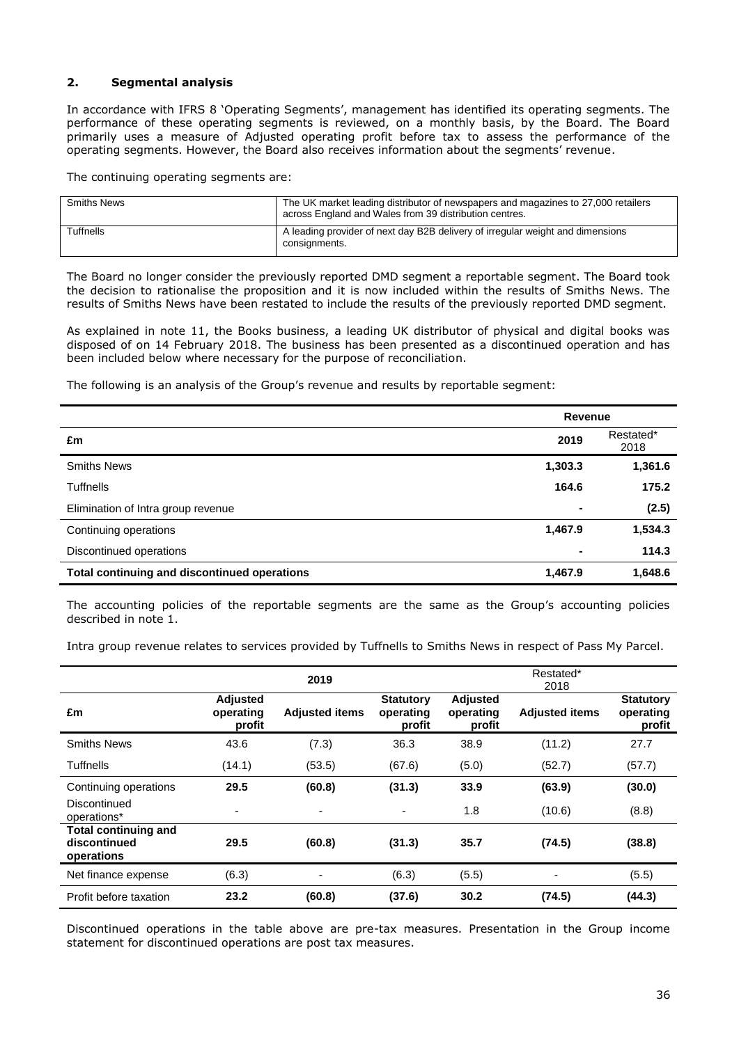## 2. Segmental analysis

In accordance with IFRS 8 'Operating Segments', management has identified its operating segments. The performance of these operating segments is reviewed, on a monthly basis, by the Board. The Board primarily uses a measure of Adjusted operating profit before tax to assess the performance of the operating segments. However, the Board also receives information about the segments' revenue.

The continuing operating segments are:

| | |
|---|---|
| Smiths News | The UK market leading distributor of newspapers and magazines to 27,000 retailers across England and Wales from 39 distribution centres. |
| Tuffnells | A leading provider of next day B2B delivery of irregular weight and dimensions consignments. |

The Board no longer consider the previously reported DMD segment a reportable segment. The Board took the decision to rationalise the proposition and it is now included within the results of Smiths News. The results of Smiths News have been restated to include the results of the previously reported DMD segment.

As explained in note 11, the Books business, a leading UK distributor of physical and digital books was disposed of on 14 February 2018. The business has been presented as a discontinued operation and has been included below where necessary for the purpose of reconciliation.

The following is an analysis of the Group's revenue and results by reportable segment:

| | Revenue | |
|---|---|---|
| **£m** | **2019** | Restated* 2018 |
| Smiths News | **1,303.3** | **1,361.6** |
| Tuffnells | **164.6** | **175.2** |
| Elimination of Intra group revenue | **-** | **(2.5)** |
| Continuing operations | **1,467.9** | **1,534.3** |
| Discontinued operations | **-** | **114.3** |
| **Total continuing and discontinued operations** | **1,467.9** | **1,648.6** |

The accounting policies of the reportable segments are the same as the Group's accounting policies described in note 1.

Intra group revenue relates to services provided by Tuffnells to Smiths News in respect of Pass My Parcel.

| | 2019 | | | Restated* 2018 | | |
|---|---|---|---|---|---|---|
| **£m** | **Adjusted operating profit** | **Adjusted items** | **Statutory operating profit** | **Adjusted operating profit** | **Adjusted items** | **Statutory operating profit** |
| Smiths News | 43.6 | (7.3) | 36.3 | 38.9 | (11.2) | 27.7 |
| Tuffnells | (14.1) | (53.5) | (67.6) | (5.0) | (52.7) | (57.7) |
| Continuing operations | **29.5** | **(60.8)** | **(31.3)** | **33.9** | **(63.9)** | **(30.0)** |
| Discontinued operations* | - | - | - | 1.8 | (10.6) | (8.8) |
| **Total continuing and discontinued operations** | **29.5** | **(60.8)** | **(31.3)** | **35.7** | **(74.5)** | **(38.8)** |
| Net finance expense | (6.3) | - | (6.3) | (5.5) | - | (5.5) |
| Profit before taxation | **23.2** | **(60.8)** | **(37.6)** | **30.2** | **(74.5)** | **(44.3)** |

Discontinued operations in the table above are pre-tax measures. Presentation in the Group income statement for discontinued operations are post tax measures.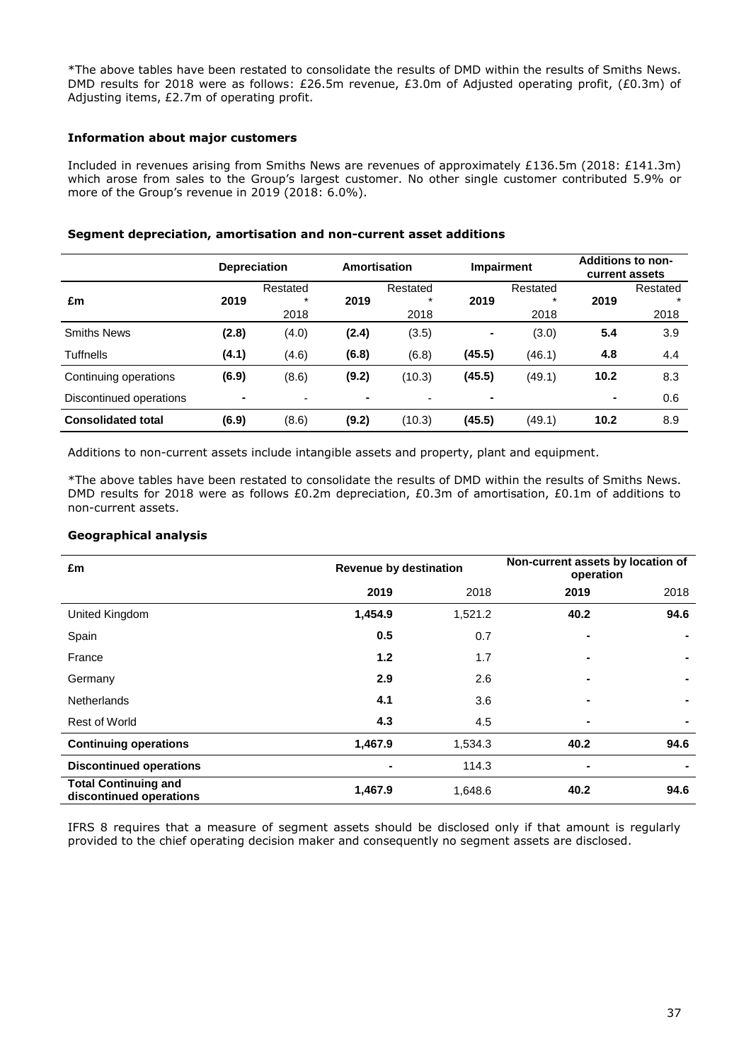*The above tables have been restated to consolidate the results of DMD within the results of Smiths News. DMD results for 2018 were as follows: £26.5m revenue, £3.0m of Adjusted operating profit, (£0.3m) of Adjusting items, £2.7m of operating profit.

**Information about major customers**

Included in revenues arising from Smiths News are revenues of approximately £136.5m (2018: £141.3m) which arose from sales to the Group's largest customer. No other single customer contributed 5.9% or more of the Group's revenue in 2019 (2018: 6.0%).

**Segment depreciation, amortisation and non-current asset additions**

| £m | Depreciation | | Amortisation | | Impairment | | Additions to non-current assets | |
|---|---|---|---|---|---|---|---|---|
| | 2019 | Restated * 2018 | 2019 | Restated * 2018 | 2019 | Restated * 2018 | 2019 | Restated * 2018 |
| Smiths News | **(2.8)** | (4.0) | **(2.4)** | (3.5) | **-** | (3.0) | **5.4** | 3.9 |
| Tuffnells | **(4.1)** | (4.6) | **(6.8)** | (6.8) | **(45.5)** | (46.1) | **4.8** | 4.4 |
| Continuing operations | **(6.9)** | (8.6) | **(9.2)** | (10.3) | **(45.5)** | (49.1) | **10.2** | 8.3 |
| Discontinued operations | **-** | - | **-** | - | **-** | | **-** | 0.6 |
| **Consolidated total** | **(6.9)** | (8.6) | **(9.2)** | (10.3) | **(45.5)** | (49.1) | **10.2** | 8.9 |

Additions to non-current assets include intangible assets and property, plant and equipment.

*The above tables have been restated to consolidate the results of DMD within the results of Smiths News. DMD results for 2018 were as follows £0.2m depreciation, £0.3m of amortisation, £0.1m of additions to non-current assets.

**Geographical analysis**

| £m | Revenue by destination | | Non-current assets by location of operation | |
|---|---|---|---|---|
| | **2019** | 2018 | **2019** | 2018 |
| United Kingdom | **1,454.9** | 1,521.2 | **40.2** | **94.6** |
| Spain | **0.5** | 0.7 | **-** | **-** |
| France | **1.2** | 1.7 | **-** | **-** |
| Germany | **2.9** | 2.6 | **-** | **-** |
| Netherlands | **4.1** | 3.6 | **-** | **-** |
| Rest of World | **4.3** | 4.5 | **-** | **-** |
| **Continuing operations** | **1,467.9** | 1,534.3 | **40.2** | **94.6** |
| **Discontinued operations** | **-** | 114.3 | **-** | **-** |
| **Total Continuing and discontinued operations** | **1,467.9** | 1,648.6 | **40.2** | **94.6** |

IFRS 8 requires that a measure of segment assets should be disclosed only if that amount is regularly provided to the chief operating decision maker and consequently no segment assets are disclosed.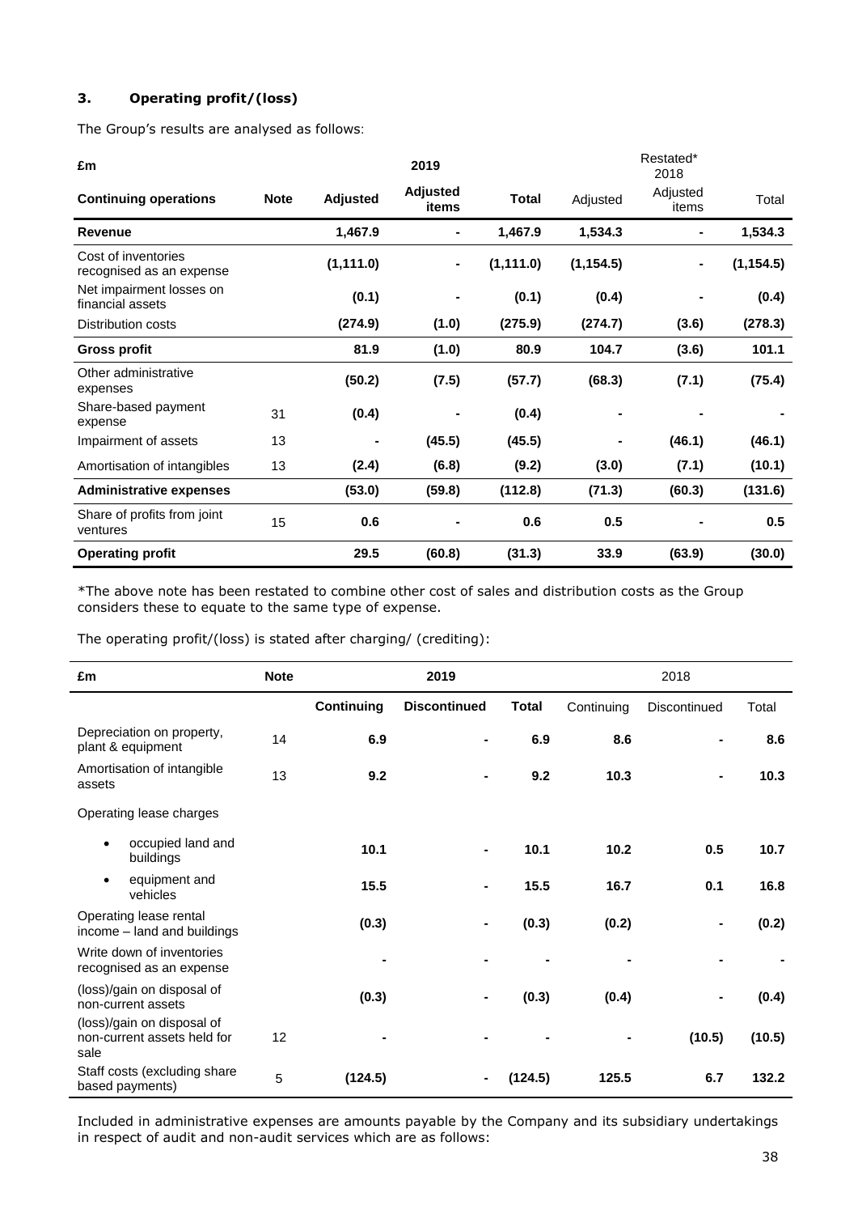### 3. Operating profit/(loss)

The Group's results are analysed as follows:

| £m | | 2019 | | | Restated* 2018 | | |
|---|---|---|---|---|---|---|---|
| **Continuing operations** | **Note** | **Adjusted** | **Adjusted items** | **Total** | Adjusted | Adjusted items | Total |
| **Revenue** | | **1,467.9** | **-** | **1,467.9** | **1,534.3** | **-** | **1,534.3** |
| Cost of inventories recognised as an expense | | **(1,111.0)** | **-** | **(1,111.0)** | **(1,154.5)** | **-** | **(1,154.5)** |
| Net impairment losses on financial assets | | **(0.1)** | **-** | **(0.1)** | **(0.4)** | **-** | **(0.4)** |
| Distribution costs | | **(274.9)** | **(1.0)** | **(275.9)** | **(274.7)** | **(3.6)** | **(278.3)** |
| **Gross profit** | | **81.9** | **(1.0)** | **80.9** | **104.7** | **(3.6)** | **101.1** |
| Other administrative expenses | | **(50.2)** | **(7.5)** | **(57.7)** | **(68.3)** | **(7.1)** | **(75.4)** |
| Share-based payment expense | 31 | **(0.4)** | **-** | **(0.4)** | **-** | **-** | **-** |
| Impairment of assets | 13 | **-** | **(45.5)** | **(45.5)** | **-** | **(46.1)** | **(46.1)** |
| Amortisation of intangibles | 13 | **(2.4)** | **(6.8)** | **(9.2)** | **(3.0)** | **(7.1)** | **(10.1)** |
| **Administrative expenses** | | **(53.0)** | **(59.8)** | **(112.8)** | **(71.3)** | **(60.3)** | **(131.6)** |
| Share of profits from joint ventures | 15 | **0.6** | **-** | **0.6** | **0.5** | **-** | **0.5** |
| **Operating profit** | | **29.5** | **(60.8)** | **(31.3)** | **33.9** | **(63.9)** | **(30.0)** |

*The above note has been restated to combine other cost of sales and distribution costs as the Group considers these to equate to the same type of expense.

The operating profit/(loss) is stated after charging/ (crediting):

| £m | Note | 2019 | | | 2018 | | |
|---|---|---|---|---|---|---|---|
| | | **Continuing** | **Discontinued** | **Total** | Continuing | Discontinued | Total |
| Depreciation on property, plant & equipment | 14 | **6.9** | **-** | **6.9** | **8.6** | **-** | **8.6** |
| Amortisation of intangible assets | 13 | **9.2** | **-** | **9.2** | **10.3** | **-** | **10.3** |
| Operating lease charges | | | | | | | |
| • occupied land and buildings | | **10.1** | **-** | **10.1** | **10.2** | **0.5** | **10.7** |
| • equipment and vehicles | | **15.5** | **-** | **15.5** | **16.7** | **0.1** | **16.8** |
| Operating lease rental income – land and buildings | | **(0.3)** | **-** | **(0.3)** | **(0.2)** | **-** | **(0.2)** |
| Write down of inventories recognised as an expense | | **-** | **-** | **-** | **-** | **-** | **-** |
| (loss)/gain on disposal of non-current assets | | **(0.3)** | **-** | **(0.3)** | **(0.4)** | **-** | **(0.4)** |
| (loss)/gain on disposal of non-current assets held for sale | 12 | **-** | **-** | **-** | **-** | **(10.5)** | **(10.5)** |
| Staff costs (excluding share based payments) | 5 | **(124.5)** | **-** | **(124.5)** | **125.5** | **6.7** | **132.2** |

Included in administrative expenses are amounts payable by the Company and its subsidiary undertakings in respect of audit and non-audit services which are as follows: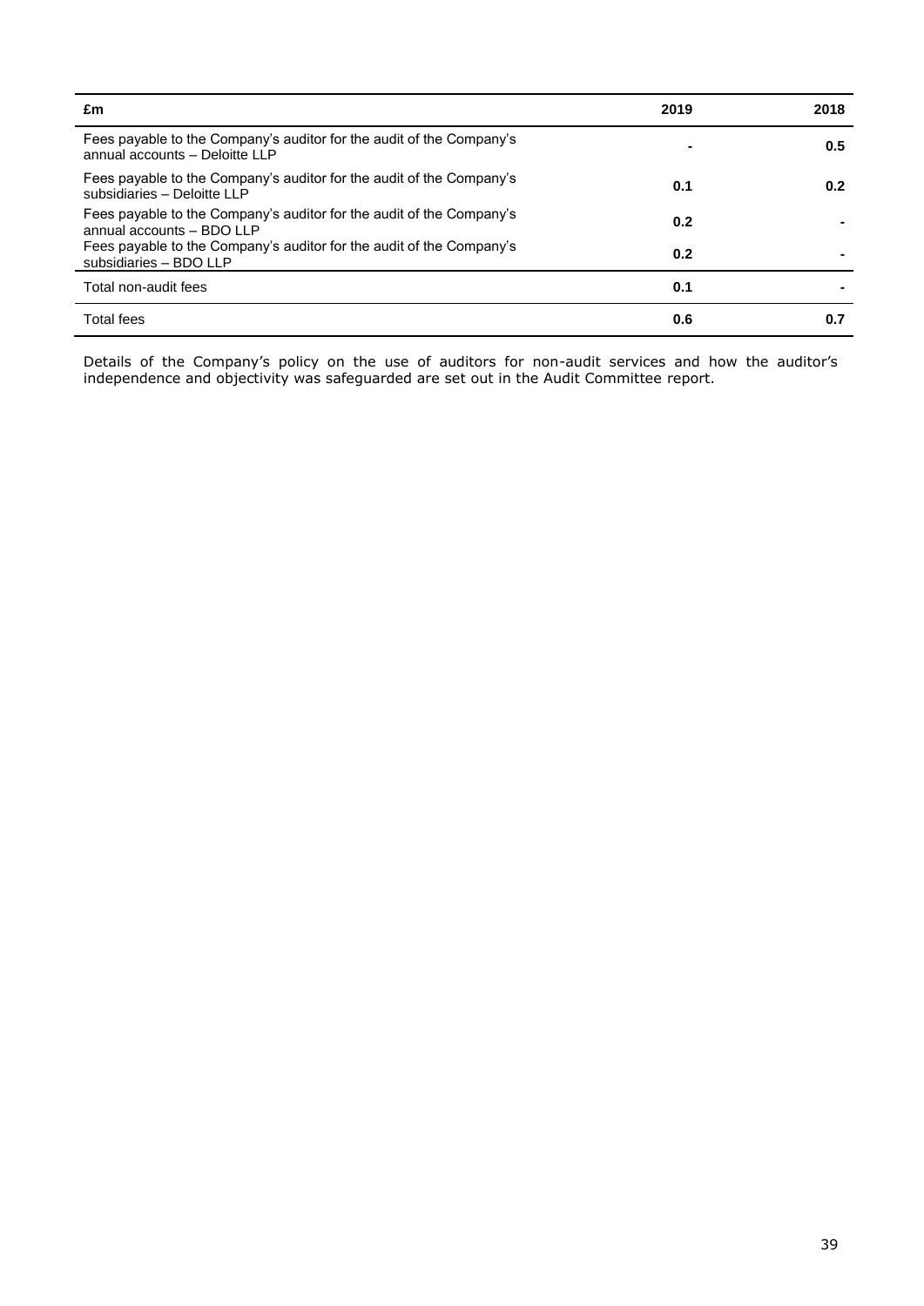| £m | 2019 | 2018 |
|---|---|---|
| Fees payable to the Company's auditor for the audit of the Company's annual accounts – Deloitte LLP | **-** | **0.5** |
| Fees payable to the Company's auditor for the audit of the Company's subsidiaries – Deloitte LLP | **0.1** | **0.2** |
| Fees payable to the Company's auditor for the audit of the Company's annual accounts – BDO LLP | **0.2** | **-** |
| Fees payable to the Company's auditor for the audit of the Company's subsidiaries – BDO LLP | **0.2** | **-** |
| Total non-audit fees | **0.1** | **-** |
| Total fees | **0.6** | **0.7** |

Details of the Company's policy on the use of auditors for non-audit services and how the auditor's independence and objectivity was safeguarded are set out in the Audit Committee report.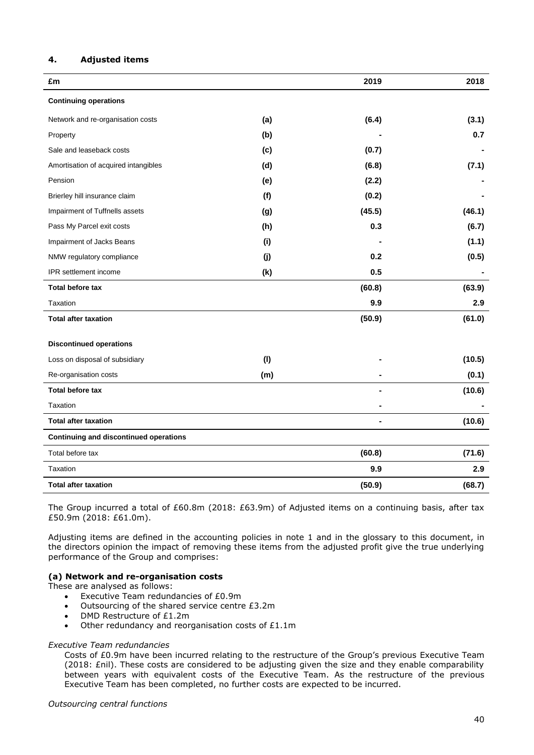## 4. Adjusted items

| £m | | 2019 | 2018 |
|---|---|---|---|
| **Continuing operations** | | | |
| Network and re-organisation costs | **(a)** | **(6.4)** | **(3.1)** |
| Property | **(b)** | **-** | **0.7** |
| Sale and leaseback costs | **(c)** | **(0.7)** | **-** |
| Amortisation of acquired intangibles | **(d)** | **(6.8)** | **(7.1)** |
| Pension | **(e)** | **(2.2)** | **-** |
| Brierley hill insurance claim | **(f)** | **(0.2)** | **-** |
| Impairment of Tuffnells assets | **(g)** | **(45.5)** | **(46.1)** |
| Pass My Parcel exit costs | **(h)** | **0.3** | **(6.7)** |
| Impairment of Jacks Beans | **(i)** | **-** | **(1.1)** |
| NMW regulatory compliance | **(j)** | **0.2** | **(0.5)** |
| IPR settlement income | **(k)** | **0.5** | **-** |
| **Total before tax** | | **(60.8)** | **(63.9)** |
| Taxation | | **9.9** | **2.9** |
| **Total after taxation** | | **(50.9)** | **(61.0)** |
| **Discontinued operations** | | | |
| Loss on disposal of subsidiary | **(l)** | **-** | **(10.5)** |
| Re-organisation costs | **(m)** | **-** | **(0.1)** |
| **Total before tax** | | **-** | **(10.6)** |
| Taxation | | **-** | **-** |
| **Total after taxation** | | **-** | **(10.6)** |
| **Continuing and discontinued operations** | | | |
| Total before tax | | **(60.8)** | **(71.6)** |
| Taxation | | **9.9** | **2.9** |
| **Total after taxation** | | **(50.9)** | **(68.7)** |

The Group incurred a total of £60.8m (2018: £63.9m) of Adjusted items on a continuing basis, after tax £50.9m (2018: £61.0m).

Adjusting items are defined in the accounting policies in note 1 and in the glossary to this document, in the directors opinion the impact of removing these items from the adjusted profit give the true underlying performance of the Group and comprises:

### (a) Network and re-organisation costs

These are analysed as follows:

- Executive Team redundancies of £0.9m
- Outsourcing of the shared service centre £3.2m
- DMD Restructure of £1.2m
- Other redundancy and reorganisation costs of £1.1m

*Executive Team redundancies*

Costs of £0.9m have been incurred relating to the restructure of the Group's previous Executive Team (2018: £nil). These costs are considered to be adjusting given the size and they enable comparability between years with equivalent costs of the Executive Team. As the restructure of the previous Executive Team has been completed, no further costs are expected to be incurred.

*Outsourcing central functions*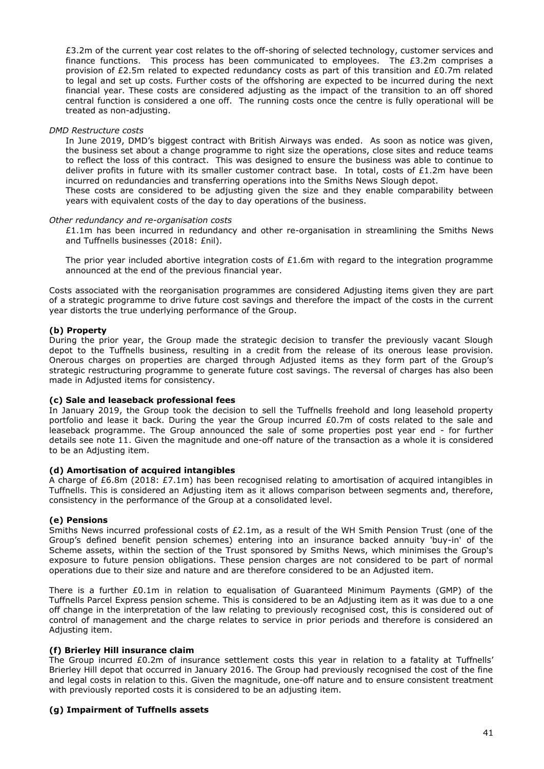£3.2m of the current year cost relates to the off-shoring of selected technology, customer services and finance functions. This process has been communicated to employees. The £3.2m comprises a provision of £2.5m related to expected redundancy costs as part of this transition and £0.7m related to legal and set up costs. Further costs of the offshoring are expected to be incurred during the next financial year. These costs are considered adjusting as the impact of the transition to an off shored central function is considered a one off. The running costs once the centre is fully operational will be treated as non-adjusting.

*DMD Restructure costs*

In June 2019, DMD's biggest contract with British Airways was ended. As soon as notice was given, the business set about a change programme to right size the operations, close sites and reduce teams to reflect the loss of this contract. This was designed to ensure the business was able to continue to deliver profits in future with its smaller customer contract base. In total, costs of £1.2m have been incurred on redundancies and transferring operations into the Smiths News Slough depot.

These costs are considered to be adjusting given the size and they enable comparability between years with equivalent costs of the day to day operations of the business.

*Other redundancy and re-organisation costs*

£1.1m has been incurred in redundancy and other re-organisation in streamlining the Smiths News and Tuffnells businesses (2018: £nil).

The prior year included abortive integration costs of £1.6m with regard to the integration programme announced at the end of the previous financial year.

Costs associated with the reorganisation programmes are considered Adjusting items given they are part of a strategic programme to drive future cost savings and therefore the impact of the costs in the current year distorts the true underlying performance of the Group.

**(b) Property**

During the prior year, the Group made the strategic decision to transfer the previously vacant Slough depot to the Tuffnells business, resulting in a credit from the release of its onerous lease provision. Onerous charges on properties are charged through Adjusted items as they form part of the Group's strategic restructuring programme to generate future cost savings. The reversal of charges has also been made in Adjusted items for consistency.

**(c) Sale and leaseback professional fees**

In January 2019, the Group took the decision to sell the Tuffnells freehold and long leasehold property portfolio and lease it back. During the year the Group incurred £0.7m of costs related to the sale and leaseback programme. The Group announced the sale of some properties post year end - for further details see note 11. Given the magnitude and one-off nature of the transaction as a whole it is considered to be an Adjusting item.

**(d) Amortisation of acquired intangibles**

A charge of £6.8m (2018: £7.1m) has been recognised relating to amortisation of acquired intangibles in Tuffnells. This is considered an Adjusting item as it allows comparison between segments and, therefore, consistency in the performance of the Group at a consolidated level.

**(e) Pensions**

Smiths News incurred professional costs of £2.1m, as a result of the WH Smith Pension Trust (one of the Group's defined benefit pension schemes) entering into an insurance backed annuity 'buy-in' of the Scheme assets, within the section of the Trust sponsored by Smiths News, which minimises the Group's exposure to future pension obligations. These pension charges are not considered to be part of normal operations due to their size and nature and are therefore considered to be an Adjusted item.

There is a further £0.1m in relation to equalisation of Guaranteed Minimum Payments (GMP) of the Tuffnells Parcel Express pension scheme. This is considered to be an Adjusting item as it was due to a one off change in the interpretation of the law relating to previously recognised cost, this is considered out of control of management and the charge relates to service in prior periods and therefore is considered an Adjusting item.

**(f) Brierley Hill insurance claim**

The Group incurred £0.2m of insurance settlement costs this year in relation to a fatality at Tuffnells' Brierley Hill depot that occurred in January 2016. The Group had previously recognised the cost of the fine and legal costs in relation to this. Given the magnitude, one-off nature and to ensure consistent treatment with previously reported costs it is considered to be an adjusting item.

**(g) Impairment of Tuffnells assets**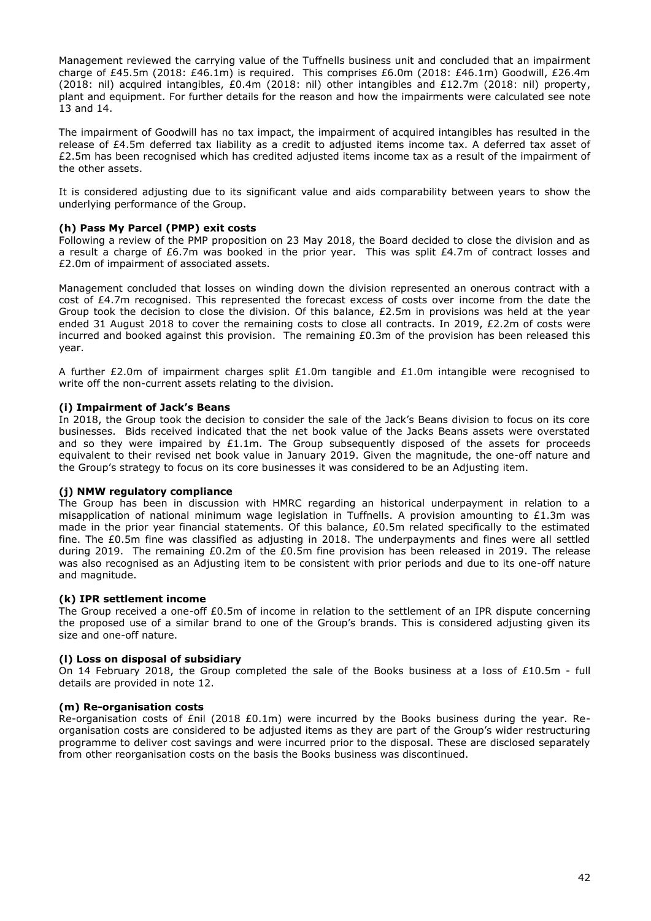Management reviewed the carrying value of the Tuffnells business unit and concluded that an impairment charge of £45.5m (2018: £46.1m) is required. This comprises £6.0m (2018: £46.1m) Goodwill, £26.4m (2018: nil) acquired intangibles, £0.4m (2018: nil) other intangibles and £12.7m (2018: nil) property, plant and equipment. For further details for the reason and how the impairments were calculated see note 13 and 14.

The impairment of Goodwill has no tax impact, the impairment of acquired intangibles has resulted in the release of £4.5m deferred tax liability as a credit to adjusted items income tax. A deferred tax asset of £2.5m has been recognised which has credited adjusted items income tax as a result of the impairment of the other assets.

It is considered adjusting due to its significant value and aids comparability between years to show the underlying performance of the Group.

**(h) Pass My Parcel (PMP) exit costs**

Following a review of the PMP proposition on 23 May 2018, the Board decided to close the division and as a result a charge of £6.7m was booked in the prior year. This was split £4.7m of contract losses and £2.0m of impairment of associated assets.

Management concluded that losses on winding down the division represented an onerous contract with a cost of £4.7m recognised. This represented the forecast excess of costs over income from the date the Group took the decision to close the division. Of this balance, £2.5m in provisions was held at the year ended 31 August 2018 to cover the remaining costs to close all contracts. In 2019, £2.2m of costs were incurred and booked against this provision. The remaining £0.3m of the provision has been released this year.

A further £2.0m of impairment charges split £1.0m tangible and £1.0m intangible were recognised to write off the non-current assets relating to the division.

**(i) Impairment of Jack's Beans**

In 2018, the Group took the decision to consider the sale of the Jack's Beans division to focus on its core businesses. Bids received indicated that the net book value of the Jacks Beans assets were overstated and so they were impaired by £1.1m. The Group subsequently disposed of the assets for proceeds equivalent to their revised net book value in January 2019. Given the magnitude, the one-off nature and the Group's strategy to focus on its core businesses it was considered to be an Adjusting item.

**(j) NMW regulatory compliance**

The Group has been in discussion with HMRC regarding an historical underpayment in relation to a misapplication of national minimum wage legislation in Tuffnells. A provision amounting to £1.3m was made in the prior year financial statements. Of this balance, £0.5m related specifically to the estimated fine. The £0.5m fine was classified as adjusting in 2018. The underpayments and fines were all settled during 2019. The remaining £0.2m of the £0.5m fine provision has been released in 2019. The release was also recognised as an Adjusting item to be consistent with prior periods and due to its one-off nature and magnitude.

**(k) IPR settlement income**

The Group received a one-off £0.5m of income in relation to the settlement of an IPR dispute concerning the proposed use of a similar brand to one of the Group's brands. This is considered adjusting given its size and one-off nature.

**(l) Loss on disposal of subsidiary**

On 14 February 2018, the Group completed the sale of the Books business at a loss of £10.5m - full details are provided in note 12.

**(m) Re-organisation costs**

Re-organisation costs of £nil (2018 £0.1m) were incurred by the Books business during the year. Re-organisation costs are considered to be adjusted items as they are part of the Group's wider restructuring programme to deliver cost savings and were incurred prior to the disposal. These are disclosed separately from other reorganisation costs on the basis the Books business was discontinued.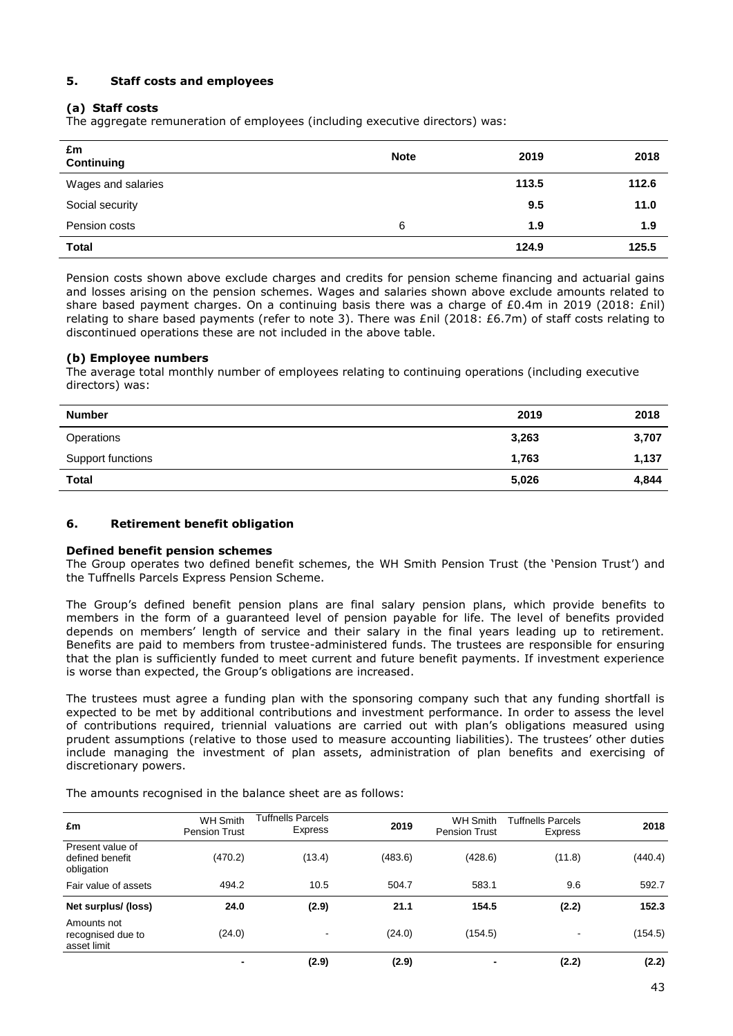### 5. Staff costs and employees

#### (a) Staff costs

The aggregate remuneration of employees (including executive directors) was:

| £m<br>Continuing | Note | 2019 | 2018 |
|---|---|---|---|
| Wages and salaries | | **113.5** | 112.6 |
| Social security | | **9.5** | 11.0 |
| Pension costs | 6 | **1.9** | 1.9 |
| **Total** | | **124.9** | **125.5** |

Pension costs shown above exclude charges and credits for pension scheme financing and actuarial gains and losses arising on the pension schemes. Wages and salaries shown above exclude amounts related to share based payment charges. On a continuing basis there was a charge of £0.4m in 2019 (2018: £nil) relating to share based payments (refer to note 3). There was £nil (2018: £6.7m) of staff costs relating to discontinued operations these are not included in the above table.

#### (b) Employee numbers

The average total monthly number of employees relating to continuing operations (including executive directors) was:

| Number | 2019 | 2018 |
|---|---|---|
| Operations | **3,263** | 3,707 |
| Support functions | **1,763** | 1,137 |
| **Total** | **5,026** | **4,844** |

### 6. Retirement benefit obligation

**Defined benefit pension schemes**

The Group operates two defined benefit schemes, the WH Smith Pension Trust (the 'Pension Trust') and the Tuffnells Parcels Express Pension Scheme.

The Group's defined benefit pension plans are final salary pension plans, which provide benefits to members in the form of a guaranteed level of pension payable for life. The level of benefits provided depends on members' length of service and their salary in the final years leading up to retirement. Benefits are paid to members from trustee-administered funds. The trustees are responsible for ensuring that the plan is sufficiently funded to meet current and future benefit payments. If investment experience is worse than expected, the Group's obligations are increased.

The trustees must agree a funding plan with the sponsoring company such that any funding shortfall is expected to be met by additional contributions and investment performance. In order to assess the level of contributions required, triennial valuations are carried out with plan's obligations measured using prudent assumptions (relative to those used to measure accounting liabilities). The trustees' other duties include managing the investment of plan assets, administration of plan benefits and exercising of discretionary powers.

The amounts recognised in the balance sheet are as follows:

| £m | WH Smith Pension Trust | Tuffnells Parcels Express | 2019 | WH Smith Pension Trust | Tuffnells Parcels Express | 2018 |
|---|---|---|---|---|---|---|
| Present value of defined benefit obligation | (470.2) | (13.4) | (483.6) | (428.6) | (11.8) | (440.4) |
| Fair value of assets | 494.2 | 10.5 | 504.7 | 583.1 | 9.6 | 592.7 |
| **Net surplus/ (loss)** | **24.0** | **(2.9)** | **21.1** | **154.5** | **(2.2)** | **152.3** |
| Amounts not recognised due to asset limit | (24.0) | - | (24.0) | (154.5) | - | (154.5) |
| | **-** | **(2.9)** | **(2.9)** | **-** | **(2.2)** | **(2.2)** |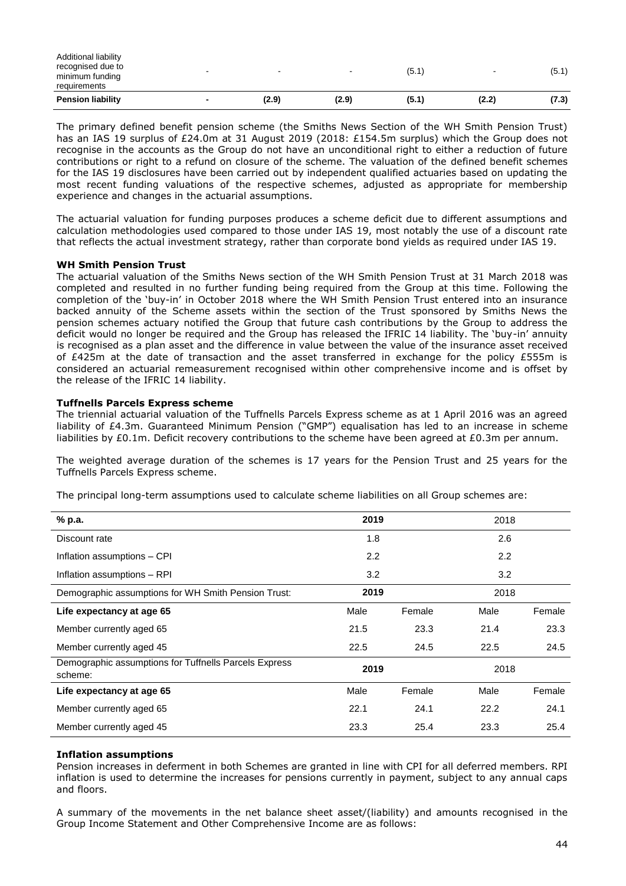| Additional liability recognised due to minimum funding requirements | - | - | - | (5.1) | - | (5.1) |
|---|---|---|---|---|---|---|
| **Pension liability** | **-** | **(2.9)** | **(2.9)** | **(5.1)** | **(2.2)** | **(7.3)** |

The primary defined benefit pension scheme (the Smiths News Section of the WH Smith Pension Trust) has an IAS 19 surplus of £24.0m at 31 August 2019 (2018: £154.5m surplus) which the Group does not recognise in the accounts as the Group do not have an unconditional right to either a reduction of future contributions or right to a refund on closure of the scheme. The valuation of the defined benefit schemes for the IAS 19 disclosures have been carried out by independent qualified actuaries based on updating the most recent funding valuations of the respective schemes, adjusted as appropriate for membership experience and changes in the actuarial assumptions.

The actuarial valuation for funding purposes produces a scheme deficit due to different assumptions and calculation methodologies used compared to those under IAS 19, most notably the use of a discount rate that reflects the actual investment strategy, rather than corporate bond yields as required under IAS 19.

**WH Smith Pension Trust**

The actuarial valuation of the Smiths News section of the WH Smith Pension Trust at 31 March 2018 was completed and resulted in no further funding being required from the Group at this time. Following the completion of the 'buy-in' in October 2018 where the WH Smith Pension Trust entered into an insurance backed annuity of the Scheme assets within the section of the Trust sponsored by Smiths News the pension schemes actuary notified the Group that future cash contributions by the Group to address the deficit would no longer be required and the Group has released the IFRIC 14 liability. The 'buy-in' annuity is recognised as a plan asset and the difference in value between the value of the insurance asset received of £425m at the date of transaction and the asset transferred in exchange for the policy £555m is considered an actuarial remeasurement recognised within other comprehensive income and is offset by the release of the IFRIC 14 liability.

**Tuffnells Parcels Express scheme**

The triennial actuarial valuation of the Tuffnells Parcels Express scheme as at 1 April 2016 was an agreed liability of £4.3m. Guaranteed Minimum Pension ("GMP") equalisation has led to an increase in scheme liabilities by £0.1m. Deficit recovery contributions to the scheme have been agreed at £0.3m per annum.

The weighted average duration of the schemes is 17 years for the Pension Trust and 25 years for the Tuffnells Parcels Express scheme.

The principal long-term assumptions used to calculate scheme liabilities on all Group schemes are:

| **% p.a.** | **2019** | | 2018 | |
|---|---|---|---|---|
| Discount rate | 1.8 | | 2.6 | |
| Inflation assumptions – CPI | 2.2 | | 2.2 | |
| Inflation assumptions – RPI | 3.2 | | 3.2 | |
| Demographic assumptions for WH Smith Pension Trust: | **2019** | | 2018 | |
| **Life expectancy at age 65** | Male | Female | Male | Female |
| Member currently aged 65 | 21.5 | 23.3 | 21.4 | 23.3 |
| Member currently aged 45 | 22.5 | 24.5 | 22.5 | 24.5 |
| Demographic assumptions for Tuffnells Parcels Express scheme: | **2019** | | 2018 | |
| **Life expectancy at age 65** | Male | Female | Male | Female |
| Member currently aged 65 | 22.1 | 24.1 | 22.2 | 24.1 |
| Member currently aged 45 | 23.3 | 25.4 | 23.3 | 25.4 |

**Inflation assumptions**

Pension increases in deferment in both Schemes are granted in line with CPI for all deferred members. RPI inflation is used to determine the increases for pensions currently in payment, subject to any annual caps and floors.

A summary of the movements in the net balance sheet asset/(liability) and amounts recognised in the Group Income Statement and Other Comprehensive Income are as follows: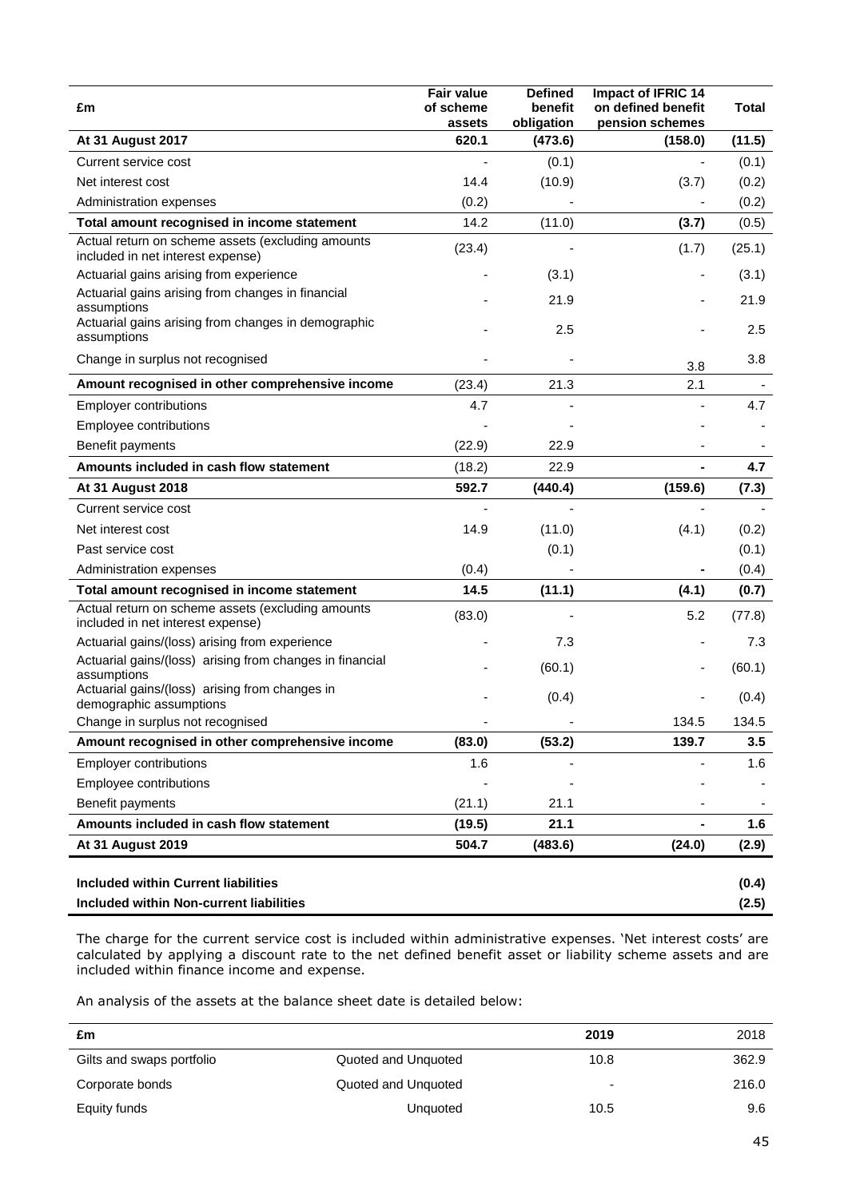| £m | Fair value of scheme assets | Defined benefit obligation | Impact of IFRIC 14 on defined benefit pension schemes | Total |
|---|---|---|---|---|
| **At 31 August 2017** | **620.1** | **(473.6)** | **(158.0)** | **(11.5)** |
| Current service cost | - | (0.1) | - | (0.1) |
| Net interest cost | 14.4 | (10.9) | (3.7) | (0.2) |
| Administration expenses | (0.2) | - | - | (0.2) |
| **Total amount recognised in income statement** | 14.2 | (11.0) | **(3.7)** | (0.5) |
| Actual return on scheme assets (excluding amounts included in net interest expense) | (23.4) | - | (1.7) | (25.1) |
| Actuarial gains arising from experience | - | (3.1) | - | (3.1) |
| Actuarial gains arising from changes in financial assumptions | - | 21.9 | - | 21.9 |
| Actuarial gains arising from changes in demographic assumptions | - | 2.5 | - | 2.5 |
| Change in surplus not recognised | - | - | 3.8 | 3.8 |
| **Amount recognised in other comprehensive income** | (23.4) | 21.3 | 2.1 | - |
| Employer contributions | 4.7 | - | - | 4.7 |
| Employee contributions | - | - | - | - |
| Benefit payments | (22.9) | 22.9 | - | - |
| **Amounts included in cash flow statement** | (18.2) | 22.9 | **-** | **4.7** |
| **At 31 August 2018** | **592.7** | **(440.4)** | **(159.6)** | **(7.3)** |
| Current service cost | - | - | - | - |
| Net interest cost | 14.9 | (11.0) | (4.1) | (0.2) |
| Past service cost | | (0.1) | | (0.1) |
| Administration expenses | (0.4) | - | **-** | (0.4) |
| **Total amount recognised in income statement** | **14.5** | **(11.1)** | **(4.1)** | **(0.7)** |
| Actual return on scheme assets (excluding amounts included in net interest expense) | (83.0) | - | 5.2 | (77.8) |
| Actuarial gains/(loss) arising from experience | - | 7.3 | - | 7.3 |
| Actuarial gains/(loss) arising from changes in financial assumptions | - | (60.1) | - | (60.1) |
| Actuarial gains/(loss) arising from changes in demographic assumptions | - | (0.4) | - | (0.4) |
| Change in surplus not recognised | - | - | 134.5 | 134.5 |
| **Amount recognised in other comprehensive income** | **(83.0)** | **(53.2)** | **139.7** | **3.5** |
| Employer contributions | 1.6 | - | - | 1.6 |
| Employee contributions | - | - | - | - |
| Benefit payments | (21.1) | 21.1 | - | - |
| **Amounts included in cash flow statement** | **(19.5)** | **21.1** | **-** | **1.6** |
| **At 31 August 2019** | **504.7** | **(483.6)** | **(24.0)** | **(2.9)** |
| | | | | |
| **Included within Current liabilities** | | | | **(0.4)** |
| **Included within Non-current liabilities** | | | | **(2.5)** |

The charge for the current service cost is included within administrative expenses. 'Net interest costs' are calculated by applying a discount rate to the net defined benefit asset or liability scheme assets and are included within finance income and expense.

An analysis of the assets at the balance sheet date is detailed below:

| £m | | 2019 | 2018 |
|---|---|---|---|
| Gilts and swaps portfolio | Quoted and Unquoted | 10.8 | 362.9 |
| Corporate bonds | Quoted and Unquoted | - | 216.0 |
| Equity funds | Unquoted | 10.5 | 9.6 |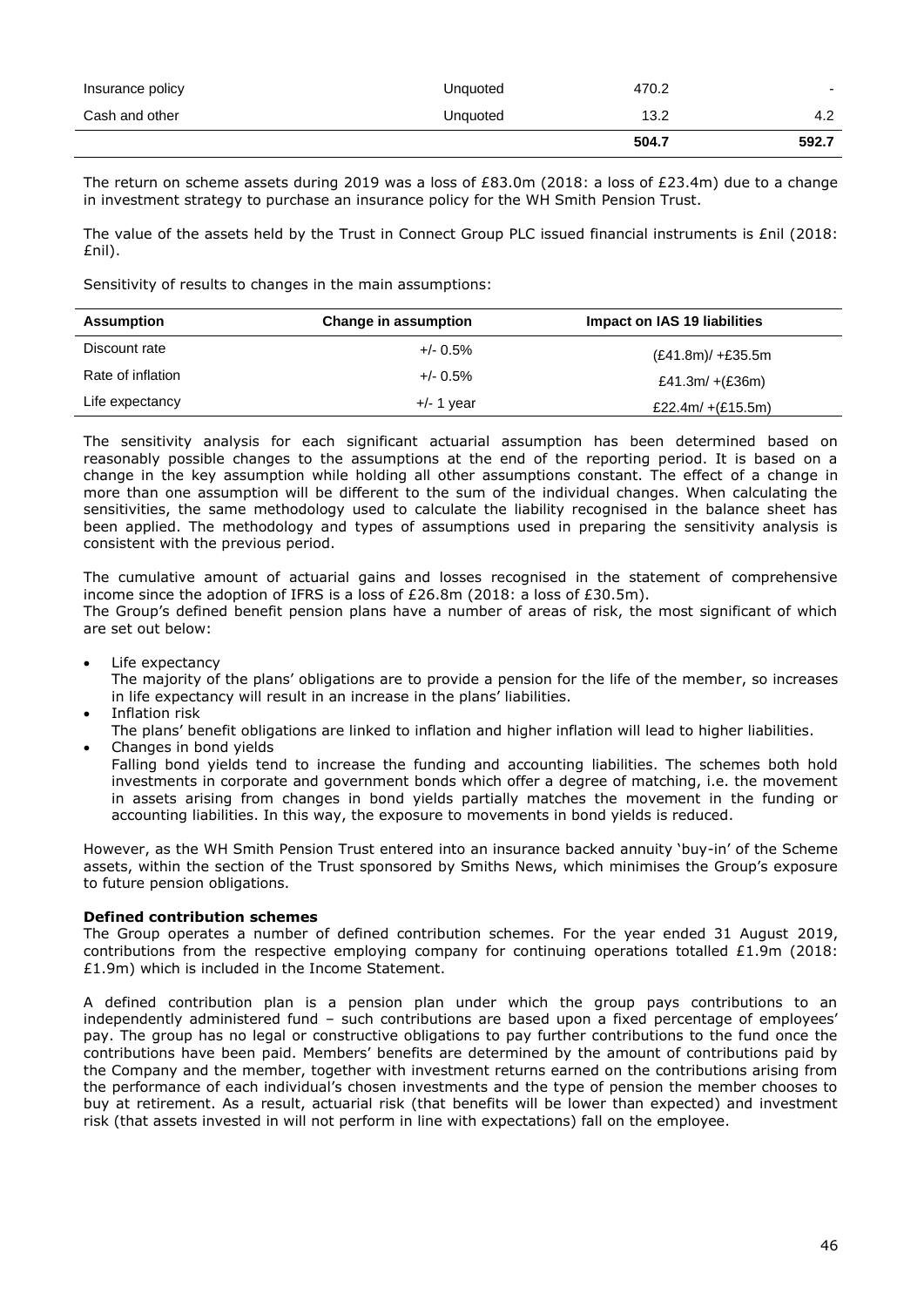| | | | |
|---|---|---|---|
| Insurance policy | Unquoted | 470.2 | - |
| Cash and other | Unquoted | 13.2 | 4.2 |
| | | **504.7** | **592.7** |

The return on scheme assets during 2019 was a loss of £83.0m (2018: a loss of £23.4m) due to a change in investment strategy to purchase an insurance policy for the WH Smith Pension Trust.

The value of the assets held by the Trust in Connect Group PLC issued financial instruments is £nil (2018: £nil).

Sensitivity of results to changes in the main assumptions:

| Assumption | Change in assumption | Impact on IAS 19 liabilities |
|---|---|---|
| Discount rate | +/- 0.5% | (£41.8m)/ +£35.5m |
| Rate of inflation | +/- 0.5% | £41.3m/ +(£36m) |
| Life expectancy | +/- 1 year | £22.4m/ +(£15.5m) |

The sensitivity analysis for each significant actuarial assumption has been determined based on reasonably possible changes to the assumptions at the end of the reporting period. It is based on a change in the key assumption while holding all other assumptions constant. The effect of a change in more than one assumption will be different to the sum of the individual changes. When calculating the sensitivities, the same methodology used to calculate the liability recognised in the balance sheet has been applied. The methodology and types of assumptions used in preparing the sensitivity analysis is consistent with the previous period.

The cumulative amount of actuarial gains and losses recognised in the statement of comprehensive income since the adoption of IFRS is a loss of £26.8m (2018: a loss of £30.5m).
The Group's defined benefit pension plans have a number of areas of risk, the most significant of which are set out below:

- Life expectancy
  The majority of the plans' obligations are to provide a pension for the life of the member, so increases in life expectancy will result in an increase in the plans' liabilities.
- Inflation risk
  The plans' benefit obligations are linked to inflation and higher inflation will lead to higher liabilities.
- Changes in bond yields
  Falling bond yields tend to increase the funding and accounting liabilities. The schemes both hold investments in corporate and government bonds which offer a degree of matching, i.e. the movement in assets arising from changes in bond yields partially matches the movement in the funding or accounting liabilities. In this way, the exposure to movements in bond yields is reduced.

However, as the WH Smith Pension Trust entered into an insurance backed annuity 'buy-in' of the Scheme assets, within the section of the Trust sponsored by Smiths News, which minimises the Group's exposure to future pension obligations.

**Defined contribution schemes**

The Group operates a number of defined contribution schemes. For the year ended 31 August 2019, contributions from the respective employing company for continuing operations totalled £1.9m (2018: £1.9m) which is included in the Income Statement.

A defined contribution plan is a pension plan under which the group pays contributions to an independently administered fund – such contributions are based upon a fixed percentage of employees' pay. The group has no legal or constructive obligations to pay further contributions to the fund once the contributions have been paid. Members' benefits are determined by the amount of contributions paid by the Company and the member, together with investment returns earned on the contributions arising from the performance of each individual's chosen investments and the type of pension the member chooses to buy at retirement. As a result, actuarial risk (that benefits will be lower than expected) and investment risk (that assets invested in will not perform in line with expectations) fall on the employee.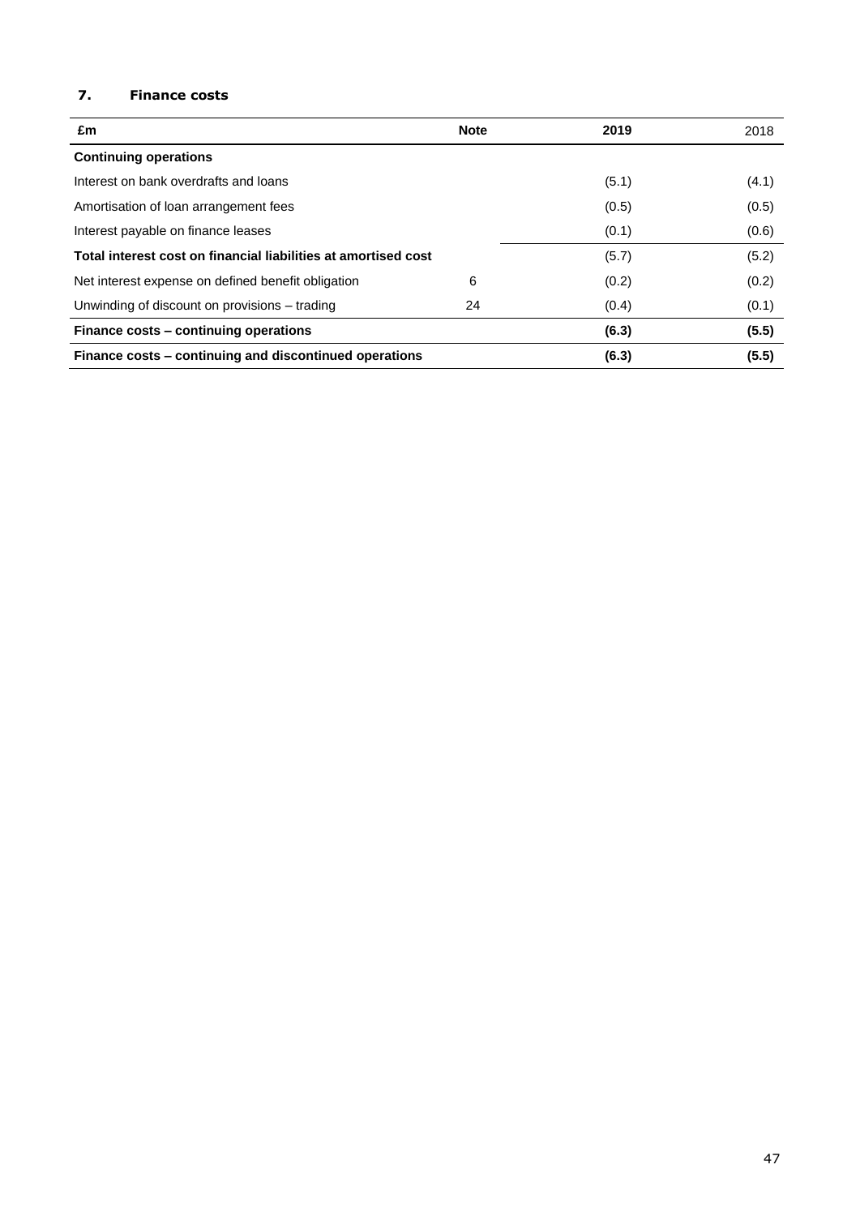## 7. Finance costs

| £m | Note | 2019 | 2018 |
|---|---|---|---|
| **Continuing operations** | | | |
| Interest on bank overdrafts and loans | | (5.1) | (4.1) |
| Amortisation of loan arrangement fees | | (0.5) | (0.5) |
| Interest payable on finance leases | | (0.1) | (0.6) |
| **Total interest cost on financial liabilities at amortised cost** | | (5.7) | (5.2) |
| Net interest expense on defined benefit obligation | 6 | (0.2) | (0.2) |
| Unwinding of discount on provisions – trading | 24 | (0.4) | (0.1) |
| **Finance costs – continuing operations** | | **(6.3)** | **(5.5)** |
| **Finance costs – continuing and discontinued operations** | | **(6.3)** | **(5.5)** |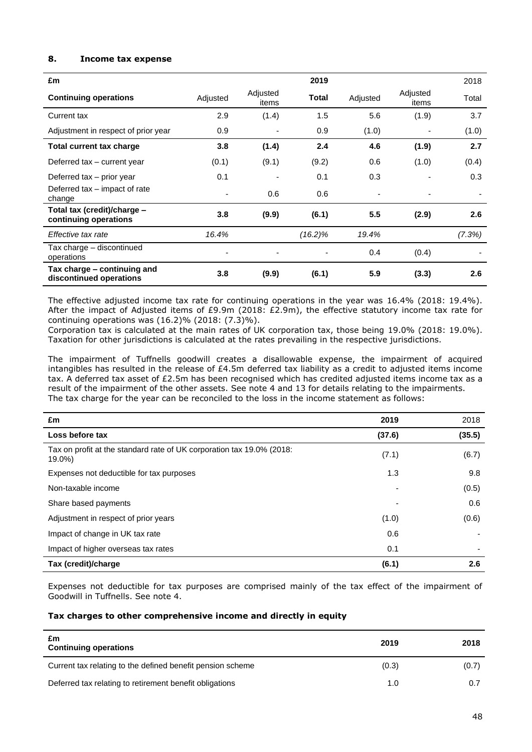## 8. Income tax expense

| £m | | | 2019 | | | 2018 |
|---|---|---|---|---|---|---|
| **Continuing operations** | Adjusted | Adjusted items | **Total** | Adjusted | Adjusted items | Total |
| Current tax | 2.9 | (1.4) | 1.5 | 5.6 | (1.9) | 3.7 |
| Adjustment in respect of prior year | 0.9 | - | 0.9 | (1.0) | - | (1.0) |
| **Total current tax charge** | **3.8** | **(1.4)** | **2.4** | **4.6** | **(1.9)** | **2.7** |
| Deferred tax – current year | (0.1) | (9.1) | (9.2) | 0.6 | (1.0) | (0.4) |
| Deferred tax – prior year | 0.1 | - | 0.1 | 0.3 | - | 0.3 |
| Deferred tax – impact of rate change | - | 0.6 | 0.6 | - | - | - |
| **Total tax (credit)/charge – continuing operations** | **3.8** | **(9.9)** | **(6.1)** | **5.5** | **(2.9)** | **2.6** |
| *Effective tax rate* | *16.4%* | | *(16.2)%* | *19.4%* | | *(7.3%)* |
| Tax charge – discontinued operations | - | - | - | 0.4 | (0.4) | - |
| **Tax charge – continuing and discontinued operations** | **3.8** | **(9.9)** | **(6.1)** | **5.9** | **(3.3)** | **2.6** |

The effective adjusted income tax rate for continuing operations in the year was 16.4% (2018: 19.4%). After the impact of Adjusted items of £9.9m (2018: £2.9m), the effective statutory income tax rate for continuing operations was (16.2)% (2018: (7.3)%).
Corporation tax is calculated at the main rates of UK corporation tax, those being 19.0% (2018: 19.0%). Taxation for other jurisdictions is calculated at the rates prevailing in the respective jurisdictions.

The impairment of Tuffnells goodwill creates a disallowable expense, the impairment of acquired intangibles has resulted in the release of £4.5m deferred tax liability as a credit to adjusted items income tax. A deferred tax asset of £2.5m has been recognised which has credited adjusted items income tax as a result of the impairment of the other assets. See note 4 and 13 for details relating to the impairments.
The tax charge for the year can be reconciled to the loss in the income statement as follows:

| £m | 2019 | 2018 |
|---|---|---|
| **Loss before tax** | **(37.6)** | **(35.5)** |
| Tax on profit at the standard rate of UK corporation tax 19.0% (2018: 19.0%) | (7.1) | (6.7) |
| Expenses not deductible for tax purposes | 1.3 | 9.8 |
| Non-taxable income | - | (0.5) |
| Share based payments | - | 0.6 |
| Adjustment in respect of prior years | (1.0) | (0.6) |
| Impact of change in UK tax rate | 0.6 | - |
| Impact of higher overseas tax rates | 0.1 | - |
| **Tax (credit)/charge** | **(6.1)** | **2.6** |

Expenses not deductible for tax purposes are comprised mainly of the tax effect of the impairment of Goodwill in Tuffnells. See note 4.

### Tax charges to other comprehensive income and directly in equity

| £m<br>**Continuing operations** | 2019 | 2018 |
|---|---|---|
| Current tax relating to the defined benefit pension scheme | (0.3) | (0.7) |
| Deferred tax relating to retirement benefit obligations | 1.0 | 0.7 |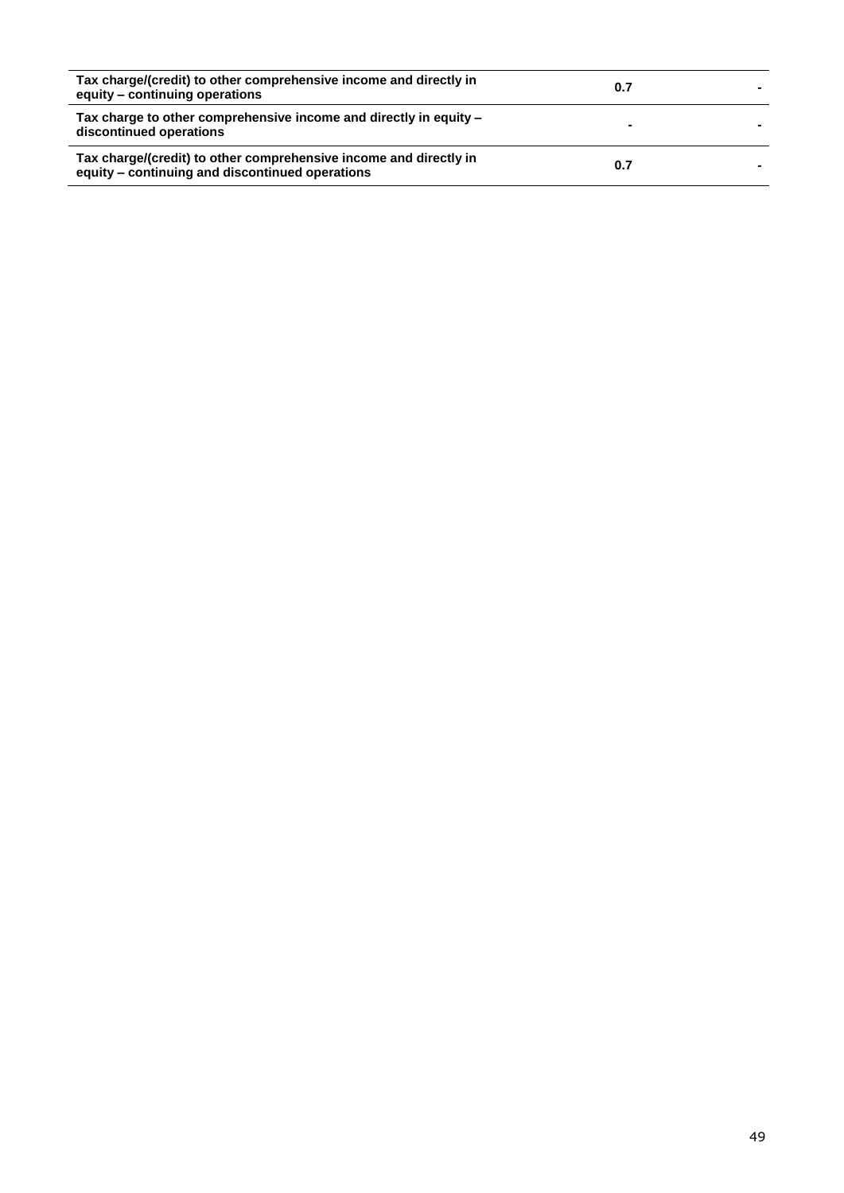| | | |
|---|---|---|
| **Tax charge/(credit) to other comprehensive income and directly in equity – continuing operations** | **0.7** | **-** |
| **Tax charge to other comprehensive income and directly in equity – discontinued operations** | **-** | **-** |
| **Tax charge/(credit) to other comprehensive income and directly in equity – continuing and discontinued operations** | **0.7** | **-** |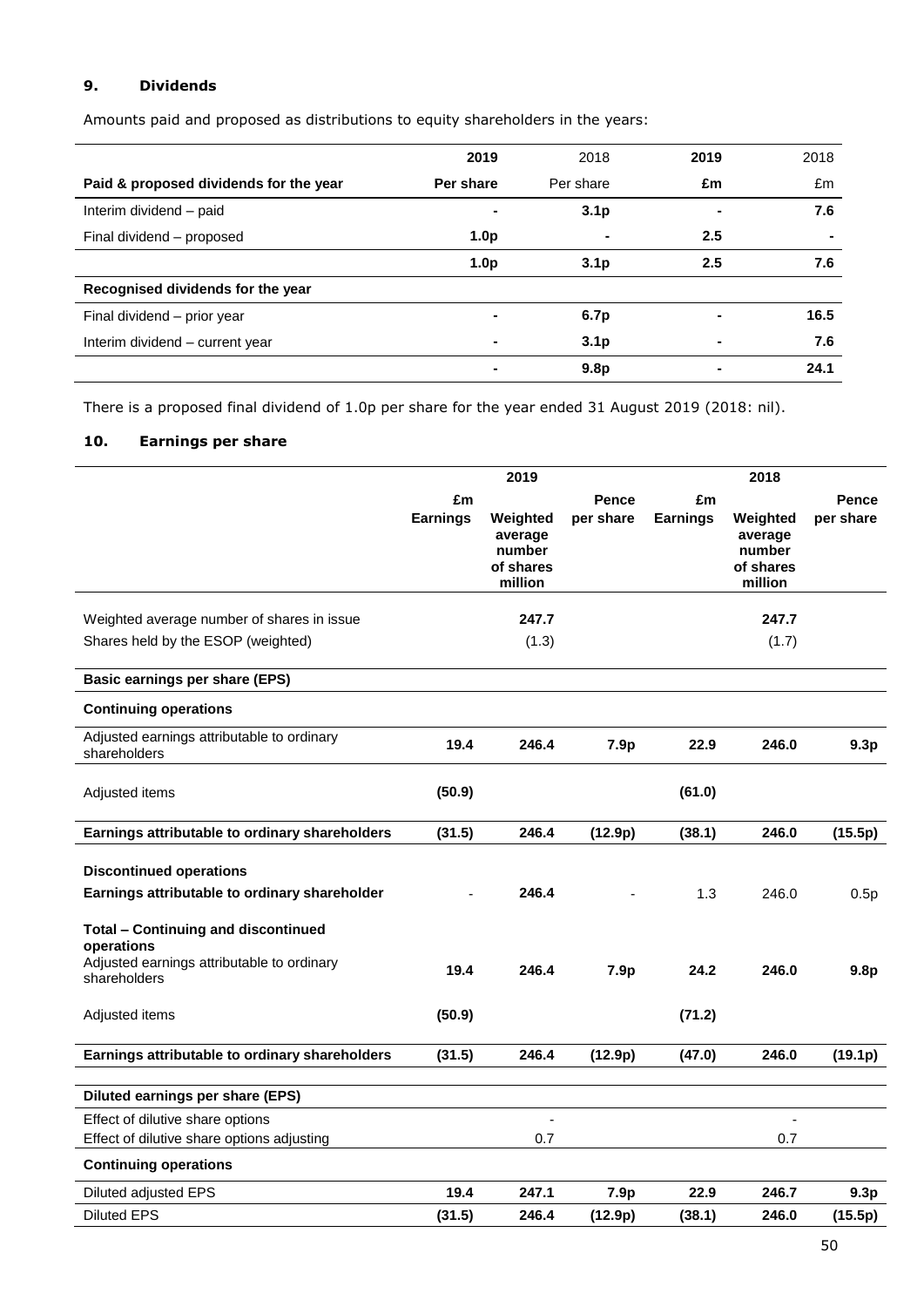### 9. Dividends

Amounts paid and proposed as distributions to equity shareholders in the years:

| | 2019 | 2018 | 2019 | 2018 |
|---|---|---|---|---|
| **Paid & proposed dividends for the year** | **Per share** | Per share | **£m** | £m |
| Interim dividend – paid | **-** | **3.1p** | **-** | **7.6** |
| Final dividend – proposed | **1.0p** | **-** | **2.5** | **-** |
| | **1.0p** | **3.1p** | **2.5** | **7.6** |
| **Recognised dividends for the year** | | | | |
| Final dividend – prior year | **-** | **6.7p** | **-** | **16.5** |
| Interim dividend – current year | **-** | **3.1p** | **-** | **7.6** |
| | **-** | **9.8p** | **-** | **24.1** |

There is a proposed final dividend of 1.0p per share for the year ended 31 August 2019 (2018: nil).

### 10. Earnings per share

| | 2019 | | | 2018 | | |
|---|---|---|---|---|---|---|
| | **£m Earnings** | **Weighted average number of shares million** | **Pence per share** | **£m Earnings** | **Weighted average number of shares million** | **Pence per share** |
| Weighted average number of shares in issue | | **247.7** | | | **247.7** | |
| Shares held by the ESOP (weighted) | | (1.3) | | | (1.7) | |
| **Basic earnings per share (EPS)** | | | | | | |
| **Continuing operations** | | | | | | |
| Adjusted earnings attributable to ordinary shareholders | **19.4** | **246.4** | **7.9p** | **22.9** | **246.0** | **9.3p** |
| Adjusted items | **(50.9)** | | | **(61.0)** | | |
| **Earnings attributable to ordinary shareholders** | **(31.5)** | **246.4** | **(12.9p)** | **(38.1)** | **246.0** | **(15.5p)** |
| **Discontinued operations** | | | | | | |
| **Earnings attributable to ordinary shareholder** | - | **246.4** | - | 1.3 | 246.0 | 0.5p |
| **Total – Continuing and discontinued operations** | | | | | | |
| Adjusted earnings attributable to ordinary shareholders | **19.4** | **246.4** | **7.9p** | **24.2** | **246.0** | **9.8p** |
| Adjusted items | **(50.9)** | | | **(71.2)** | | |
| **Earnings attributable to ordinary shareholders** | **(31.5)** | **246.4** | **(12.9p)** | **(47.0)** | **246.0** | **(19.1p)** |
| **Diluted earnings per share (EPS)** | | | | | | |
| Effect of dilutive share options | | - | | | - | |
| Effect of dilutive share options adjusting | | 0.7 | | | 0.7 | |
| **Continuing operations** | | | | | | |
| Diluted adjusted EPS | **19.4** | **247.1** | **7.9p** | **22.9** | **246.7** | **9.3p** |
| Diluted EPS | **(31.5)** | **246.4** | **(12.9p)** | **(38.1)** | **246.0** | **(15.5p)** |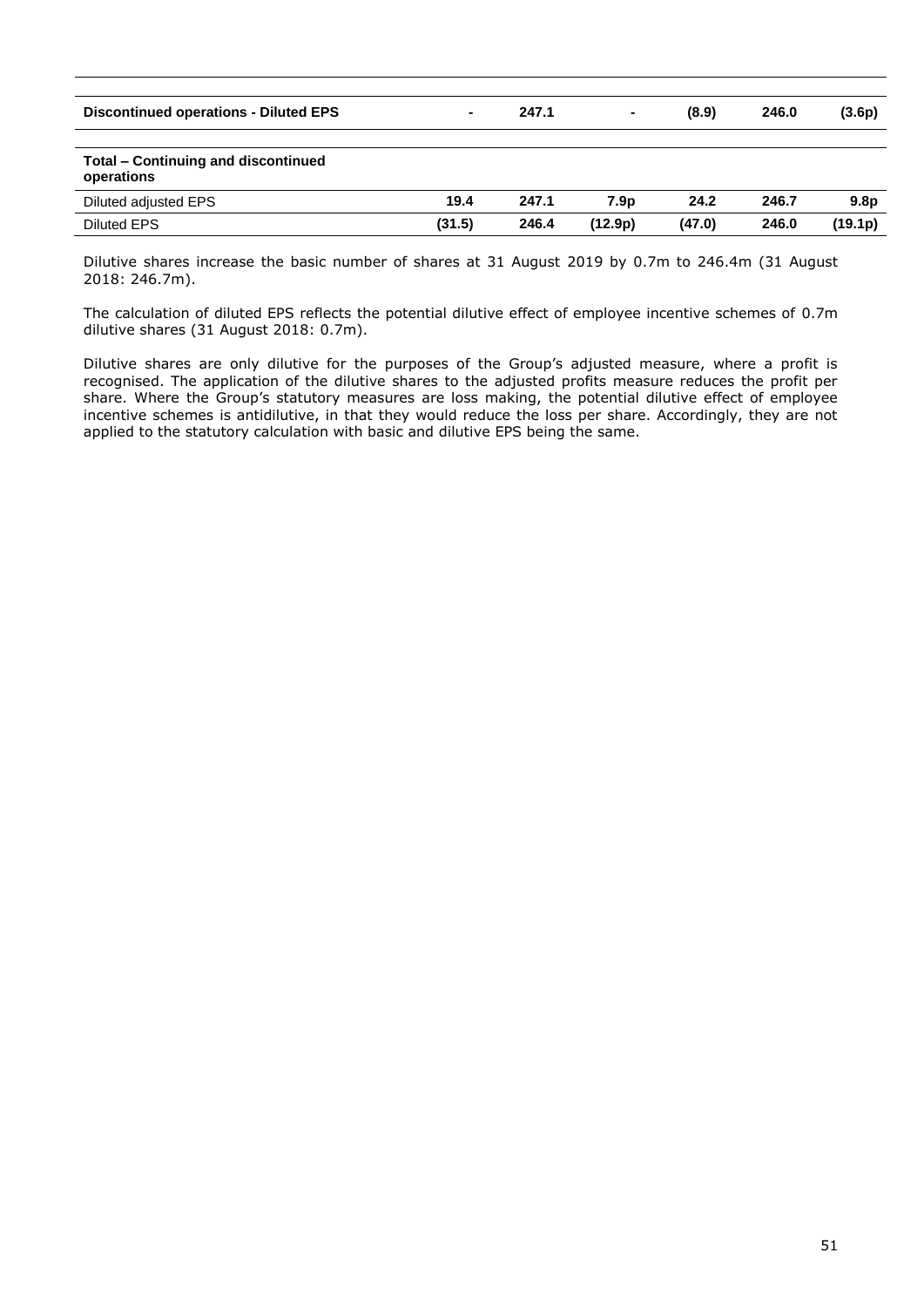| | | | | | | |
|---|---|---|---|---|---|---|
| **Discontinued operations - Diluted EPS** | **-** | **247.1** | **-** | **(8.9)** | **246.0** | **(3.6p)** |
| **Total – Continuing and discontinued operations** | | | | | | |
| Diluted adjusted EPS | **19.4** | **247.1** | **7.9p** | **24.2** | **246.7** | **9.8p** |
| Diluted EPS | **(31.5)** | **246.4** | **(12.9p)** | **(47.0)** | **246.0** | **(19.1p)** |

Dilutive shares increase the basic number of shares at 31 August 2019 by 0.7m to 246.4m (31 August 2018: 246.7m).

The calculation of diluted EPS reflects the potential dilutive effect of employee incentive schemes of 0.7m dilutive shares (31 August 2018: 0.7m).

Dilutive shares are only dilutive for the purposes of the Group's adjusted measure, where a profit is recognised. The application of the dilutive shares to the adjusted profits measure reduces the profit per share. Where the Group's statutory measures are loss making, the potential dilutive effect of employee incentive schemes is antidilutive, in that they would reduce the loss per share. Accordingly, they are not applied to the statutory calculation with basic and dilutive EPS being the same.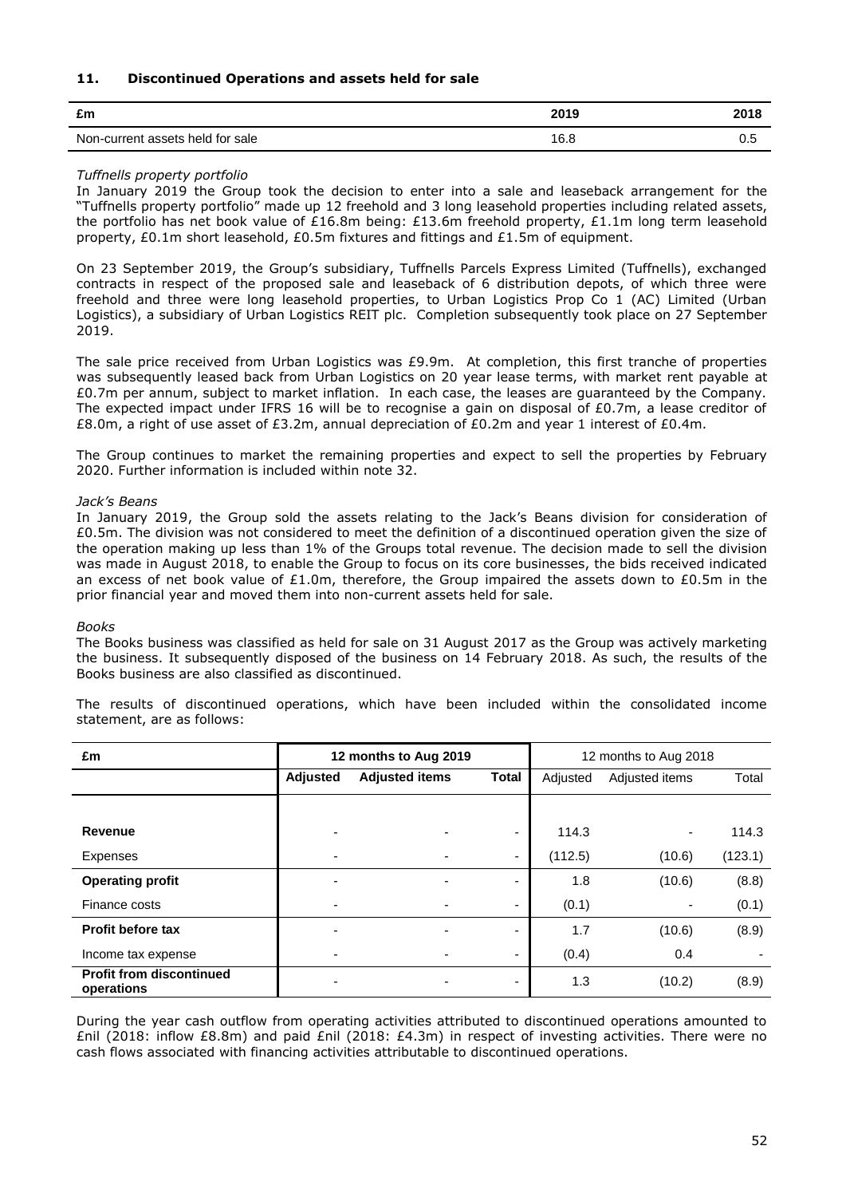## 11. Discontinued Operations and assets held for sale

| £m | 2019 | 2018 |
|---|---|---|
| Non-current assets held for sale | 16.8 | 0.5 |

*Tuffnells property portfolio*

In January 2019 the Group took the decision to enter into a sale and leaseback arrangement for the "Tuffnells property portfolio" made up 12 freehold and 3 long leasehold properties including related assets, the portfolio has net book value of £16.8m being: £13.6m freehold property, £1.1m long term leasehold property, £0.1m short leasehold, £0.5m fixtures and fittings and £1.5m of equipment.

On 23 September 2019, the Group's subsidiary, Tuffnells Parcels Express Limited (Tuffnells), exchanged contracts in respect of the proposed sale and leaseback of 6 distribution depots, of which three were freehold and three were long leasehold properties, to Urban Logistics Prop Co 1 (AC) Limited (Urban Logistics), a subsidiary of Urban Logistics REIT plc. Completion subsequently took place on 27 September 2019.

The sale price received from Urban Logistics was £9.9m. At completion, this first tranche of properties was subsequently leased back from Urban Logistics on 20 year lease terms, with market rent payable at £0.7m per annum, subject to market inflation. In each case, the leases are guaranteed by the Company. The expected impact under IFRS 16 will be to recognise a gain on disposal of £0.7m, a lease creditor of £8.0m, a right of use asset of £3.2m, annual depreciation of £0.2m and year 1 interest of £0.4m.

The Group continues to market the remaining properties and expect to sell the properties by February 2020. Further information is included within note 32.

*Jack's Beans*

In January 2019, the Group sold the assets relating to the Jack's Beans division for consideration of £0.5m. The division was not considered to meet the definition of a discontinued operation given the size of the operation making up less than 1% of the Groups total revenue. The decision made to sell the division was made in August 2018, to enable the Group to focus on its core businesses, the bids received indicated an excess of net book value of £1.0m, therefore, the Group impaired the assets down to £0.5m in the prior financial year and moved them into non-current assets held for sale.

*Books*

The Books business was classified as held for sale on 31 August 2017 as the Group was actively marketing the business. It subsequently disposed of the business on 14 February 2018. As such, the results of the Books business are also classified as discontinued.

The results of discontinued operations, which have been included within the consolidated income statement, are as follows:

| £m | 12 months to Aug 2019 | | | 12 months to Aug 2018 | | |
|---|---|---|---|---|---|---|
| | **Adjusted** | **Adjusted items** | **Total** | Adjusted | Adjusted items | Total |
| **Revenue** | - | - | - | 114.3 | - | 114.3 |
| Expenses | - | - | - | (112.5) | (10.6) | (123.1) |
| **Operating profit** | - | - | - | 1.8 | (10.6) | (8.8) |
| Finance costs | - | - | - | (0.1) | - | (0.1) |
| **Profit before tax** | - | - | - | 1.7 | (10.6) | (8.9) |
| Income tax expense | - | - | - | (0.4) | 0.4 | - |
| **Profit from discontinued operations** | - | - | - | 1.3 | (10.2) | (8.9) |

During the year cash outflow from operating activities attributed to discontinued operations amounted to £nil (2018: inflow £8.8m) and paid £nil (2018: £4.3m) in respect of investing activities. There were no cash flows associated with financing activities attributable to discontinued operations.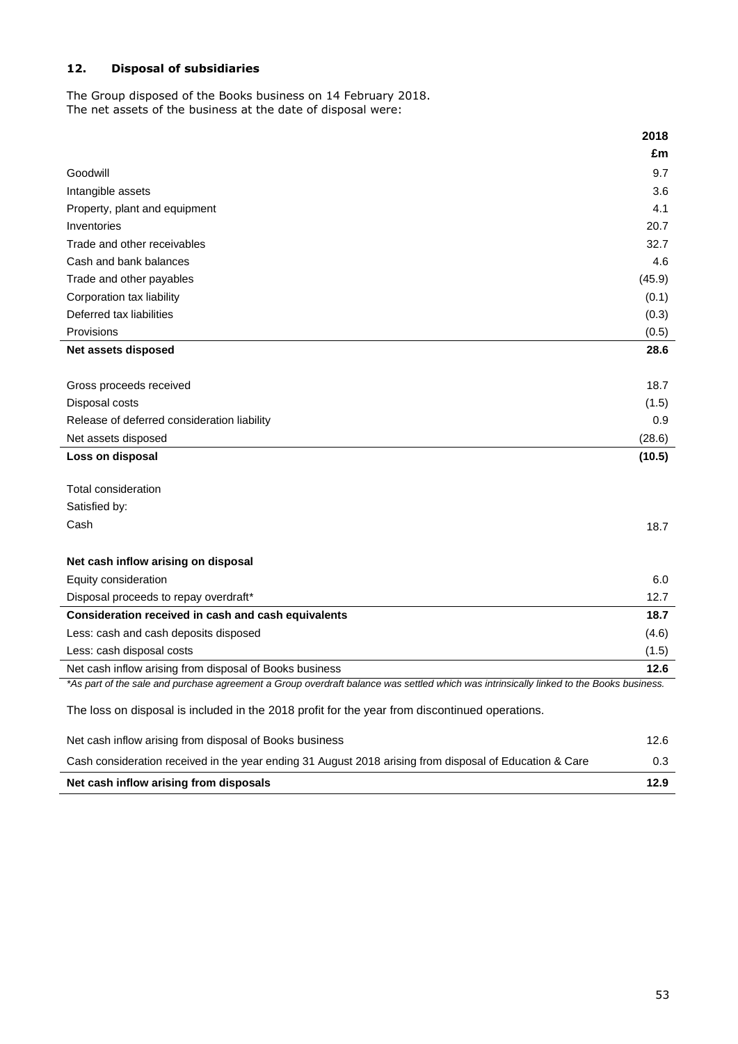## 12. Disposal of subsidiaries

The Group disposed of the Books business on 14 February 2018.
The net assets of the business at the date of disposal were:

| | 2018 |
|---|---|
| | £m |
| Goodwill | 9.7 |
| Intangible assets | 3.6 |
| Property, plant and equipment | 4.1 |
| Inventories | 20.7 |
| Trade and other receivables | 32.7 |
| Cash and bank balances | 4.6 |
| Trade and other payables | (45.9) |
| Corporation tax liability | (0.1) |
| Deferred tax liabilities | (0.3) |
| Provisions | (0.5) |
| **Net assets disposed** | **28.6** |
| | |
| Gross proceeds received | 18.7 |
| Disposal costs | (1.5) |
| Release of deferred consideration liability | 0.9 |
| Net assets disposed | (28.6) |
| **Loss on disposal** | **(10.5)** |
| | |
| Total consideration | |
| Satisfied by: | |
| Cash | 18.7 |
| | |
| **Net cash inflow arising on disposal** | |
| Equity consideration | 6.0 |
| Disposal proceeds to repay overdraft* | 12.7 |
| **Consideration received in cash and cash equivalents** | **18.7** |
| Less: cash and cash deposits disposed | (4.6) |
| Less: cash disposal costs | (1.5) |
| Net cash inflow arising from disposal of Books business | **12.6** |

*As part of the sale and purchase agreement a Group overdraft balance was settled which was intrinsically linked to the Books business.*

The loss on disposal is included in the 2018 profit for the year from discontinued operations.

| | |
|---|---|
| Net cash inflow arising from disposal of Books business | 12.6 |
| Cash consideration received in the year ending 31 August 2018 arising from disposal of Education & Care | 0.3 |
| **Net cash inflow arising from disposals** | **12.9** |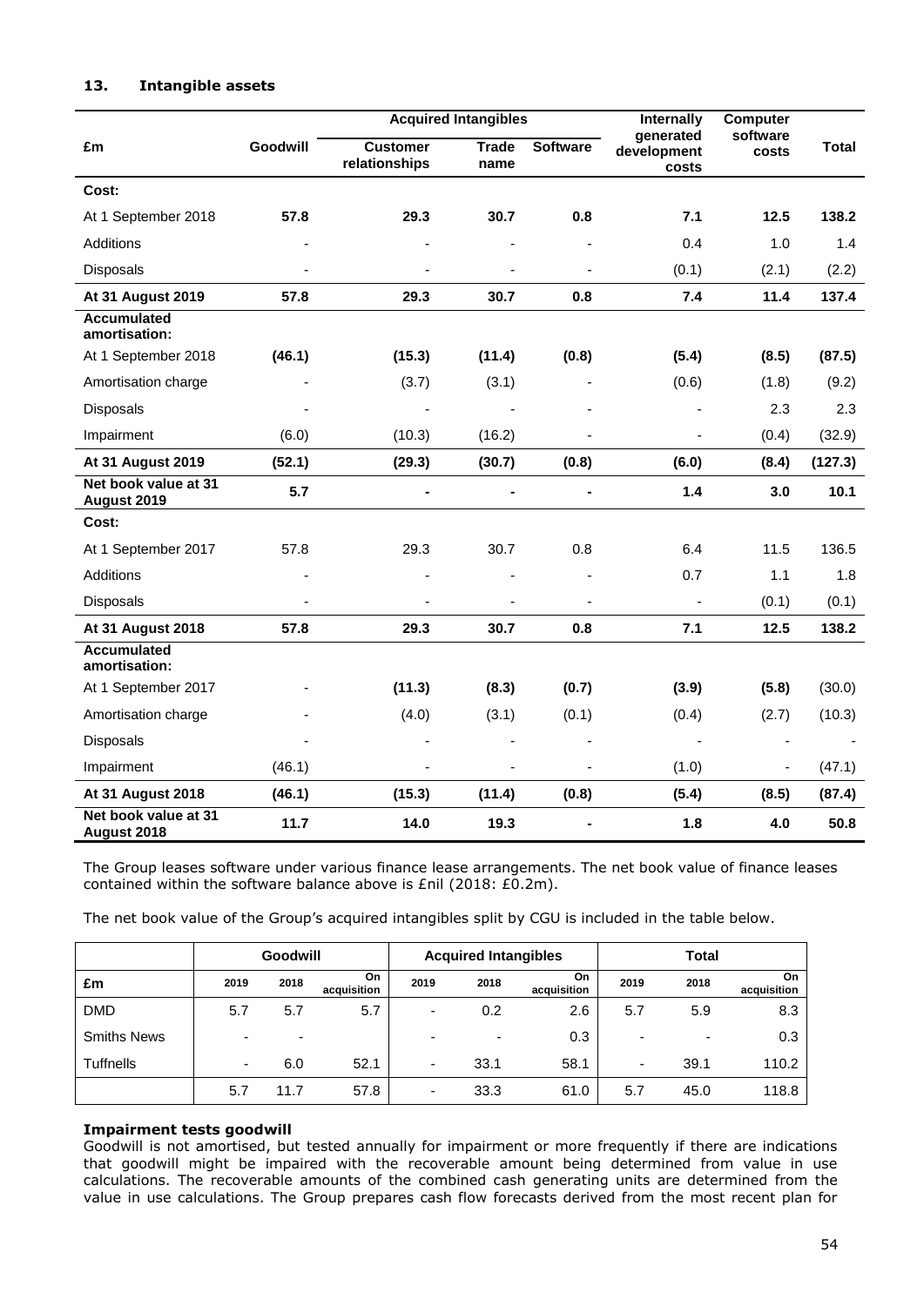### 13. Intangible assets

| £m | Goodwill | Acquired Intangibles | | | Internally generated development costs | Computer software costs | Total |
|---|---|---|---|---|---|---|---|
| | | Customer relationships | Trade name | Software | | | |
| **Cost:** | | | | | | | |
| At 1 September 2018 | **57.8** | **29.3** | **30.7** | **0.8** | **7.1** | **12.5** | **138.2** |
| Additions | - | - | - | - | 0.4 | 1.0 | 1.4 |
| Disposals | - | - | - | - | (0.1) | (2.1) | (2.2) |
| **At 31 August 2019** | **57.8** | **29.3** | **30.7** | **0.8** | **7.4** | **11.4** | **137.4** |
| **Accumulated amortisation:** | | | | | | | |
| At 1 September 2018 | **(46.1)** | **(15.3)** | **(11.4)** | **(0.8)** | **(5.4)** | **(8.5)** | **(87.5)** |
| Amortisation charge | - | (3.7) | (3.1) | - | (0.6) | (1.8) | (9.2) |
| Disposals | - | - | - | - | - | 2.3 | 2.3 |
| Impairment | (6.0) | (10.3) | (16.2) | - | - | (0.4) | (32.9) |
| **At 31 August 2019** | **(52.1)** | **(29.3)** | **(30.7)** | **(0.8)** | **(6.0)** | **(8.4)** | **(127.3)** |
| **Net book value at 31 August 2019** | **5.7** | **-** | **-** | **-** | **1.4** | **3.0** | **10.1** |
| **Cost:** | | | | | | | |
| At 1 September 2017 | 57.8 | 29.3 | 30.7 | 0.8 | 6.4 | 11.5 | 136.5 |
| Additions | - | - | - | - | 0.7 | 1.1 | 1.8 |
| Disposals | - | - | - | - | - | (0.1) | (0.1) |
| **At 31 August 2018** | **57.8** | **29.3** | **30.7** | **0.8** | **7.1** | **12.5** | **138.2** |
| **Accumulated amortisation:** | | | | | | | |
| At 1 September 2017 | - | **(11.3)** | **(8.3)** | **(0.7)** | **(3.9)** | **(5.8)** | (30.0) |
| Amortisation charge | - | (4.0) | (3.1) | (0.1) | (0.4) | (2.7) | (10.3) |
| Disposals | - | - | - | - | - | - | - |
| Impairment | (46.1) | - | - | - | (1.0) | - | (47.1) |
| **At 31 August 2018** | **(46.1)** | **(15.3)** | **(11.4)** | **(0.8)** | **(5.4)** | **(8.5)** | **(87.4)** |
| **Net book value at 31 August 2018** | **11.7** | **14.0** | **19.3** | **-** | **1.8** | **4.0** | **50.8** |

The Group leases software under various finance lease arrangements. The net book value of finance leases contained within the software balance above is £nil (2018: £0.2m).

The net book value of the Group's acquired intangibles split by CGU is included in the table below.

| £m | Goodwill | | | Acquired Intangibles | | | Total | | |
|---|---|---|---|---|---|---|---|---|---|
| | 2019 | 2018 | On acquisition | 2019 | 2018 | On acquisition | 2019 | 2018 | On acquisition |
| DMD | 5.7 | 5.7 | 5.7 | - | 0.2 | 2.6 | 5.7 | 5.9 | 8.3 |
| Smiths News | - | - | | - | - | 0.3 | - | - | 0.3 |
| Tuffnells | - | 6.0 | 52.1 | - | 33.1 | 58.1 | - | 39.1 | 110.2 |
| | 5.7 | 11.7 | 57.8 | - | 33.3 | 61.0 | 5.7 | 45.0 | 118.8 |

**Impairment tests goodwill**

Goodwill is not amortised, but tested annually for impairment or more frequently if there are indications that goodwill might be impaired with the recoverable amount being determined from value in use calculations. The recoverable amounts of the combined cash generating units are determined from the value in use calculations. The Group prepares cash flow forecasts derived from the most recent plan for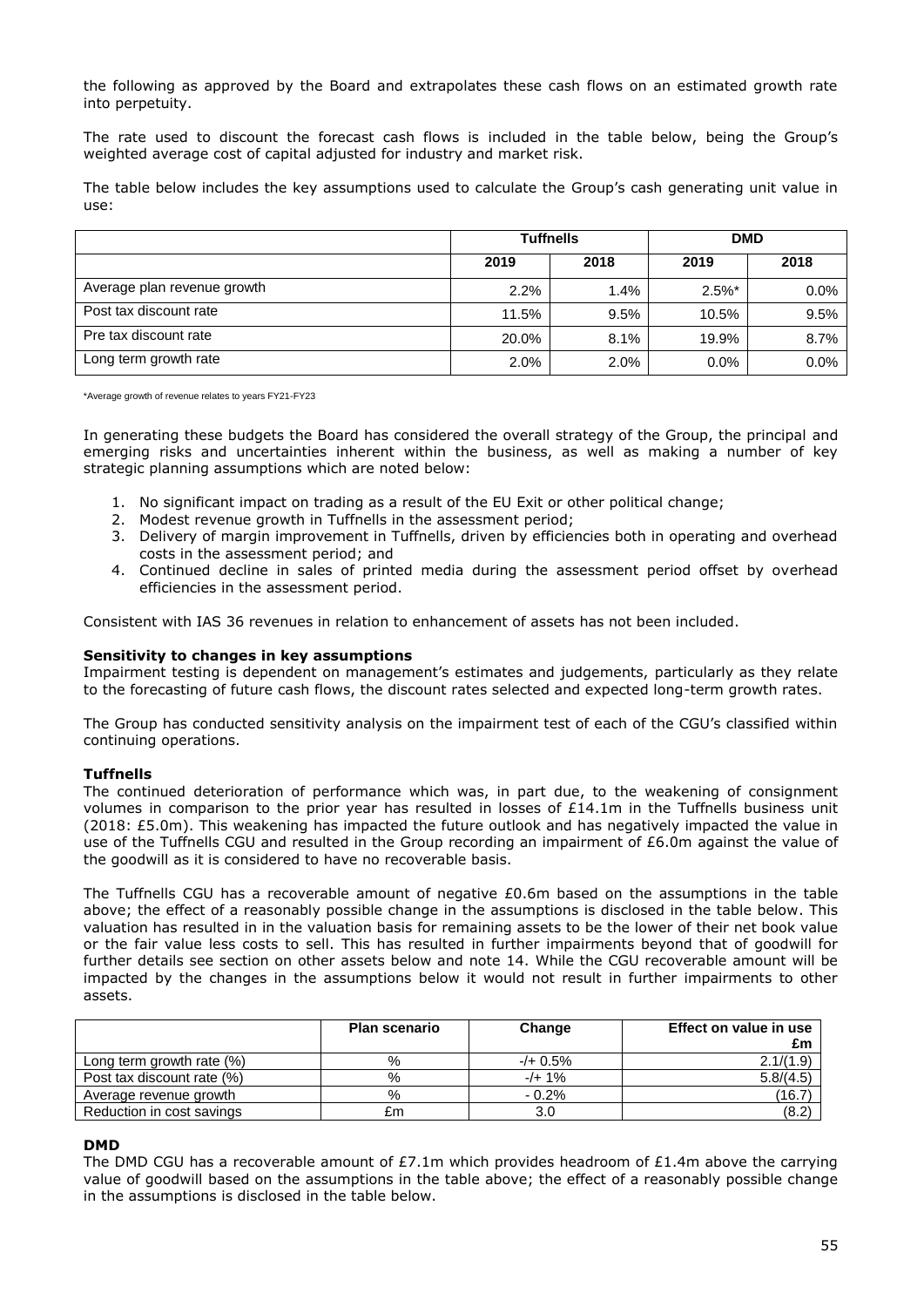the following as approved by the Board and extrapolates these cash flows on an estimated growth rate into perpetuity.

The rate used to discount the forecast cash flows is included in the table below, being the Group's weighted average cost of capital adjusted for industry and market risk.

The table below includes the key assumptions used to calculate the Group's cash generating unit value in use:

| | Tuffnells | | DMD | |
|---|---|---|---|---|
| | 2019 | 2018 | 2019 | 2018 |
| Average plan revenue growth | 2.2% | 1.4% | 2.5%* | 0.0% |
| Post tax discount rate | 11.5% | 9.5% | 10.5% | 9.5% |
| Pre tax discount rate | 20.0% | 8.1% | 19.9% | 8.7% |
| Long term growth rate | 2.0% | 2.0% | 0.0% | 0.0% |

*Average growth of revenue relates to years FY21-FY23

In generating these budgets the Board has considered the overall strategy of the Group, the principal and emerging risks and uncertainties inherent within the business, as well as making a number of key strategic planning assumptions which are noted below:

1. No significant impact on trading as a result of the EU Exit or other political change;
2. Modest revenue growth in Tuffnells in the assessment period;
3. Delivery of margin improvement in Tuffnells, driven by efficiencies both in operating and overhead costs in the assessment period; and
4. Continued decline in sales of printed media during the assessment period offset by overhead efficiencies in the assessment period.

Consistent with IAS 36 revenues in relation to enhancement of assets has not been included.

**Sensitivity to changes in key assumptions**

Impairment testing is dependent on management's estimates and judgements, particularly as they relate to the forecasting of future cash flows, the discount rates selected and expected long-term growth rates.

The Group has conducted sensitivity analysis on the impairment test of each of the CGU's classified within continuing operations.

**Tuffnells**

The continued deterioration of performance which was, in part due, to the weakening of consignment volumes in comparison to the prior year has resulted in losses of £14.1m in the Tuffnells business unit (2018: £5.0m). This weakening has impacted the future outlook and has negatively impacted the value in use of the Tuffnells CGU and resulted in the Group recording an impairment of £6.0m against the value of the goodwill as it is considered to have no recoverable basis.

The Tuffnells CGU has a recoverable amount of negative £0.6m based on the assumptions in the table above; the effect of a reasonably possible change in the assumptions is disclosed in the table below. This valuation has resulted in in the valuation basis for remaining assets to be the lower of their net book value or the fair value less costs to sell. This has resulted in further impairments beyond that of goodwill for further details see section on other assets below and note 14. While the CGU recoverable amount will be impacted by the changes in the assumptions below it would not result in further impairments to other assets.

| | Plan scenario | Change | Effect on value in use £m |
|---|---|---|---|
| Long term growth rate (%) | % | -/+ 0.5% | 2.1/(1.9) |
| Post tax discount rate (%) | % | -/+ 1% | 5.8/(4.5) |
| Average revenue growth | % | - 0.2% | (16.7) |
| Reduction in cost savings | £m | 3.0 | (8.2) |

**DMD**

The DMD CGU has a recoverable amount of £7.1m which provides headroom of £1.4m above the carrying value of goodwill based on the assumptions in the table above; the effect of a reasonably possible change in the assumptions is disclosed in the table below.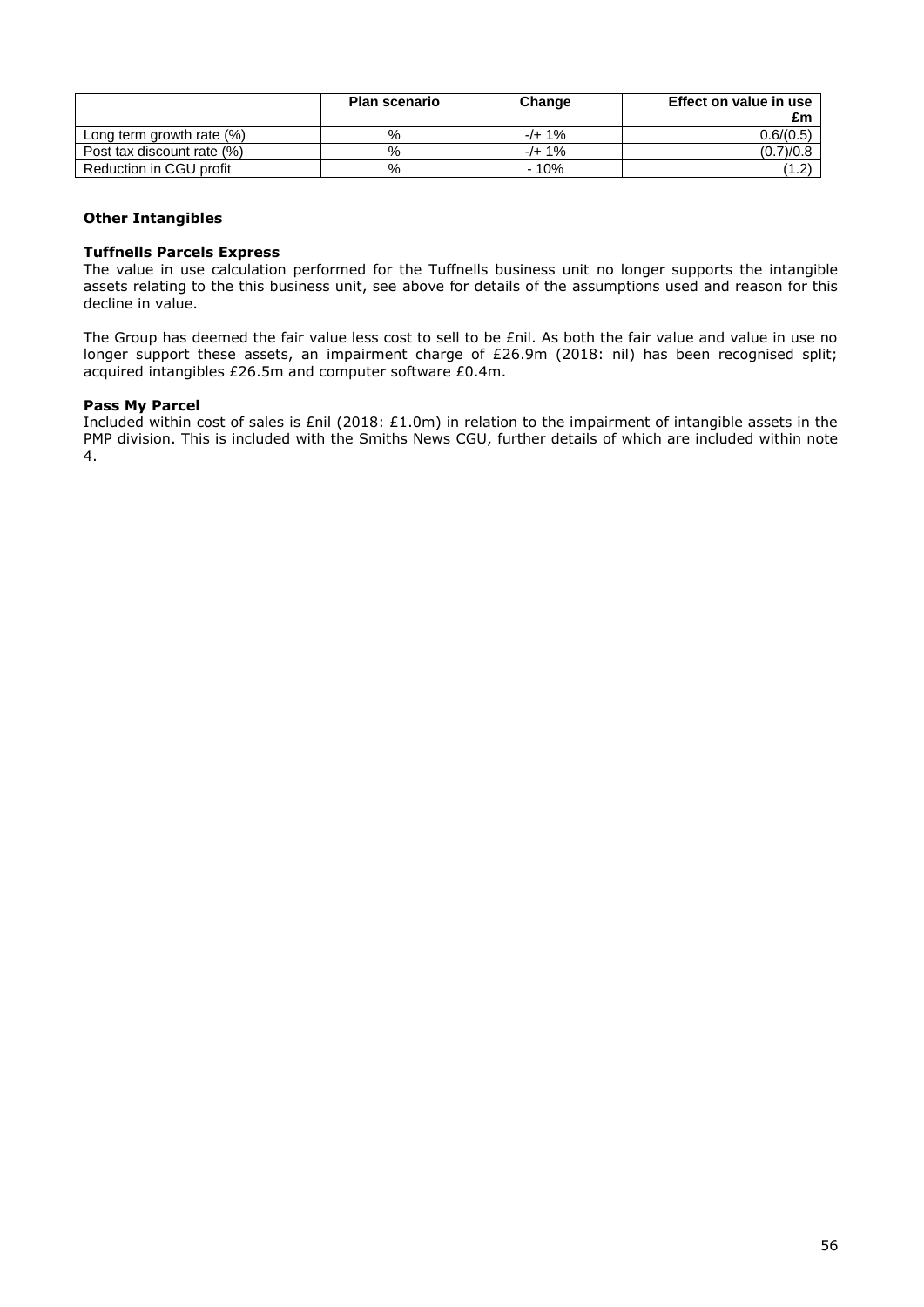| | Plan scenario | Change | Effect on value in use £m |
|---|---|---|---|
| Long term growth rate (%) | % | -/+ 1% | 0.6/(0.5) |
| Post tax discount rate (%) | % | -/+ 1% | (0.7)/0.8 |
| Reduction in CGU profit | % | - 10% | (1.2) |

**Other Intangibles**

**Tuffnells Parcels Express**

The value in use calculation performed for the Tuffnells business unit no longer supports the intangible assets relating to the this business unit, see above for details of the assumptions used and reason for this decline in value.

The Group has deemed the fair value less cost to sell to be £nil. As both the fair value and value in use no longer support these assets, an impairment charge of £26.9m (2018: nil) has been recognised split; acquired intangibles £26.5m and computer software £0.4m.

**Pass My Parcel**

Included within cost of sales is £nil (2018: £1.0m) in relation to the impairment of intangible assets in the PMP division. This is included with the Smiths News CGU, further details of which are included within note 4.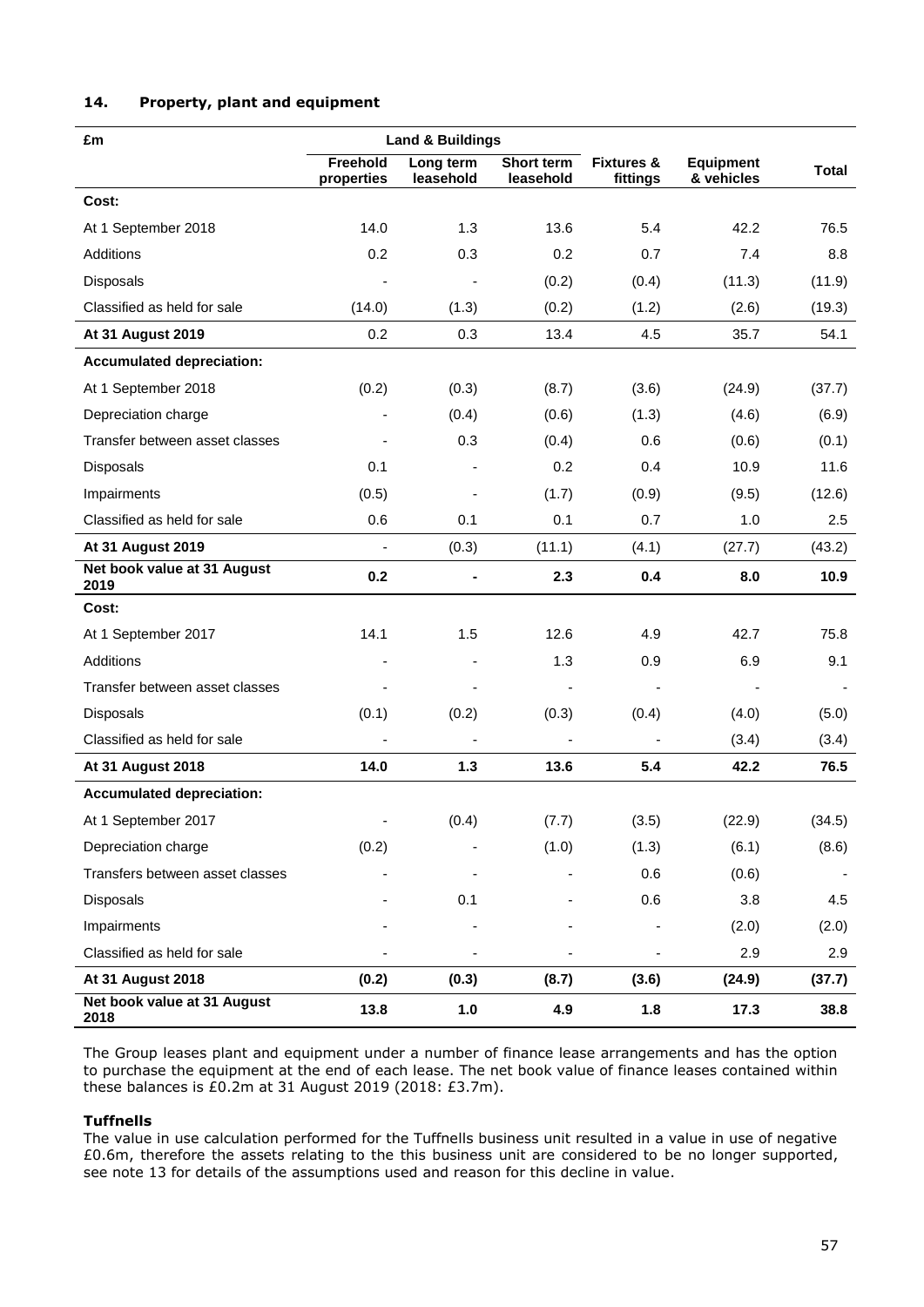### 14. Property, plant and equipment

| £m | Land & Buildings | | | | | |
|---|---|---|---|---|---|---|
| | Freehold properties | Long term leasehold | Short term leasehold | Fixtures & fittings | Equipment & vehicles | Total |
| **Cost:** | | | | | | |
| At 1 September 2018 | 14.0 | 1.3 | 13.6 | 5.4 | 42.2 | 76.5 |
| Additions | 0.2 | 0.3 | 0.2 | 0.7 | 7.4 | 8.8 |
| Disposals | - | - | (0.2) | (0.4) | (11.3) | (11.9) |
| Classified as held for sale | (14.0) | (1.3) | (0.2) | (1.2) | (2.6) | (19.3) |
| **At 31 August 2019** | 0.2 | 0.3 | 13.4 | 4.5 | 35.7 | 54.1 |
| **Accumulated depreciation:** | | | | | | |
| At 1 September 2018 | (0.2) | (0.3) | (8.7) | (3.6) | (24.9) | (37.7) |
| Depreciation charge | - | (0.4) | (0.6) | (1.3) | (4.6) | (6.9) |
| Transfer between asset classes | - | 0.3 | (0.4) | 0.6 | (0.6) | (0.1) |
| Disposals | 0.1 | - | 0.2 | 0.4 | 10.9 | 11.6 |
| Impairments | (0.5) | - | (1.7) | (0.9) | (9.5) | (12.6) |
| Classified as held for sale | 0.6 | 0.1 | 0.1 | 0.7 | 1.0 | 2.5 |
| **At 31 August 2019** | - | (0.3) | (11.1) | (4.1) | (27.7) | (43.2) |
| **Net book value at 31 August 2019** | **0.2** | **-** | **2.3** | **0.4** | **8.0** | **10.9** |
| **Cost:** | | | | | | |
| At 1 September 2017 | 14.1 | 1.5 | 12.6 | 4.9 | 42.7 | 75.8 |
| Additions | - | - | 1.3 | 0.9 | 6.9 | 9.1 |
| Transfer between asset classes | - | - | - | - | - | - |
| Disposals | (0.1) | (0.2) | (0.3) | (0.4) | (4.0) | (5.0) |
| Classified as held for sale | - | - | - | - | (3.4) | (3.4) |
| **At 31 August 2018** | **14.0** | **1.3** | **13.6** | **5.4** | **42.2** | **76.5** |
| **Accumulated depreciation:** | | | | | | |
| At 1 September 2017 | - | (0.4) | (7.7) | (3.5) | (22.9) | (34.5) |
| Depreciation charge | (0.2) | - | (1.0) | (1.3) | (6.1) | (8.6) |
| Transfers between asset classes | - | - | - | 0.6 | (0.6) | - |
| Disposals | - | 0.1 | - | 0.6 | 3.8 | 4.5 |
| Impairments | - | - | - | - | (2.0) | (2.0) |
| Classified as held for sale | - | - | - | - | 2.9 | 2.9 |
| **At 31 August 2018** | **(0.2)** | **(0.3)** | **(8.7)** | **(3.6)** | **(24.9)** | **(37.7)** |
| **Net book value at 31 August 2018** | **13.8** | **1.0** | **4.9** | **1.8** | **17.3** | **38.8** |

The Group leases plant and equipment under a number of finance lease arrangements and has the option to purchase the equipment at the end of each lease. The net book value of finance leases contained within these balances is £0.2m at 31 August 2019 (2018: £3.7m).

**Tuffnells**

The value in use calculation performed for the Tuffnells business unit resulted in a value in use of negative £0.6m, therefore the assets relating to the this business unit are considered to be no longer supported, see note 13 for details of the assumptions used and reason for this decline in value.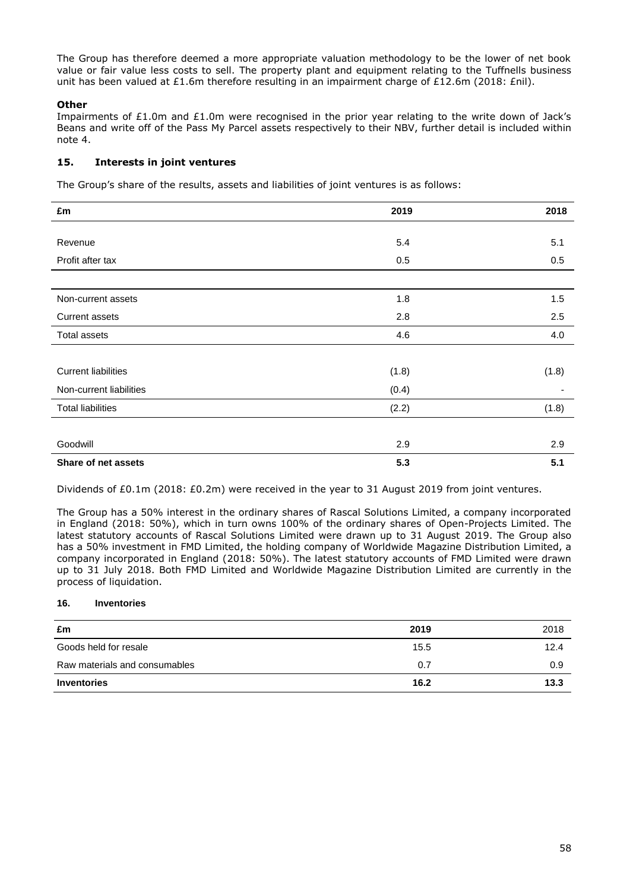The Group has therefore deemed a more appropriate valuation methodology to be the lower of net book value or fair value less costs to sell. The property plant and equipment relating to the Tuffnells business unit has been valued at £1.6m therefore resulting in an impairment charge of £12.6m (2018: £nil).

**Other**

Impairments of £1.0m and £1.0m were recognised in the prior year relating to the write down of Jack's Beans and write off of the Pass My Parcel assets respectively to their NBV, further detail is included within note 4.

## 15. Interests in joint ventures

The Group's share of the results, assets and liabilities of joint ventures is as follows:

| £m | 2019 | 2018 |
|---|---|---|
| Revenue | 5.4 | 5.1 |
| Profit after tax | 0.5 | 0.5 |
| | | |
| Non-current assets | 1.8 | 1.5 |
| Current assets | 2.8 | 2.5 |
| Total assets | 4.6 | 4.0 |
| | | |
| Current liabilities | (1.8) | (1.8) |
| Non-current liabilities | (0.4) | - |
| Total liabilities | (2.2) | (1.8) |
| | | |
| Goodwill | 2.9 | 2.9 |
| **Share of net assets** | **5.3** | **5.1** |

Dividends of £0.1m (2018: £0.2m) were received in the year to 31 August 2019 from joint ventures.

The Group has a 50% interest in the ordinary shares of Rascal Solutions Limited, a company incorporated in England (2018: 50%), which in turn owns 100% of the ordinary shares of Open-Projects Limited. The latest statutory accounts of Rascal Solutions Limited were drawn up to 31 August 2019. The Group also has a 50% investment in FMD Limited, the holding company of Worldwide Magazine Distribution Limited, a company incorporated in England (2018: 50%). The latest statutory accounts of FMD Limited were drawn up to 31 July 2018. Both FMD Limited and Worldwide Magazine Distribution Limited are currently in the process of liquidation.

## 16. Inventories

| £m | 2019 | 2018 |
|---|---|---|
| Goods held for resale | 15.5 | 12.4 |
| Raw materials and consumables | 0.7 | 0.9 |
| **Inventories** | **16.2** | **13.3** |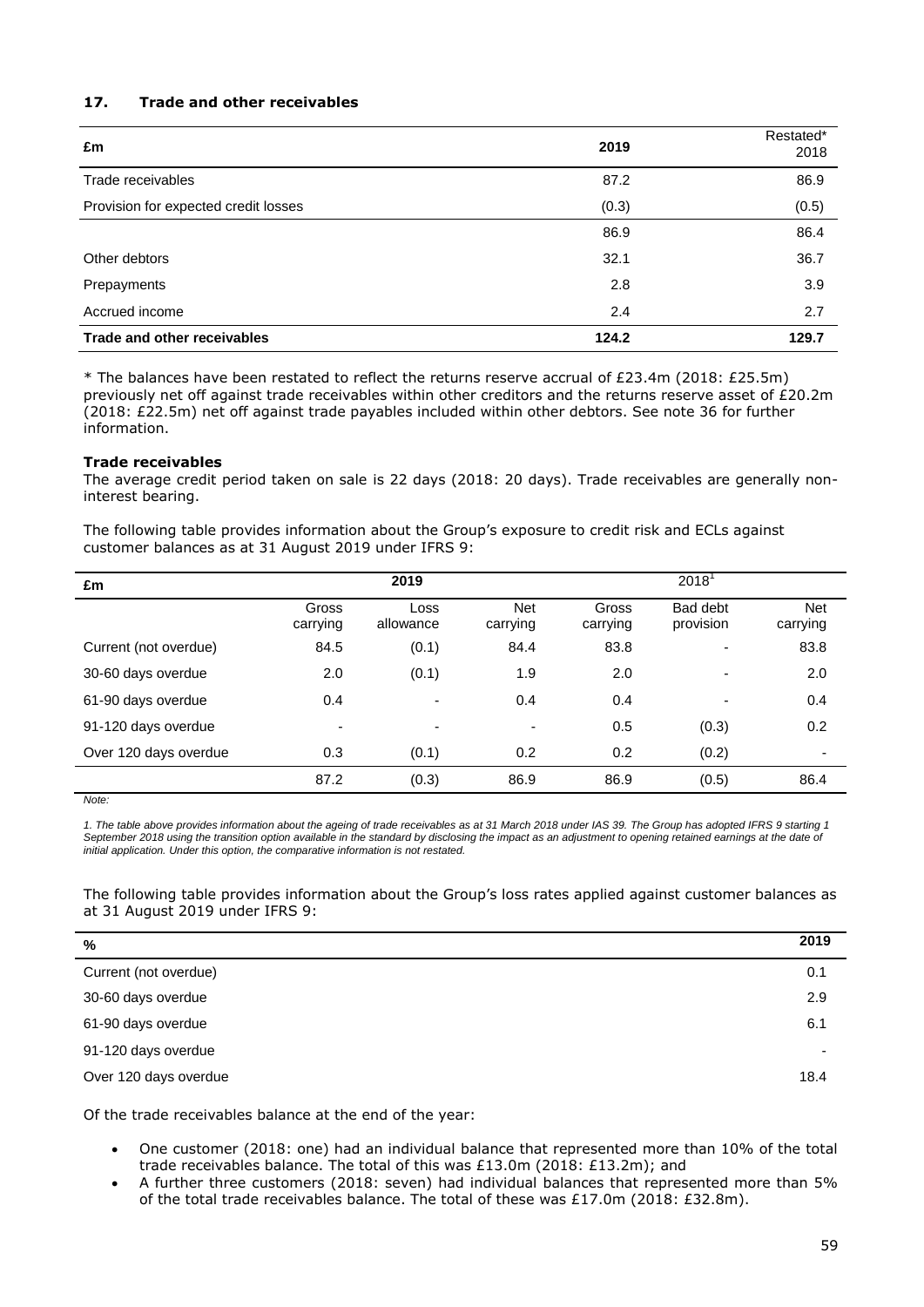### 17. Trade and other receivables

| £m | 2019 | Restated* 2018 |
|---|---|---|
| Trade receivables | 87.2 | 86.9 |
| Provision for expected credit losses | (0.3) | (0.5) |
| | 86.9 | 86.4 |
| Other debtors | 32.1 | 36.7 |
| Prepayments | 2.8 | 3.9 |
| Accrued income | 2.4 | 2.7 |
| **Trade and other receivables** | **124.2** | **129.7** |

* The balances have been restated to reflect the returns reserve accrual of £23.4m (2018: £25.5m) previously net off against trade receivables within other creditors and the returns reserve asset of £20.2m (2018: £22.5m) net off against trade payables included within other debtors. See note 36 for further information.

**Trade receivables**

The average credit period taken on sale is 22 days (2018: 20 days). Trade receivables are generally non-interest bearing.

The following table provides information about the Group's exposure to credit risk and ECLs against customer balances as at 31 August 2019 under IFRS 9:

| £m | 2019 | | | 2018[1] | | |
|---|---|---|---|---|---|---|
| | Gross carrying | Loss allowance | Net carrying | Gross carrying | Bad debt provision | Net carrying |
| Current (not overdue) | 84.5 | (0.1) | 84.4 | 83.8 | - | 83.8 |
| 30-60 days overdue | 2.0 | (0.1) | 1.9 | 2.0 | - | 2.0 |
| 61-90 days overdue | 0.4 | - | 0.4 | 0.4 | - | 0.4 |
| 91-120 days overdue | - | - | - | 0.5 | (0.3) | 0.2 |
| Over 120 days overdue | 0.3 | (0.1) | 0.2 | 0.2 | (0.2) | - |
| | 87.2 | (0.3) | 86.9 | 86.9 | (0.5) | 86.4 |

*Note:*

*1. The table above provides information about the ageing of trade receivables as at 31 March 2018 under IAS 39. The Group has adopted IFRS 9 starting 1 September 2018 using the transition option available in the standard by disclosing the impact as an adjustment to opening retained earnings at the date of initial application. Under this option, the comparative information is not restated.*

The following table provides information about the Group's loss rates applied against customer balances as at 31 August 2019 under IFRS 9:

| % | 2019 |
|---|---|
| Current (not overdue) | 0.1 |
| 30-60 days overdue | 2.9 |
| 61-90 days overdue | 6.1 |
| 91-120 days overdue | - |
| Over 120 days overdue | 18.4 |

Of the trade receivables balance at the end of the year:

- One customer (2018: one) had an individual balance that represented more than 10% of the total trade receivables balance. The total of this was £13.0m (2018: £13.2m); and
- A further three customers (2018: seven) had individual balances that represented more than 5% of the total trade receivables balance. The total of these was £17.0m (2018: £32.8m).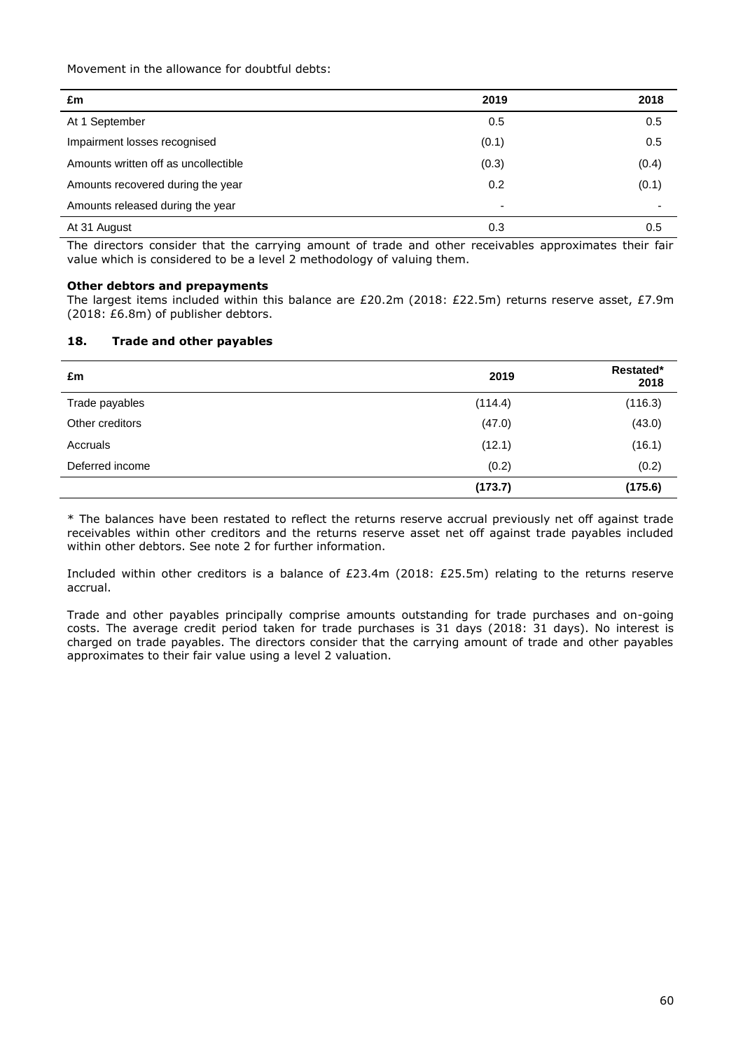Movement in the allowance for doubtful debts:

| £m | 2019 | 2018 |
|---|---|---|
| At 1 September | 0.5 | 0.5 |
| Impairment losses recognised | (0.1) | 0.5 |
| Amounts written off as uncollectible | (0.3) | (0.4) |
| Amounts recovered during the year | 0.2 | (0.1) |
| Amounts released during the year | - | - |
| At 31 August | 0.3 | 0.5 |

The directors consider that the carrying amount of trade and other receivables approximates their fair value which is considered to be a level 2 methodology of valuing them.

**Other debtors and prepayments**

The largest items included within this balance are £20.2m (2018: £22.5m) returns reserve asset, £7.9m (2018: £6.8m) of publisher debtors.

### 18. Trade and other payables

| £m | 2019 | Restated* 2018 |
|---|---|---|
| Trade payables | (114.4) | (116.3) |
| Other creditors | (47.0) | (43.0) |
| Accruals | (12.1) | (16.1) |
| Deferred income | (0.2) | (0.2) |
| | **(173.7)** | **(175.6)** |

* The balances have been restated to reflect the returns reserve accrual previously net off against trade receivables within other creditors and the returns reserve asset net off against trade payables included within other debtors. See note 2 for further information.

Included within other creditors is a balance of £23.4m (2018: £25.5m) relating to the returns reserve accrual.

Trade and other payables principally comprise amounts outstanding for trade purchases and on-going costs. The average credit period taken for trade purchases is 31 days (2018: 31 days). No interest is charged on trade payables. The directors consider that the carrying amount of trade and other payables approximates to their fair value using a level 2 valuation.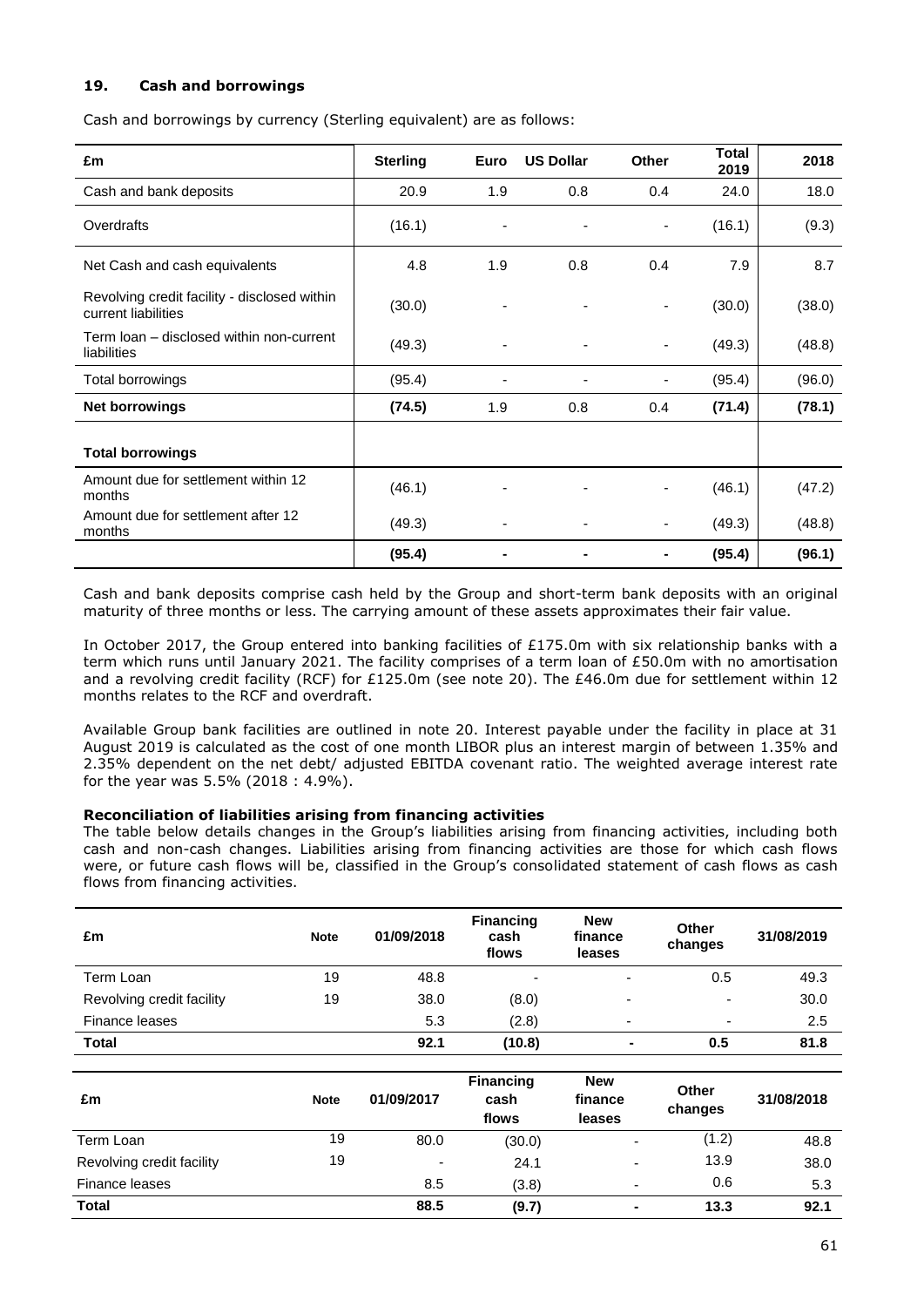## 19. Cash and borrowings

Cash and borrowings by currency (Sterling equivalent) are as follows:

| £m | Sterling | Euro | US Dollar | Other | Total 2019 | 2018 |
|---|---|---|---|---|---|---|
| Cash and bank deposits | 20.9 | 1.9 | 0.8 | 0.4 | 24.0 | 18.0 |
| Overdrafts | (16.1) | - | - | - | (16.1) | (9.3) |
| Net Cash and cash equivalents | 4.8 | 1.9 | 0.8 | 0.4 | 7.9 | 8.7 |
| Revolving credit facility - disclosed within current liabilities | (30.0) | - | - | - | (30.0) | (38.0) |
| Term loan – disclosed within non-current liabilities | (49.3) | - | - | - | (49.3) | (48.8) |
| Total borrowings | (95.4) | - | - | - | (95.4) | (96.0) |
| **Net borrowings** | **(74.5)** | 1.9 | 0.8 | 0.4 | **(71.4)** | **(78.1)** |
| **Total borrowings** | | | | | | |
| Amount due for settlement within 12 months | (46.1) | - | - | - | (46.1) | (47.2) |
| Amount due for settlement after 12 months | (49.3) | - | - | - | (49.3) | (48.8) |
| | **(95.4)** | **-** | **-** | **-** | **(95.4)** | **(96.1)** |

Cash and bank deposits comprise cash held by the Group and short-term bank deposits with an original maturity of three months or less. The carrying amount of these assets approximates their fair value.

In October 2017, the Group entered into banking facilities of £175.0m with six relationship banks with a term which runs until January 2021. The facility comprises of a term loan of £50.0m with no amortisation and a revolving credit facility (RCF) for £125.0m (see note 20). The £46.0m due for settlement within 12 months relates to the RCF and overdraft.

Available Group bank facilities are outlined in note 20. Interest payable under the facility in place at 31 August 2019 is calculated as the cost of one month LIBOR plus an interest margin of between 1.35% and 2.35% dependent on the net debt/ adjusted EBITDA covenant ratio. The weighted average interest rate for the year was 5.5% (2018 : 4.9%).

**Reconciliation of liabilities arising from financing activities**

The table below details changes in the Group's liabilities arising from financing activities, including both cash and non-cash changes. Liabilities arising from financing activities are those for which cash flows were, or future cash flows will be, classified in the Group's consolidated statement of cash flows as cash flows from financing activities.

| £m | Note | 01/09/2018 | Financing cash flows | New finance leases | Other changes | 31/08/2019 |
|---|---|---|---|---|---|---|
| Term Loan | 19 | 48.8 | - | - | 0.5 | 49.3 |
| Revolving credit facility | 19 | 38.0 | (8.0) | - | - | 30.0 |
| Finance leases | | 5.3 | (2.8) | - | - | 2.5 |
| **Total** | | **92.1** | **(10.8)** | **-** | **0.5** | **81.8** |

| £m | Note | 01/09/2017 | Financing cash flows | New finance leases | Other changes | 31/08/2018 |
|---|---|---|---|---|---|---|
| Term Loan | 19 | 80.0 | (30.0) | - | (1.2) | 48.8 |
| Revolving credit facility | 19 | - | 24.1 | - | 13.9 | 38.0 |
| Finance leases | | 8.5 | (3.8) | - | 0.6 | 5.3 |
| **Total** | | **88.5** | **(9.7)** | **-** | **13.3** | **92.1** |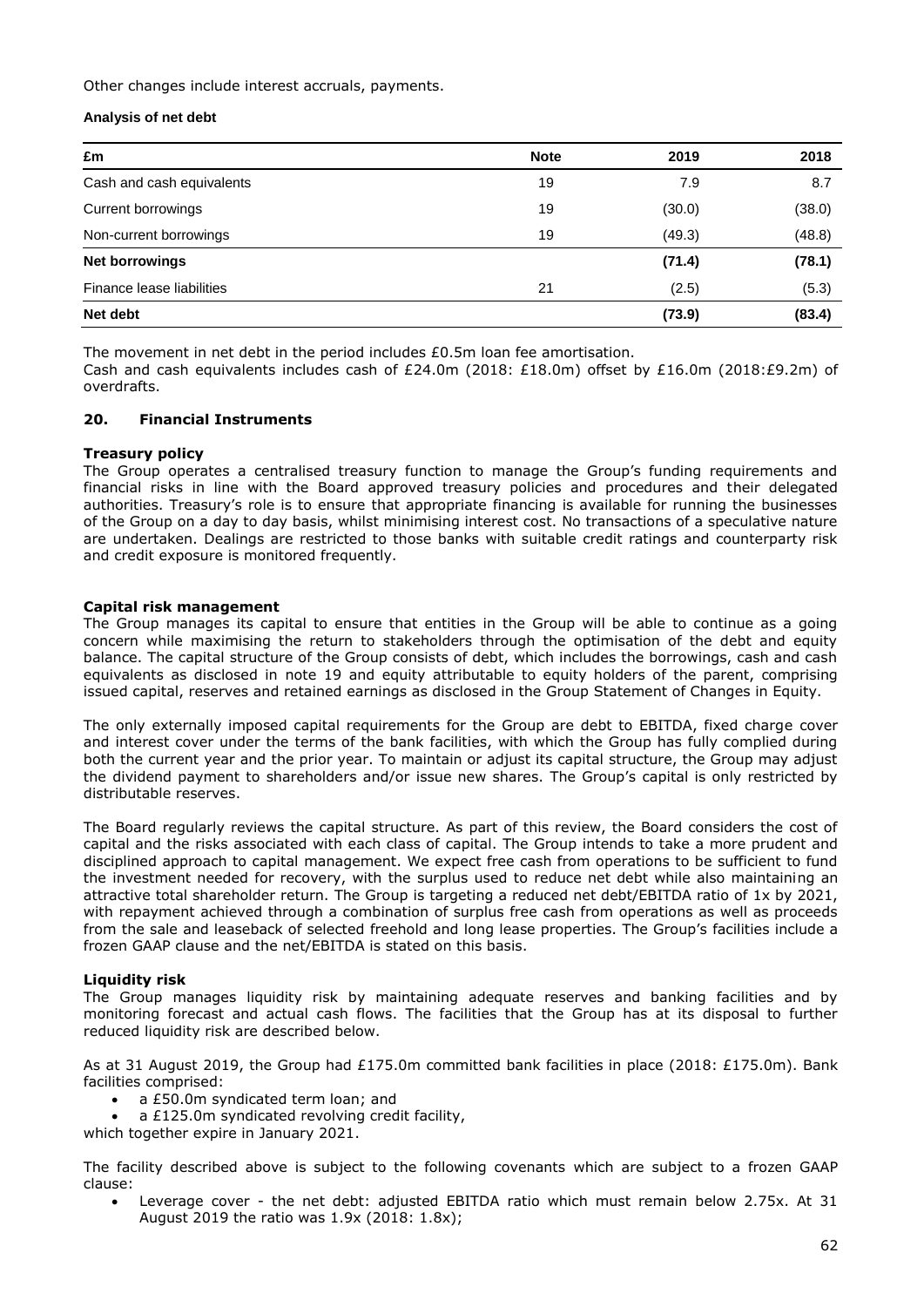Other changes include interest accruals, payments.

**Analysis of net debt**

| £m | Note | 2019 | 2018 |
|---|---|---|---|
| Cash and cash equivalents | 19 | 7.9 | 8.7 |
| Current borrowings | 19 | (30.0) | (38.0) |
| Non-current borrowings | 19 | (49.3) | (48.8) |
| **Net borrowings** | | **(71.4)** | **(78.1)** |
| Finance lease liabilities | 21 | (2.5) | (5.3) |
| **Net debt** | | **(73.9)** | **(83.4)** |

The movement in net debt in the period includes £0.5m loan fee amortisation.
Cash and cash equivalents includes cash of £24.0m (2018: £18.0m) offset by £16.0m (2018:£9.2m) of overdrafts.

## 20. Financial Instruments

**Treasury policy**
The Group operates a centralised treasury function to manage the Group's funding requirements and financial risks in line with the Board approved treasury policies and procedures and their delegated authorities. Treasury's role is to ensure that appropriate financing is available for running the businesses of the Group on a day to day basis, whilst minimising interest cost. No transactions of a speculative nature are undertaken. Dealings are restricted to those banks with suitable credit ratings and counterparty risk and credit exposure is monitored frequently.

**Capital risk management**
The Group manages its capital to ensure that entities in the Group will be able to continue as a going concern while maximising the return to stakeholders through the optimisation of the debt and equity balance. The capital structure of the Group consists of debt, which includes the borrowings, cash and cash equivalents as disclosed in note 19 and equity attributable to equity holders of the parent, comprising issued capital, reserves and retained earnings as disclosed in the Group Statement of Changes in Equity.

The only externally imposed capital requirements for the Group are debt to EBITDA, fixed charge cover and interest cover under the terms of the bank facilities, with which the Group has fully complied during both the current year and the prior year. To maintain or adjust its capital structure, the Group may adjust the dividend payment to shareholders and/or issue new shares. The Group's capital is only restricted by distributable reserves.

The Board regularly reviews the capital structure. As part of this review, the Board considers the cost of capital and the risks associated with each class of capital. The Group intends to take a more prudent and disciplined approach to capital management. We expect free cash from operations to be sufficient to fund the investment needed for recovery, with the surplus used to reduce net debt while also maintaining an attractive total shareholder return. The Group is targeting a reduced net debt/EBITDA ratio of 1x by 2021, with repayment achieved through a combination of surplus free cash from operations as well as proceeds from the sale and leaseback of selected freehold and long lease properties. The Group's facilities include a frozen GAAP clause and the net/EBITDA is stated on this basis.

**Liquidity risk**
The Group manages liquidity risk by maintaining adequate reserves and banking facilities and by monitoring forecast and actual cash flows. The facilities that the Group has at its disposal to further reduced liquidity risk are described below.

As at 31 August 2019, the Group had £175.0m committed bank facilities in place (2018: £175.0m). Bank facilities comprised:

- a £50.0m syndicated term loan; and
- a £125.0m syndicated revolving credit facility,

which together expire in January 2021.

The facility described above is subject to the following covenants which are subject to a frozen GAAP clause:

- Leverage cover - the net debt: adjusted EBITDA ratio which must remain below 2.75x. At 31 August 2019 the ratio was 1.9x (2018: 1.8x);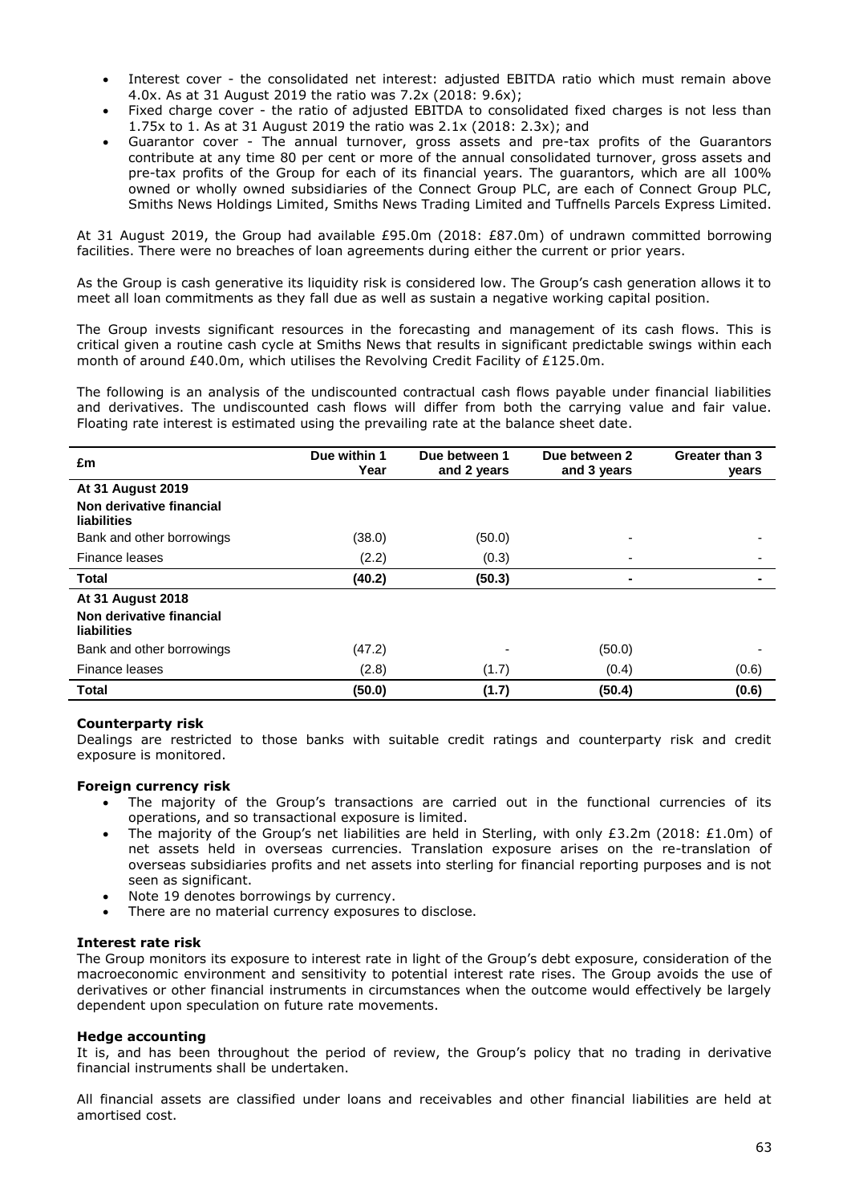- Interest cover - the consolidated net interest: adjusted EBITDA ratio which must remain above 4.0x. As at 31 August 2019 the ratio was 7.2x (2018: 9.6x);
- Fixed charge cover - the ratio of adjusted EBITDA to consolidated fixed charges is not less than 1.75x to 1. As at 31 August 2019 the ratio was 2.1x (2018: 2.3x); and
- Guarantor cover - The annual turnover, gross assets and pre-tax profits of the Guarantors contribute at any time 80 per cent or more of the annual consolidated turnover, gross assets and pre-tax profits of the Group for each of its financial years. The guarantors, which are all 100% owned or wholly owned subsidiaries of the Connect Group PLC, are each of Connect Group PLC, Smiths News Holdings Limited, Smiths News Trading Limited and Tuffnells Parcels Express Limited.

At 31 August 2019, the Group had available £95.0m (2018: £87.0m) of undrawn committed borrowing facilities. There were no breaches of loan agreements during either the current or prior years.

As the Group is cash generative its liquidity risk is considered low. The Group's cash generation allows it to meet all loan commitments as they fall due as well as sustain a negative working capital position.

The Group invests significant resources in the forecasting and management of its cash flows. This is critical given a routine cash cycle at Smiths News that results in significant predictable swings within each month of around £40.0m, which utilises the Revolving Credit Facility of £125.0m.

The following is an analysis of the undiscounted contractual cash flows payable under financial liabilities and derivatives. The undiscounted cash flows will differ from both the carrying value and fair value. Floating rate interest is estimated using the prevailing rate at the balance sheet date.

| £m | Due within 1 Year | Due between 1 and 2 years | Due between 2 and 3 years | Greater than 3 years |
|---|---|---|---|---|
| **At 31 August 2019** | | | | |
| **Non derivative financial liabilities** | | | | |
| Bank and other borrowings | (38.0) | (50.0) | - | - |
| Finance leases | (2.2) | (0.3) | - | - |
| **Total** | **(40.2)** | **(50.3)** | **-** | **-** |
| **At 31 August 2018** | | | | |
| **Non derivative financial liabilities** | | | | |
| Bank and other borrowings | (47.2) | - | (50.0) | - |
| Finance leases | (2.8) | (1.7) | (0.4) | (0.6) |
| **Total** | **(50.0)** | **(1.7)** | **(50.4)** | **(0.6)** |

**Counterparty risk**

Dealings are restricted to those banks with suitable credit ratings and counterparty risk and credit exposure is monitored.

**Foreign currency risk**

- The majority of the Group's transactions are carried out in the functional currencies of its operations, and so transactional exposure is limited.
- The majority of the Group's net liabilities are held in Sterling, with only £3.2m (2018: £1.0m) of net assets held in overseas currencies. Translation exposure arises on the re-translation of overseas subsidiaries profits and net assets into sterling for financial reporting purposes and is not seen as significant.
- Note 19 denotes borrowings by currency.
- There are no material currency exposures to disclose.

**Interest rate risk**

The Group monitors its exposure to interest rate in light of the Group's debt exposure, consideration of the macroeconomic environment and sensitivity to potential interest rate rises. The Group avoids the use of derivatives or other financial instruments in circumstances when the outcome would effectively be largely dependent upon speculation on future rate movements.

**Hedge accounting**

It is, and has been throughout the period of review, the Group's policy that no trading in derivative financial instruments shall be undertaken.

All financial assets are classified under loans and receivables and other financial liabilities are held at amortised cost.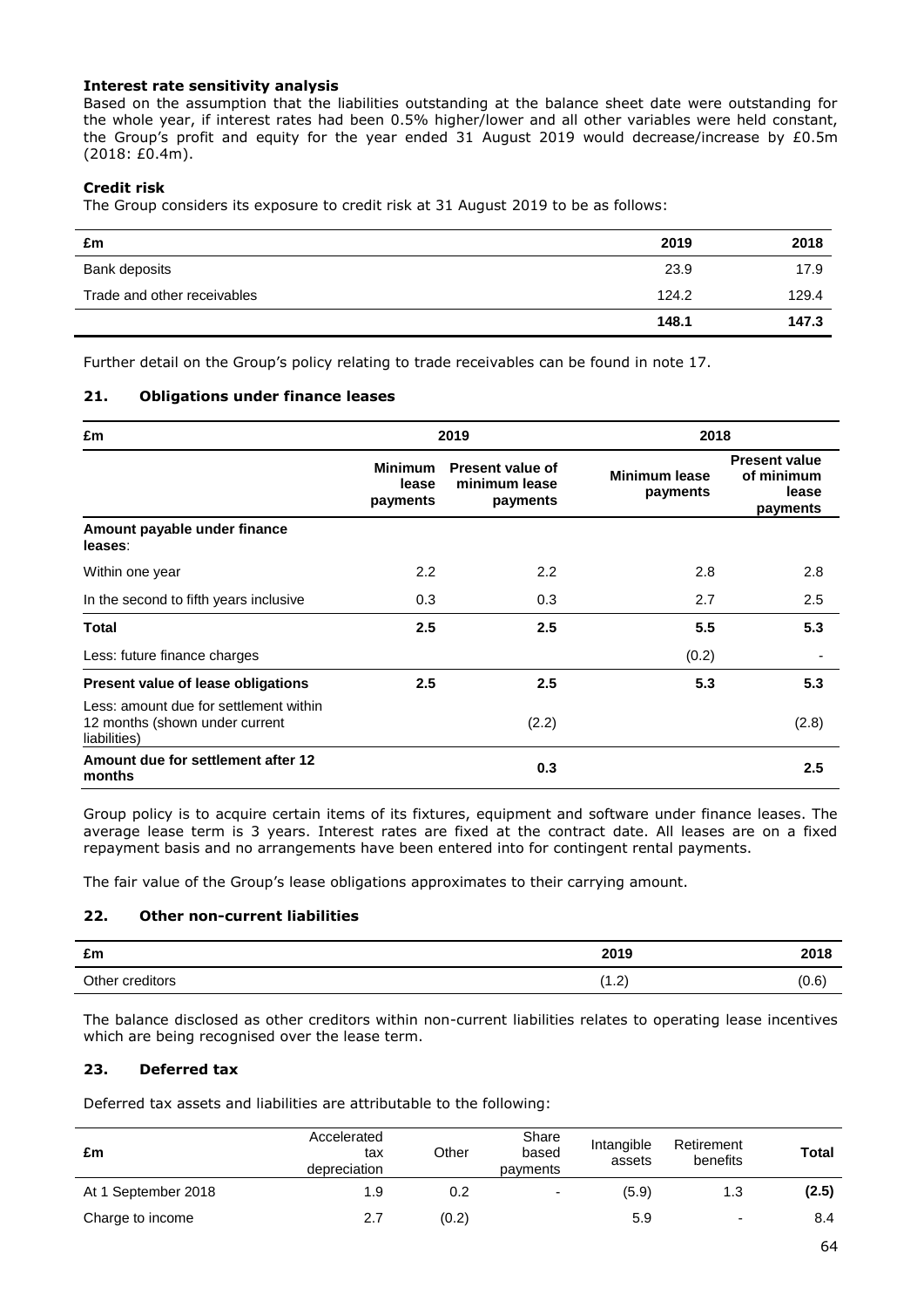**Interest rate sensitivity analysis**

Based on the assumption that the liabilities outstanding at the balance sheet date were outstanding for the whole year, if interest rates had been 0.5% higher/lower and all other variables were held constant, the Group's profit and equity for the year ended 31 August 2019 would decrease/increase by £0.5m (2018: £0.4m).

**Credit risk**

The Group considers its exposure to credit risk at 31 August 2019 to be as follows:

| £m | 2019 | 2018 |
|---|---|---|
| Bank deposits | 23.9 | 17.9 |
| Trade and other receivables | 124.2 | 129.4 |
| | **148.1** | **147.3** |

Further detail on the Group's policy relating to trade receivables can be found in note 17.

## 21. Obligations under finance leases

| £m | 2019 | | 2018 | |
|---|---|---|---|---|
| | Minimum lease payments | Present value of minimum lease payments | Minimum lease payments | Present value of minimum lease payments |
| **Amount payable under finance leases**: | | | | |
| Within one year | 2.2 | 2.2 | 2.8 | 2.8 |
| In the second to fifth years inclusive | 0.3 | 0.3 | 2.7 | 2.5 |
| **Total** | **2.5** | **2.5** | **5.5** | **5.3** |
| Less: future finance charges | | | (0.2) | - |
| **Present value of lease obligations** | **2.5** | **2.5** | **5.3** | **5.3** |
| Less: amount due for settlement within 12 months (shown under current liabilities) | | (2.2) | | (2.8) |
| **Amount due for settlement after 12 months** | | **0.3** | | **2.5** |

Group policy is to acquire certain items of its fixtures, equipment and software under finance leases. The average lease term is 3 years. Interest rates are fixed at the contract date. All leases are on a fixed repayment basis and no arrangements have been entered into for contingent rental payments.

The fair value of the Group's lease obligations approximates to their carrying amount.

## 22. Other non-current liabilities

| £m | 2019 | 2018 |
|---|---|---|
| Other creditors | (1.2) | (0.6) |

The balance disclosed as other creditors within non-current liabilities relates to operating lease incentives which are being recognised over the lease term.

## 23. Deferred tax

Deferred tax assets and liabilities are attributable to the following:

| £m | Accelerated tax depreciation | Other | Share based payments | Intangible assets | Retirement benefits | Total |
|---|---|---|---|---|---|---|
| At 1 September 2018 | 1.9 | 0.2 | - | (5.9) | 1.3 | **(2.5)** |
| Charge to income | 2.7 | (0.2) | | 5.9 | - | 8.4 |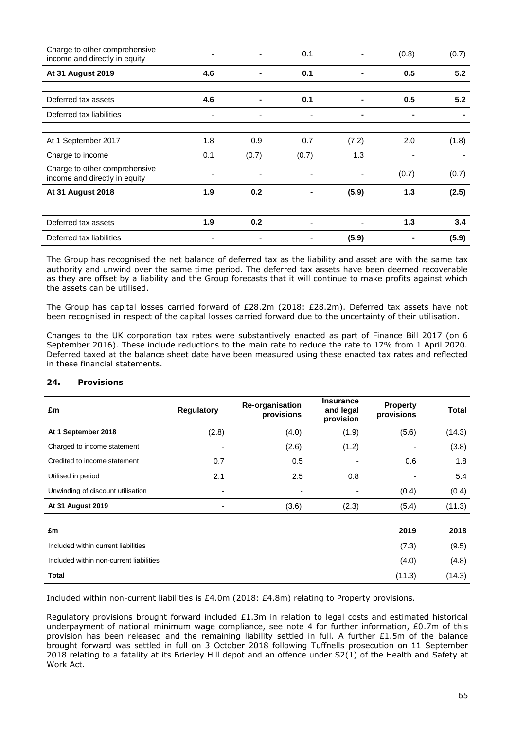| | | | | | | |
|---|---|---|---|---|---|---|
| Charge to other comprehensive income and directly in equity | - | - | 0.1 | - | (0.8) | (0.7) |
| **At 31 August 2019** | **4.6** | **-** | **0.1** | **-** | **0.5** | **5.2** |
| | | | | | | |
| Deferred tax assets | **4.6** | **-** | **0.1** | **-** | **0.5** | **5.2** |
| Deferred tax liabilities | - | - | - | **-** | **-** | **-** |
| | | | | | | |
| At 1 September 2017 | 1.8 | 0.9 | 0.7 | (7.2) | 2.0 | (1.8) |
| Charge to income | 0.1 | (0.7) | (0.7) | 1.3 | - | - |
| Charge to other comprehensive income and directly in equity | - | - | - | - | (0.7) | (0.7) |
| **At 31 August 2018** | **1.9** | **0.2** | **-** | **(5.9)** | **1.3** | **(2.5)** |
| | | | | | | |
| Deferred tax assets | **1.9** | **0.2** | - | - | **1.3** | **3.4** |
| Deferred tax liabilities | - | - | - | **(5.9)** | **-** | **(5.9)** |

The Group has recognised the net balance of deferred tax as the liability and asset are with the same tax authority and unwind over the same time period. The deferred tax assets have been deemed recoverable as they are offset by a liability and the Group forecasts that it will continue to make profits against which the assets can be utilised.

The Group has capital losses carried forward of £28.2m (2018: £28.2m). Deferred tax assets have not been recognised in respect of the capital losses carried forward due to the uncertainty of their utilisation.

Changes to the UK corporation tax rates were substantively enacted as part of Finance Bill 2017 (on 6 September 2016). These include reductions to the main rate to reduce the rate to 17% from 1 April 2020. Deferred taxed at the balance sheet date have been measured using these enacted tax rates and reflected in these financial statements.

## 24. Provisions

| £m | Regulatory | Re-organisation provisions | Insurance and legal provision | Property provisions | Total |
|---|---|---|---|---|---|
| **At 1 September 2018** | (2.8) | (4.0) | (1.9) | (5.6) | (14.3) |
| Charged to income statement | - | (2.6) | (1.2) | - | (3.8) |
| Credited to income statement | 0.7 | 0.5 | - | 0.6 | 1.8 |
| Utilised in period | 2.1 | 2.5 | 0.8 | - | 5.4 |
| Unwinding of discount utilisation | - | - | - | (0.4) | (0.4) |
| **At 31 August 2019** | - | (3.6) | (2.3) | (5.4) | (11.3) |

| £m | 2019 | 2018 |
|---|---|---|
| Included within current liabilities | (7.3) | (9.5) |
| Included within non-current liabilities | (4.0) | (4.8) |
| **Total** | (11.3) | (14.3) |

Included within non-current liabilities is £4.0m (2018: £4.8m) relating to Property provisions.

Regulatory provisions brought forward included £1.3m in relation to legal costs and estimated historical underpayment of national minimum wage compliance, see note 4 for further information, £0.7m of this provision has been released and the remaining liability settled in full. A further £1.5m of the balance brought forward was settled in full on 3 October 2018 following Tuffnells prosecution on 11 September 2018 relating to a fatality at its Brierley Hill depot and an offence under S2(1) of the Health and Safety at Work Act.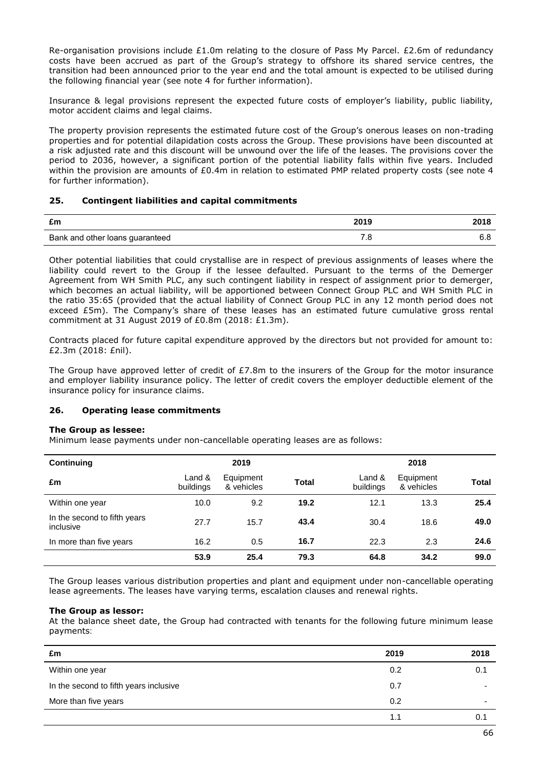Re-organisation provisions include £1.0m relating to the closure of Pass My Parcel. £2.6m of redundancy costs have been accrued as part of the Group's strategy to offshore its shared service centres, the transition had been announced prior to the year end and the total amount is expected to be utilised during the following financial year (see note 4 for further information).

Insurance & legal provisions represent the expected future costs of employer's liability, public liability, motor accident claims and legal claims.

The property provision represents the estimated future cost of the Group's onerous leases on non-trading properties and for potential dilapidation costs across the Group. These provisions have been discounted at a risk adjusted rate and this discount will be unwound over the life of the leases. The provisions cover the period to 2036, however, a significant portion of the potential liability falls within five years. Included within the provision are amounts of £0.4m in relation to estimated PMP related property costs (see note 4 for further information).

## 25. Contingent liabilities and capital commitments

| £m | 2019 | 2018 |
|---|---|---|
| Bank and other loans guaranteed | 7.8 | 6.8 |

Other potential liabilities that could crystallise are in respect of previous assignments of leases where the liability could revert to the Group if the lessee defaulted. Pursuant to the terms of the Demerger Agreement from WH Smith PLC, any such contingent liability in respect of assignment prior to demerger, which becomes an actual liability, will be apportioned between Connect Group PLC and WH Smith PLC in the ratio 35:65 (provided that the actual liability of Connect Group PLC in any 12 month period does not exceed £5m). The Company's share of these leases has an estimated future cumulative gross rental commitment at 31 August 2019 of £0.8m (2018: £1.3m).

Contracts placed for future capital expenditure approved by the directors but not provided for amount to: £2.3m (2018: £nil).

The Group have approved letter of credit of £7.8m to the insurers of the Group for the motor insurance and employer liability insurance policy. The letter of credit covers the employer deductible element of the insurance policy for insurance claims.

## 26. Operating lease commitments

**The Group as lessee:**

Minimum lease payments under non-cancellable operating leases are as follows:

| Continuing | 2019 | | | 2018 | | |
|---|---|---|---|---|---|---|
| £m | Land & buildings | Equipment & vehicles | Total | Land & buildings | Equipment & vehicles | Total |
| Within one year | 10.0 | 9.2 | **19.2** | 12.1 | 13.3 | **25.4** |
| In the second to fifth years inclusive | 27.7 | 15.7 | **43.4** | 30.4 | 18.6 | **49.0** |
| In more than five years | 16.2 | 0.5 | **16.7** | 22.3 | 2.3 | **24.6** |
| | **53.9** | **25.4** | **79.3** | **64.8** | **34.2** | **99.0** |

The Group leases various distribution properties and plant and equipment under non-cancellable operating lease agreements. The leases have varying terms, escalation clauses and renewal rights.

**The Group as lessor:**

At the balance sheet date, the Group had contracted with tenants for the following future minimum lease payments:

| £m | 2019 | 2018 |
|---|---|---|
| Within one year | 0.2 | 0.1 |
| In the second to fifth years inclusive | 0.7 | - |
| More than five years | 0.2 | - |
| | 1.1 | 0.1 |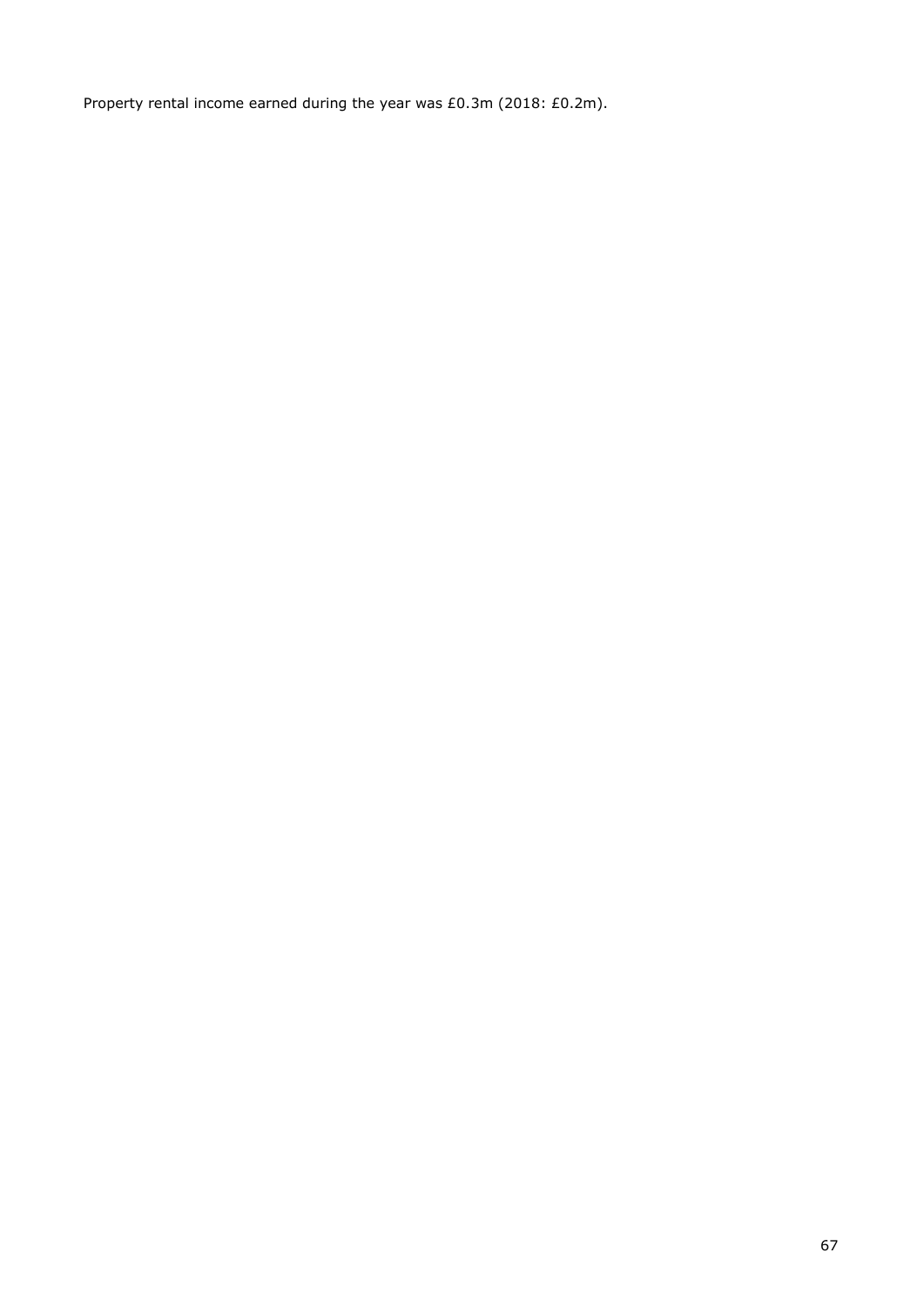Property rental income earned during the year was £0.3m (2018: £0.2m).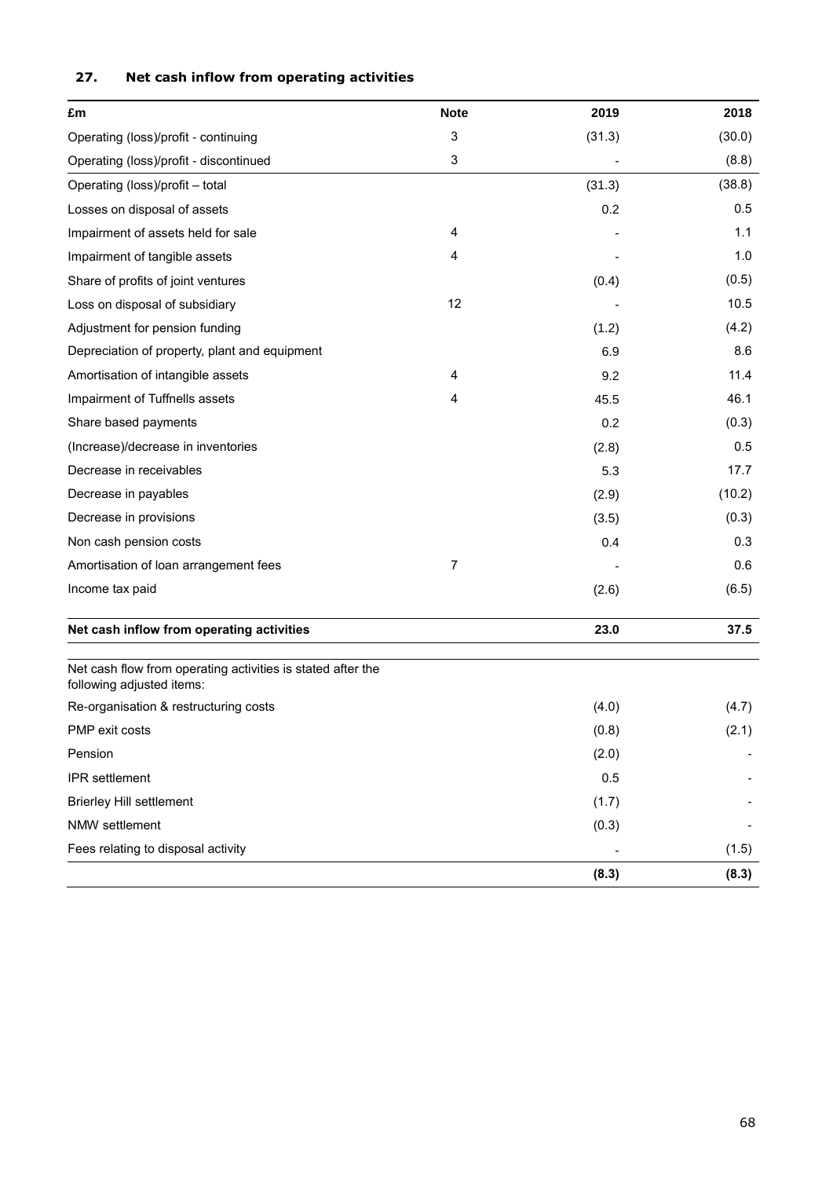## 27. Net cash inflow from operating activities

| £m | Note | 2019 | 2018 |
|---|---|---|---|
| Operating (loss)/profit - continuing | 3 | (31.3) | (30.0) |
| Operating (loss)/profit - discontinued | 3 | - | (8.8) |
| Operating (loss)/profit – total | | (31.3) | (38.8) |
| Losses on disposal of assets | | 0.2 | 0.5 |
| Impairment of assets held for sale | 4 | - | 1.1 |
| Impairment of tangible assets | 4 | - | 1.0 |
| Share of profits of joint ventures | | (0.4) | (0.5) |
| Loss on disposal of subsidiary | 12 | - | 10.5 |
| Adjustment for pension funding | | (1.2) | (4.2) |
| Depreciation of property, plant and equipment | | 6.9 | 8.6 |
| Amortisation of intangible assets | 4 | 9.2 | 11.4 |
| Impairment of Tuffnells assets | 4 | 45.5 | 46.1 |
| Share based payments | | 0.2 | (0.3) |
| (Increase)/decrease in inventories | | (2.8) | 0.5 |
| Decrease in receivables | | 5.3 | 17.7 |
| Decrease in payables | | (2.9) | (10.2) |
| Decrease in provisions | | (3.5) | (0.3) |
| Non cash pension costs | | 0.4 | 0.3 |
| Amortisation of loan arrangement fees | 7 | - | 0.6 |
| Income tax paid | | (2.6) | (6.5) |
| **Net cash inflow from operating activities** | | **23.0** | **37.5** |

| | | | |
|---|---|---|---|
| Net cash flow from operating activities is stated after the following adjusted items: | | | |
| Re-organisation & restructuring costs | | (4.0) | (4.7) |
| PMP exit costs | | (0.8) | (2.1) |
| Pension | | (2.0) | - |
| IPR settlement | | 0.5 | - |
| Brierley Hill settlement | | (1.7) | - |
| NMW settlement | | (0.3) | - |
| Fees relating to disposal activity | | - | (1.5) |
| | | **(8.3)** | **(8.3)** |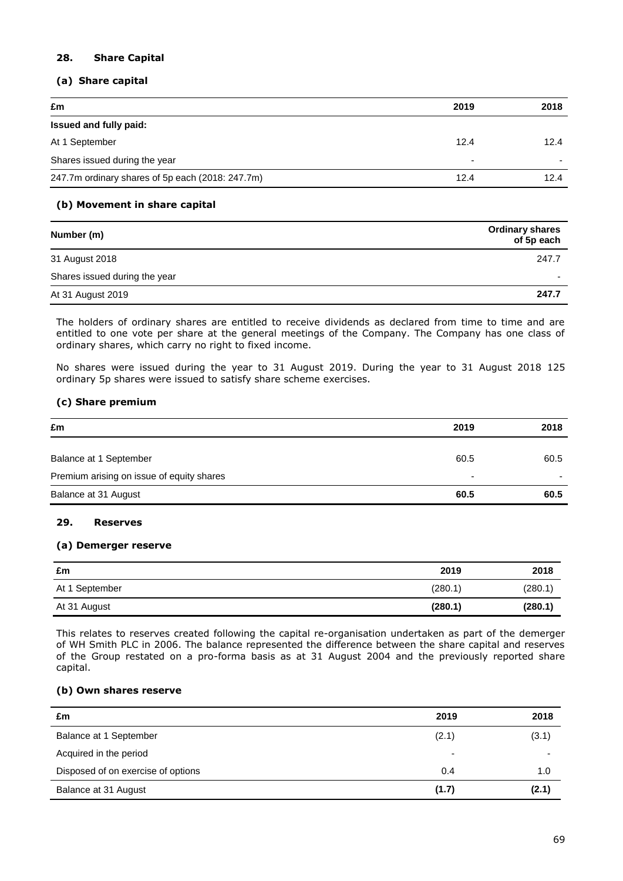## 28. Share Capital

### (a) Share capital

| £m | 2019 | 2018 |
|---|---|---|
| **Issued and fully paid:** | | |
| At 1 September | 12.4 | 12.4 |
| Shares issued during the year | - | - |
| 247.7m ordinary shares of 5p each (2018: 247.7m) | 12.4 | 12.4 |

### (b) Movement in share capital

| Number (m) | Ordinary shares of 5p each |
|---|---|
| 31 August 2018 | 247.7 |
| Shares issued during the year | - |
| At 31 August 2019 | **247.7** |

The holders of ordinary shares are entitled to receive dividends as declared from time to time and are entitled to one vote per share at the general meetings of the Company. The Company has one class of ordinary shares, which carry no right to fixed income.

No shares were issued during the year to 31 August 2019. During the year to 31 August 2018 125 ordinary 5p shares were issued to satisfy share scheme exercises.

### (c) Share premium

| £m | 2019 | 2018 |
|---|---|---|
| Balance at 1 September | 60.5 | 60.5 |
| Premium arising on issue of equity shares | - | - |
| Balance at 31 August | **60.5** | **60.5** |

## 29. Reserves

### (a) Demerger reserve

| £m | 2019 | 2018 |
|---|---|---|
| At 1 September | (280.1) | (280.1) |
| At 31 August | **(280.1)** | **(280.1)** |

This relates to reserves created following the capital re-organisation undertaken as part of the demerger of WH Smith PLC in 2006. The balance represented the difference between the share capital and reserves of the Group restated on a pro-forma basis as at 31 August 2004 and the previously reported share capital.

### (b) Own shares reserve

| £m | 2019 | 2018 |
|---|---|---|
| Balance at 1 September | (2.1) | (3.1) |
| Acquired in the period | - | - |
| Disposed of on exercise of options | 0.4 | 1.0 |
| Balance at 31 August | **(1.7)** | **(2.1)** |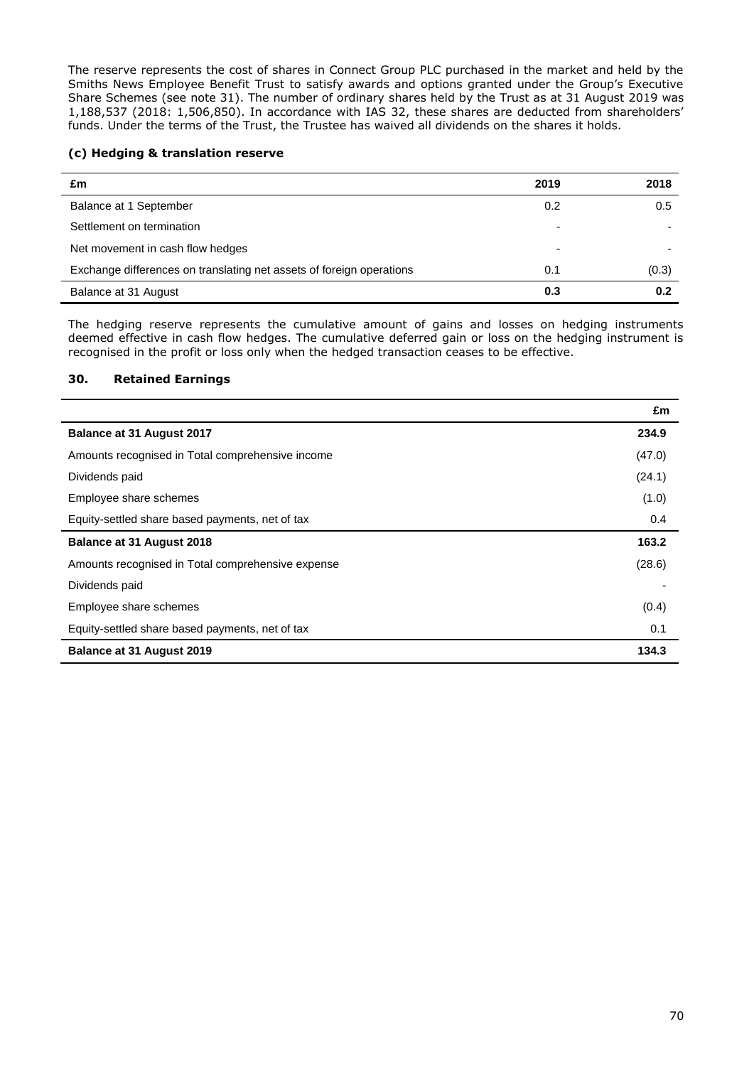The reserve represents the cost of shares in Connect Group PLC purchased in the market and held by the Smiths News Employee Benefit Trust to satisfy awards and options granted under the Group's Executive Share Schemes (see note 31). The number of ordinary shares held by the Trust as at 31 August 2019 was 1,188,537 (2018: 1,506,850). In accordance with IAS 32, these shares are deducted from shareholders' funds. Under the terms of the Trust, the Trustee has waived all dividends on the shares it holds.

### (c) Hedging & translation reserve

| £m | 2019 | 2018 |
|---|---|---|
| Balance at 1 September | 0.2 | 0.5 |
| Settlement on termination | - | - |
| Net movement in cash flow hedges | - | - |
| Exchange differences on translating net assets of foreign operations | 0.1 | (0.3) |
| Balance at 31 August | **0.3** | **0.2** |

The hedging reserve represents the cumulative amount of gains and losses on hedging instruments deemed effective in cash flow hedges. The cumulative deferred gain or loss on the hedging instrument is recognised in the profit or loss only when the hedged transaction ceases to be effective.

## 30. Retained Earnings

| | £m |
|---|---|
| **Balance at 31 August 2017** | **234.9** |
| Amounts recognised in Total comprehensive income | (47.0) |
| Dividends paid | (24.1) |
| Employee share schemes | (1.0) |
| Equity-settled share based payments, net of tax | 0.4 |
| **Balance at 31 August 2018** | **163.2** |
| Amounts recognised in Total comprehensive expense | (28.6) |
| Dividends paid | - |
| Employee share schemes | (0.4) |
| Equity-settled share based payments, net of tax | 0.1 |
| **Balance at 31 August 2019** | **134.3** |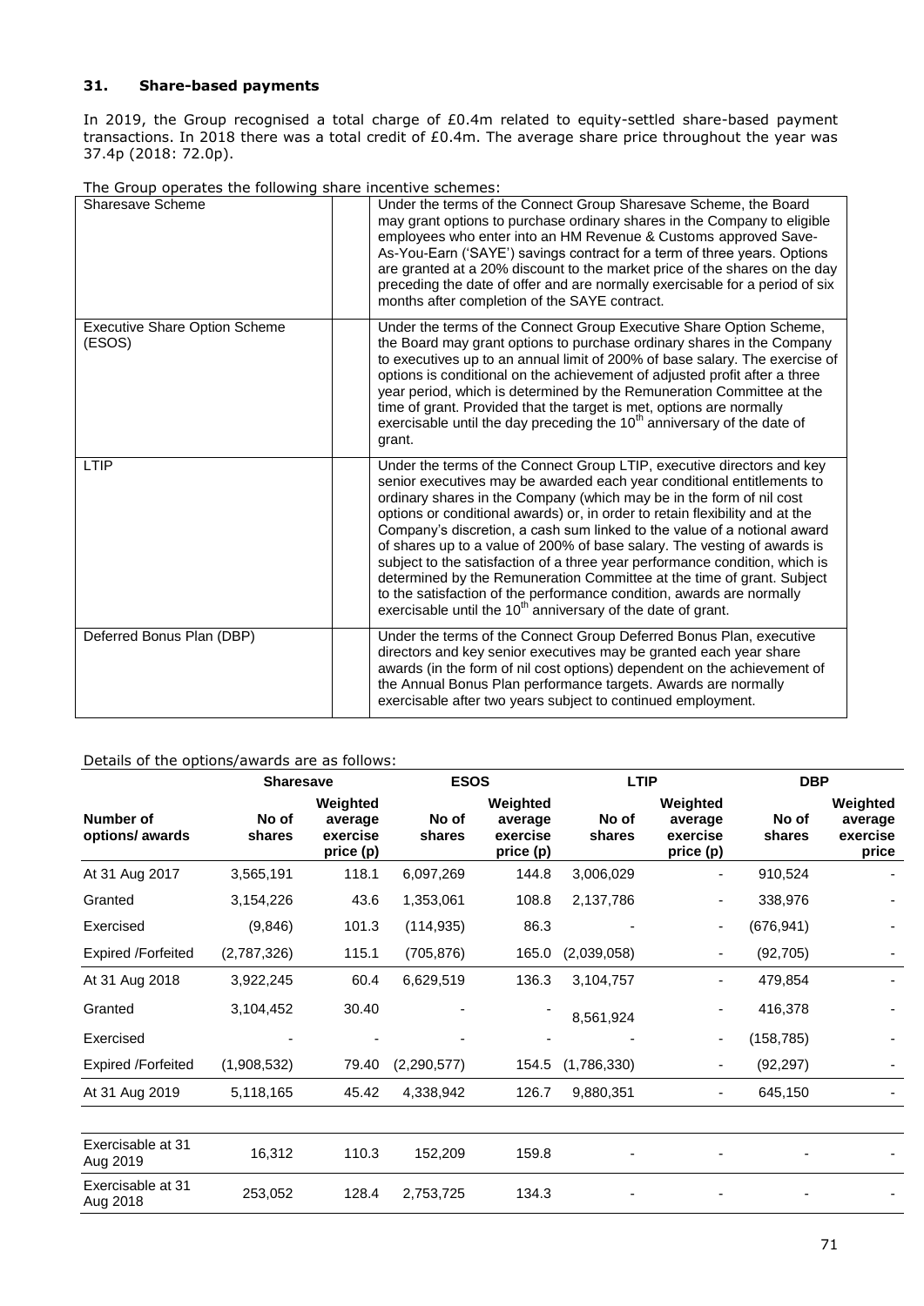### 31. Share-based payments

In 2019, the Group recognised a total charge of £0.4m related to equity-settled share-based payment transactions. In 2018 there was a total credit of £0.4m. The average share price throughout the year was 37.4p (2018: 72.0p).

The Group operates the following share incentive schemes:

| Scheme | Description |
|---|---|
| Sharesave Scheme | Under the terms of the Connect Group Sharesave Scheme, the Board may grant options to purchase ordinary shares in the Company to eligible employees who enter into an HM Revenue & Customs approved Save-As-You-Earn ('SAYE') savings contract for a term of three years. Options are granted at a 20% discount to the market price of the shares on the day preceding the date of offer and are normally exercisable for a period of six months after completion of the SAYE contract. |
| Executive Share Option Scheme (ESOS) | Under the terms of the Connect Group Executive Share Option Scheme, the Board may grant options to purchase ordinary shares in the Company to executives up to an annual limit of 200% of base salary. The exercise of options is conditional on the achievement of adjusted profit after a three year period, which is determined by the Remuneration Committee at the time of grant. Provided that the target is met, options are normally exercisable until the day preceding the 10th anniversary of the date of grant. |
| LTIP | Under the terms of the Connect Group LTIP, executive directors and key senior executives may be awarded each year conditional entitlements to ordinary shares in the Company (which may be in the form of nil cost options or conditional awards) or, in order to retain flexibility and at the Company's discretion, a cash sum linked to the value of a notional award of shares up to a value of 200% of base salary. The vesting of awards is subject to the satisfaction of a three year performance condition, which is determined by the Remuneration Committee at the time of grant. Subject to the satisfaction of the performance condition, awards are normally exercisable until the 10th anniversary of the date of grant. |
| Deferred Bonus Plan (DBP) | Under the terms of the Connect Group Deferred Bonus Plan, executive directors and key senior executives may be granted each year share awards (in the form of nil cost options) dependent on the achievement of the Annual Bonus Plan performance targets. Awards are normally exercisable after two years subject to continued employment. |

Details of the options/awards are as follows:

| | Sharesave | | ESOS | | LTIP | | DBP | |
|---|---|---|---|---|---|---|---|---|
| Number of options/ awards | No of shares | Weighted average exercise price (p) | No of shares | Weighted average exercise price (p) | No of shares | Weighted average exercise price (p) | No of shares | Weighted average exercise price |
| At 31 Aug 2017 | 3,565,191 | 118.1 | 6,097,269 | 144.8 | 3,006,029 | - | 910,524 | - |
| Granted | 3,154,226 | 43.6 | 1,353,061 | 108.8 | 2,137,786 | - | 338,976 | - |
| Exercised | (9,846) | 101.3 | (114,935) | 86.3 | - | - | (676,941) | - |
| Expired /Forfeited | (2,787,326) | 115.1 | (705,876) | 165.0 | (2,039,058) | - | (92,705) | - |
| At 31 Aug 2018 | 3,922,245 | 60.4 | 6,629,519 | 136.3 | 3,104,757 | - | 479,854 | - |
| Granted | 3,104,452 | 30.40 | - | - | 8,561,924 | - | 416,378 | - |
| Exercised | - | - | - | - | - | - | (158,785) | - |
| Expired /Forfeited | (1,908,532) | 79.40 | (2,290,577) | 154.5 | (1,786,330) | - | (92,297) | - |
| At 31 Aug 2019 | 5,118,165 | 45.42 | 4,338,942 | 126.7 | 9,880,351 | - | 645,150 | - |
| | | | | | | | | |
| Exercisable at 31 Aug 2019 | 16,312 | 110.3 | 152,209 | 159.8 | - | - | - | - |
| Exercisable at 31 Aug 2018 | 253,052 | 128.4 | 2,753,725 | 134.3 | - | - | - | - |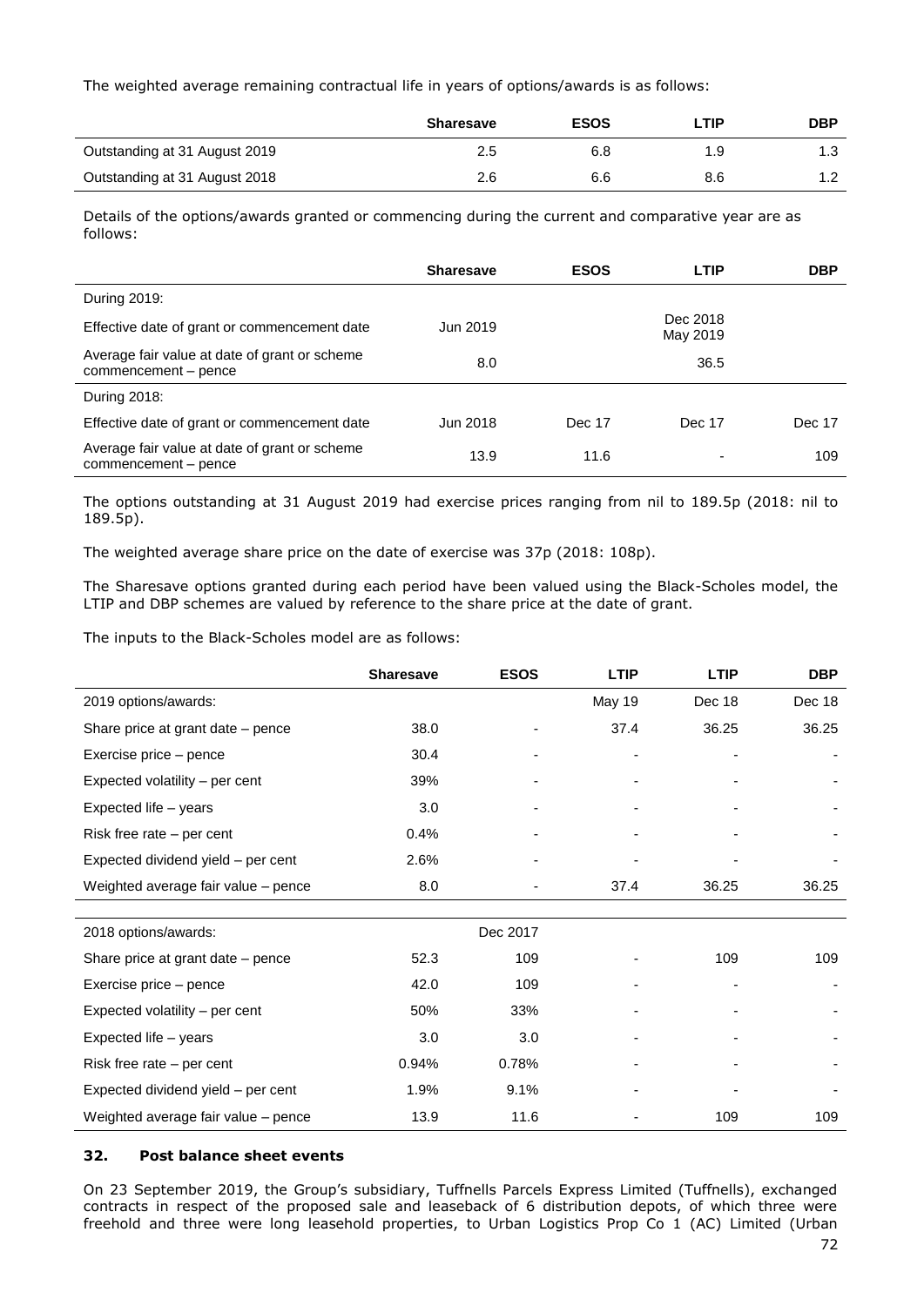The weighted average remaining contractual life in years of options/awards is as follows:

| | Sharesave | ESOS | LTIP | DBP |
|---|---|---|---|---|
| Outstanding at 31 August 2019 | 2.5 | 6.8 | 1.9 | 1.3 |
| Outstanding at 31 August 2018 | 2.6 | 6.6 | 8.6 | 1.2 |

Details of the options/awards granted or commencing during the current and comparative year are as follows:

| | Sharesave | ESOS | LTIP | DBP |
|---|---|---|---|---|
| During 2019: | | | | |
| Effective date of grant or commencement date | Jun 2019 | | Dec 2018 May 2019 | |
| Average fair value at date of grant or scheme commencement – pence | 8.0 | | 36.5 | |
| During 2018: | | | | |
| Effective date of grant or commencement date | Jun 2018 | Dec 17 | Dec 17 | Dec 17 |
| Average fair value at date of grant or scheme commencement – pence | 13.9 | 11.6 | - | 109 |

The options outstanding at 31 August 2019 had exercise prices ranging from nil to 189.5p (2018: nil to 189.5p).

The weighted average share price on the date of exercise was 37p (2018: 108p).

The Sharesave options granted during each period have been valued using the Black-Scholes model, the LTIP and DBP schemes are valued by reference to the share price at the date of grant.

The inputs to the Black-Scholes model are as follows:

| | Sharesave | ESOS | LTIP | LTIP | DBP |
|---|---|---|---|---|---|
| 2019 options/awards: | | | May 19 | Dec 18 | Dec 18 |
| Share price at grant date – pence | 38.0 | - | 37.4 | 36.25 | 36.25 |
| Exercise price – pence | 30.4 | - | - | - | - |
| Expected volatility – per cent | 39% | - | - | - | - |
| Expected life – years | 3.0 | - | - | - | - |
| Risk free rate – per cent | 0.4% | - | - | - | - |
| Expected dividend yield – per cent | 2.6% | - | - | - | - |
| Weighted average fair value – pence | 8.0 | - | 37.4 | 36.25 | 36.25 |
| 2018 options/awards: | | Dec 2017 | | | |
| Share price at grant date – pence | 52.3 | 109 | - | 109 | 109 |
| Exercise price – pence | 42.0 | 109 | - | - | - |
| Expected volatility – per cent | 50% | 33% | - | - | - |
| Expected life – years | 3.0 | 3.0 | - | - | - |
| Risk free rate – per cent | 0.94% | 0.78% | - | - | - |
| Expected dividend yield – per cent | 1.9% | 9.1% | - | - | - |
| Weighted average fair value – pence | 13.9 | 11.6 | - | 109 | 109 |

## 32. Post balance sheet events

On 23 September 2019, the Group's subsidiary, Tuffnells Parcels Express Limited (Tuffnells), exchanged contracts in respect of the proposed sale and leaseback of 6 distribution depots, of which three were freehold and three were long leasehold properties, to Urban Logistics Prop Co 1 (AC) Limited (Urban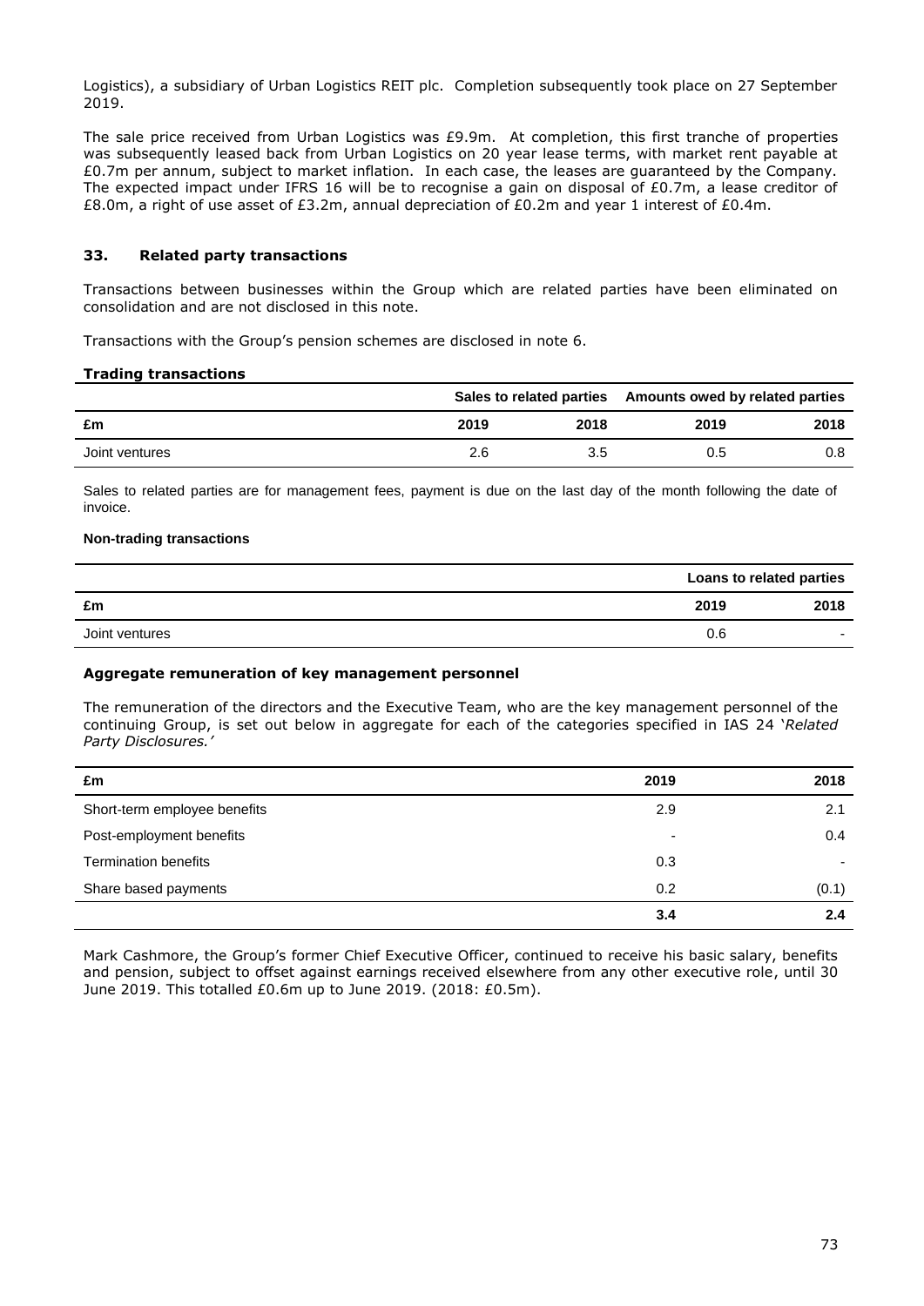Logistics), a subsidiary of Urban Logistics REIT plc. Completion subsequently took place on 27 September 2019.

The sale price received from Urban Logistics was £9.9m. At completion, this first tranche of properties was subsequently leased back from Urban Logistics on 20 year lease terms, with market rent payable at £0.7m per annum, subject to market inflation. In each case, the leases are guaranteed by the Company. The expected impact under IFRS 16 will be to recognise a gain on disposal of £0.7m, a lease creditor of £8.0m, a right of use asset of £3.2m, annual depreciation of £0.2m and year 1 interest of £0.4m.

## 33. Related party transactions

Transactions between businesses within the Group which are related parties have been eliminated on consolidation and are not disclosed in this note.

Transactions with the Group's pension schemes are disclosed in note 6.

### Trading transactions

| | Sales to related parties | | Amounts owed by related parties | |
|---|---|---|---|---|
| **£m** | **2019** | **2018** | **2019** | **2018** |
| Joint ventures | 2.6 | 3.5 | 0.5 | 0.8 |

Sales to related parties are for management fees, payment is due on the last day of the month following the date of invoice.

### Non-trading transactions

| | Loans to related parties | |
|---|---|---|
| **£m** | **2019** | **2018** |
| Joint ventures | 0.6 | - |

### Aggregate remuneration of key management personnel

The remuneration of the directors and the Executive Team, who are the key management personnel of the continuing Group, is set out below in aggregate for each of the categories specified in IAS 24 '*Related Party Disclosures.'*

| £m | 2019 | 2018 |
|---|---|---|
| Short-term employee benefits | 2.9 | 2.1 |
| Post-employment benefits | - | 0.4 |
| Termination benefits | 0.3 | - |
| Share based payments | 0.2 | (0.1) |
| | **3.4** | **2.4** |

Mark Cashmore, the Group's former Chief Executive Officer, continued to receive his basic salary, benefits and pension, subject to offset against earnings received elsewhere from any other executive role, until 30 June 2019. This totalled £0.6m up to June 2019. (2018: £0.5m).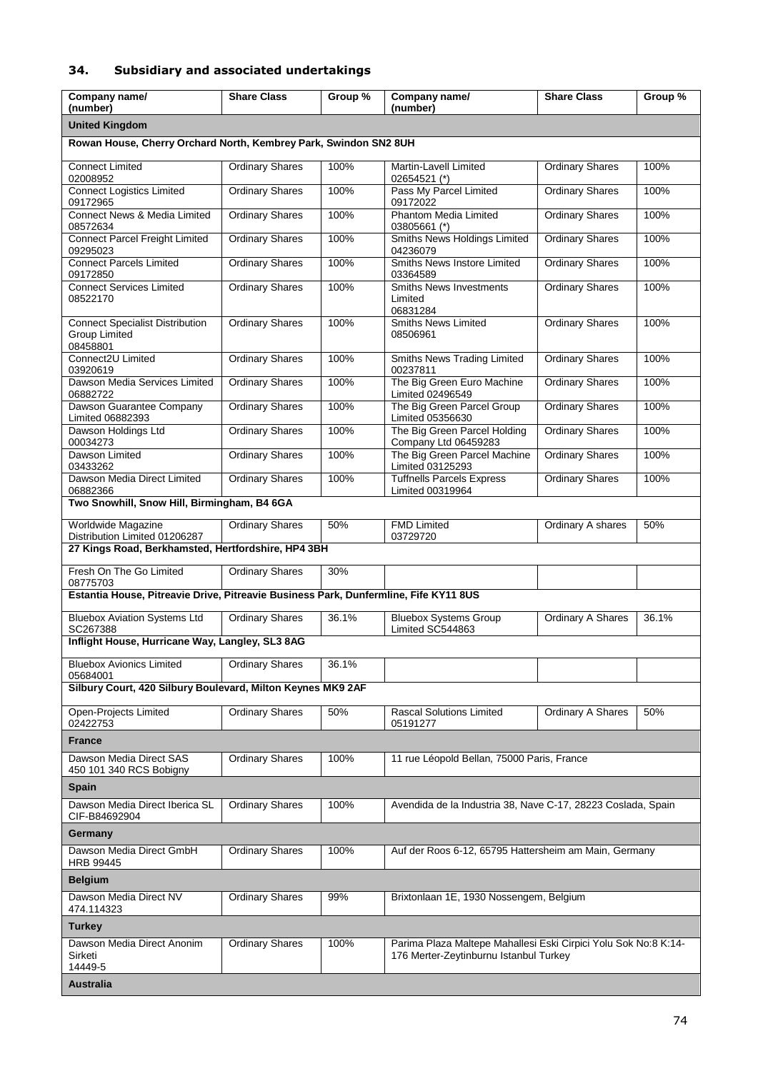## 34. Subsidiary and associated undertakings

| Company name/ (number) | Share Class | Group % | Company name/ (number) | Share Class | Group % |
|---|---|---|---|---|---|
| **United Kingdom** | | | | | |
| **Rowan House, Cherry Orchard North, Kembrey Park, Swindon SN2 8UH** | | | | | |
| Connect Limited 02008952 | Ordinary Shares | 100% | Martin-Lavell Limited 02654521 (*) | Ordinary Shares | 100% |
| Connect Logistics Limited 09172965 | Ordinary Shares | 100% | Pass My Parcel Limited 09172022 | Ordinary Shares | 100% |
| Connect News & Media Limited 08572634 | Ordinary Shares | 100% | Phantom Media Limited 03805661 (*) | Ordinary Shares | 100% |
| Connect Parcel Freight Limited 09295023 | Ordinary Shares | 100% | Smiths News Holdings Limited 04236079 | Ordinary Shares | 100% |
| Connect Parcels Limited 09172850 | Ordinary Shares | 100% | Smiths News Instore Limited 03364589 | Ordinary Shares | 100% |
| Connect Services Limited 08522170 | Ordinary Shares | 100% | Smiths News Investments Limited 06831284 | Ordinary Shares | 100% |
| Connect Specialist Distribution Group Limited 08458801 | Ordinary Shares | 100% | Smiths News Limited 08506961 | Ordinary Shares | 100% |
| Connect2U Limited 03920619 | Ordinary Shares | 100% | Smiths News Trading Limited 00237811 | Ordinary Shares | 100% |
| Dawson Media Services Limited 06882722 | Ordinary Shares | 100% | The Big Green Euro Machine Limited 02496549 | Ordinary Shares | 100% |
| Dawson Guarantee Company Limited 06882393 | Ordinary Shares | 100% | The Big Green Parcel Group Limited 05356630 | Ordinary Shares | 100% |
| Dawson Holdings Ltd 00034273 | Ordinary Shares | 100% | The Big Green Parcel Holding Company Ltd 06459283 | Ordinary Shares | 100% |
| Dawson Limited 03433262 | Ordinary Shares | 100% | The Big Green Parcel Machine Limited 03125293 | Ordinary Shares | 100% |
| Dawson Media Direct Limited 06882366 | Ordinary Shares | 100% | Tuffnells Parcels Express Limited 00319964 | Ordinary Shares | 100% |
| **Two Snowhill, Snow Hill, Birmingham, B4 6GA** | | | | | |
| Worldwide Magazine Distribution Limited 01206287 | Ordinary Shares | 50% | FMD Limited 03729720 | Ordinary A shares | 50% |
| **27 Kings Road, Berkhamsted, Hertfordshire, HP4 3BH** | | | | | |
| Fresh On The Go Limited 08775703 | Ordinary Shares | 30% | | | |
| **Estantia House, Pitreavie Drive, Pitreavie Business Park, Dunfermline, Fife KY11 8US** | | | | | |
| Bluebox Aviation Systems Ltd SC267388 | Ordinary Shares | 36.1% | Bluebox Systems Group Limited SC544863 | Ordinary A Shares | 36.1% |
| **Inflight House, Hurricane Way, Langley, SL3 8AG** | | | | | |
| Bluebox Avionics Limited 05684001 | Ordinary Shares | 36.1% | | | |
| **Silbury Court, 420 Silbury Boulevard, Milton Keynes MK9 2AF** | | | | | |
| Open-Projects Limited 02422753 | Ordinary Shares | 50% | Rascal Solutions Limited 05191277 | Ordinary A Shares | 50% |
| **France** | | | | | |
| Dawson Media Direct SAS 450 101 340 RCS Bobigny | Ordinary Shares | 100% | 11 rue Léopold Bellan, 75000 Paris, France | | |
| **Spain** | | | | | |
| Dawson Media Direct Iberica SL CIF-B84692904 | Ordinary Shares | 100% | Avendida de la Industria 38, Nave C-17, 28223 Coslada, Spain | | |
| **Germany** | | | | | |
| Dawson Media Direct GmbH HRB 99445 | Ordinary Shares | 100% | Auf der Roos 6-12, 65795 Hattersheim am Main, Germany | | |
| **Belgium** | | | | | |
| Dawson Media Direct NV 474.114323 | Ordinary Shares | 99% | Brixtonlaan 1E, 1930 Nossengem, Belgium | | |
| **Turkey** | | | | | |
| Dawson Media Direct Anonim Sirketi 14449-5 | Ordinary Shares | 100% | Parima Plaza Maltepe Mahallesi Eski Cirpici Yolu Sok No:8 K:14-176 Merter-Zeytinburnu Istanbul Turkey | | |
| **Australia** | | | | | |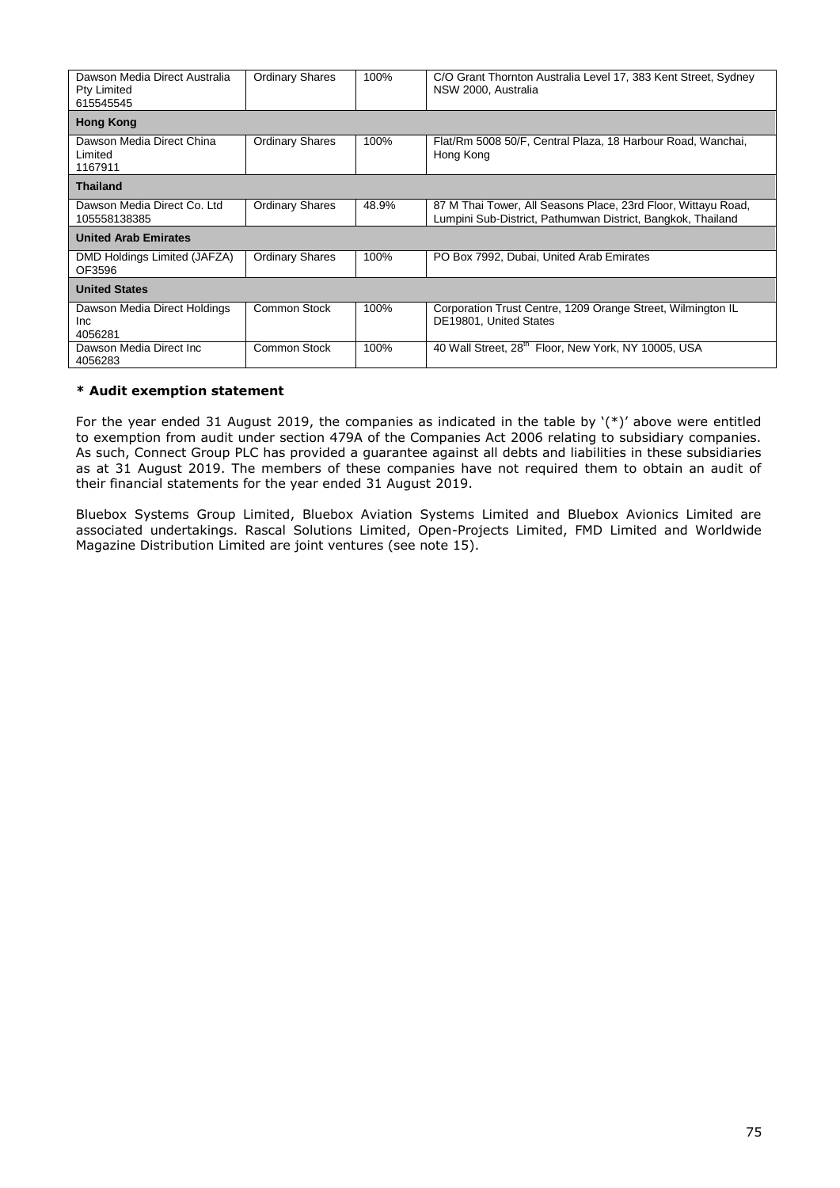| | | | |
|---|---|---|---|
| Dawson Media Direct Australia Pty Limited 615545545 | Ordinary Shares | 100% | C/O Grant Thornton Australia Level 17, 383 Kent Street, Sydney NSW 2000, Australia |
| **Hong Kong** | | | |
| Dawson Media Direct China Limited 1167911 | Ordinary Shares | 100% | Flat/Rm 5008 50/F, Central Plaza, 18 Harbour Road, Wanchai, Hong Kong |
| **Thailand** | | | |
| Dawson Media Direct Co. Ltd 105558138385 | Ordinary Shares | 48.9% | 87 M Thai Tower, All Seasons Place, 23rd Floor, Wittayu Road, Lumpini Sub-District, Pathumwan District, Bangkok, Thailand |
| **United Arab Emirates** | | | |
| DMD Holdings Limited (JAFZA) OF3596 | Ordinary Shares | 100% | PO Box 7992, Dubai, United Arab Emirates |
| **United States** | | | |
| Dawson Media Direct Holdings Inc 4056281 | Common Stock | 100% | Corporation Trust Centre, 1209 Orange Street, Wilmington IL DE19801, United States |
| Dawson Media Direct Inc 4056283 | Common Stock | 100% | 40 Wall Street, 28th Floor, New York, NY 10005, USA |

**\* Audit exemption statement**

For the year ended 31 August 2019, the companies as indicated in the table by '(*)' above were entitled to exemption from audit under section 479A of the Companies Act 2006 relating to subsidiary companies. As such, Connect Group PLC has provided a guarantee against all debts and liabilities in these subsidiaries as at 31 August 2019. The members of these companies have not required them to obtain an audit of their financial statements for the year ended 31 August 2019.

Bluebox Systems Group Limited, Bluebox Aviation Systems Limited and Bluebox Avionics Limited are associated undertakings. Rascal Solutions Limited, Open-Projects Limited, FMD Limited and Worldwide Magazine Distribution Limited are joint ventures (see note 15).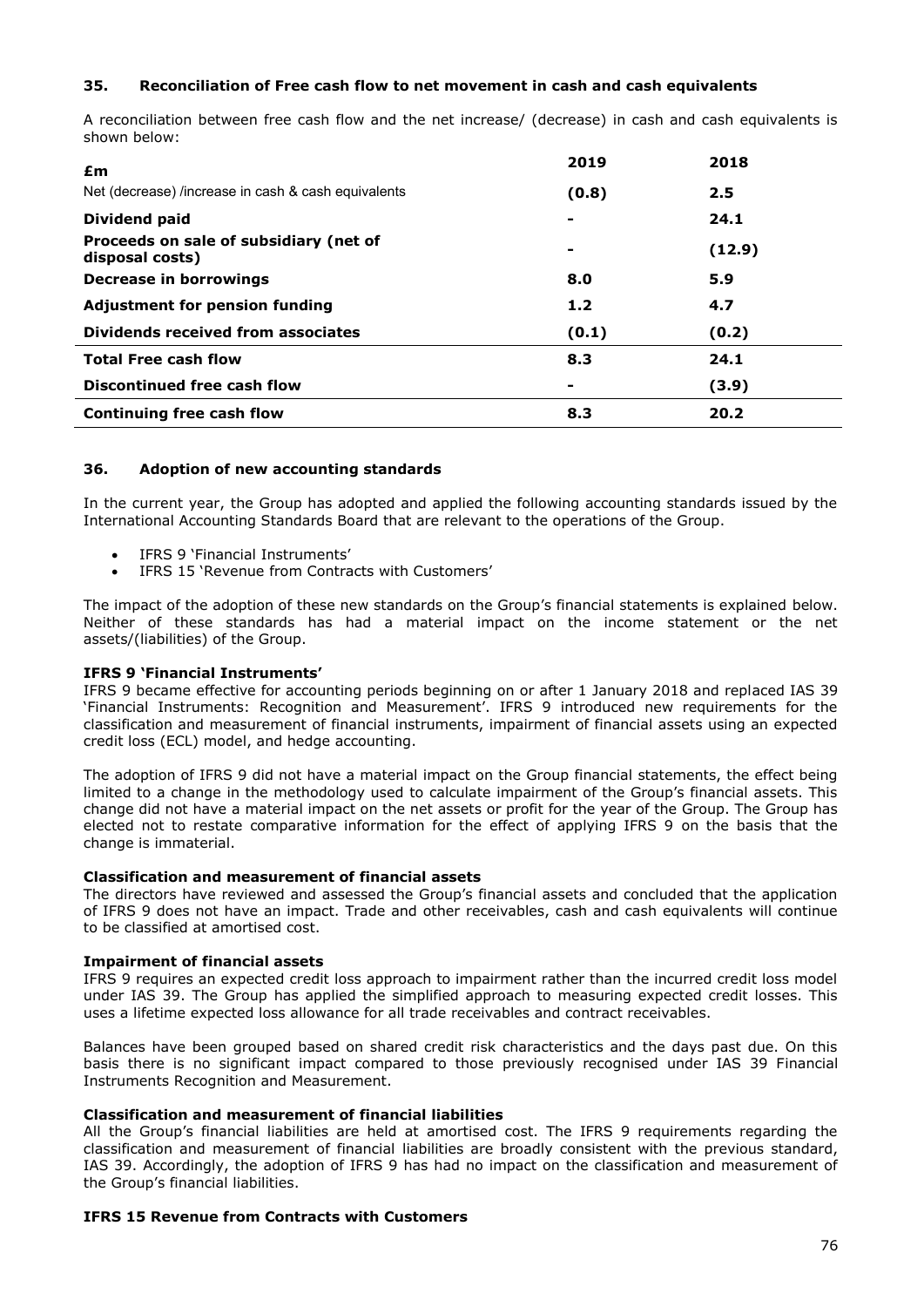### 35. Reconciliation of Free cash flow to net movement in cash and cash equivalents

A reconciliation between free cash flow and the net increase/ (decrease) in cash and cash equivalents is shown below:

| £m | 2019 | 2018 |
|---|---|---|
| Net (decrease) /increase in cash & cash equivalents | **(0.8)** | **2.5** |
| **Dividend paid** | **-** | **24.1** |
| **Proceeds on sale of subsidiary (net of disposal costs)** | **-** | **(12.9)** |
| **Decrease in borrowings** | **8.0** | **5.9** |
| **Adjustment for pension funding** | **1.2** | **4.7** |
| **Dividends received from associates** | **(0.1)** | **(0.2)** |
| **Total Free cash flow** | **8.3** | **24.1** |
| **Discontinued free cash flow** | **-** | **(3.9)** |
| **Continuing free cash flow** | **8.3** | **20.2** |

### 36. Adoption of new accounting standards

In the current year, the Group has adopted and applied the following accounting standards issued by the International Accounting Standards Board that are relevant to the operations of the Group.

- IFRS 9 'Financial Instruments'
- IFRS 15 'Revenue from Contracts with Customers'

The impact of the adoption of these new standards on the Group's financial statements is explained below. Neither of these standards has had a material impact on the income statement or the net assets/(liabilities) of the Group.

**IFRS 9 'Financial Instruments'**

IFRS 9 became effective for accounting periods beginning on or after 1 January 2018 and replaced IAS 39 'Financial Instruments: Recognition and Measurement'. IFRS 9 introduced new requirements for the classification and measurement of financial instruments, impairment of financial assets using an expected credit loss (ECL) model, and hedge accounting.

The adoption of IFRS 9 did not have a material impact on the Group financial statements, the effect being limited to a change in the methodology used to calculate impairment of the Group's financial assets. This change did not have a material impact on the net assets or profit for the year of the Group. The Group has elected not to restate comparative information for the effect of applying IFRS 9 on the basis that the change is immaterial.

**Classification and measurement of financial assets**

The directors have reviewed and assessed the Group's financial assets and concluded that the application of IFRS 9 does not have an impact. Trade and other receivables, cash and cash equivalents will continue to be classified at amortised cost.

**Impairment of financial assets**

IFRS 9 requires an expected credit loss approach to impairment rather than the incurred credit loss model under IAS 39. The Group has applied the simplified approach to measuring expected credit losses. This uses a lifetime expected loss allowance for all trade receivables and contract receivables.

Balances have been grouped based on shared credit risk characteristics and the days past due. On this basis there is no significant impact compared to those previously recognised under IAS 39 Financial Instruments Recognition and Measurement.

**Classification and measurement of financial liabilities**

All the Group's financial liabilities are held at amortised cost. The IFRS 9 requirements regarding the classification and measurement of financial liabilities are broadly consistent with the previous standard, IAS 39. Accordingly, the adoption of IFRS 9 has had no impact on the classification and measurement of the Group's financial liabilities.

**IFRS 15 Revenue from Contracts with Customers**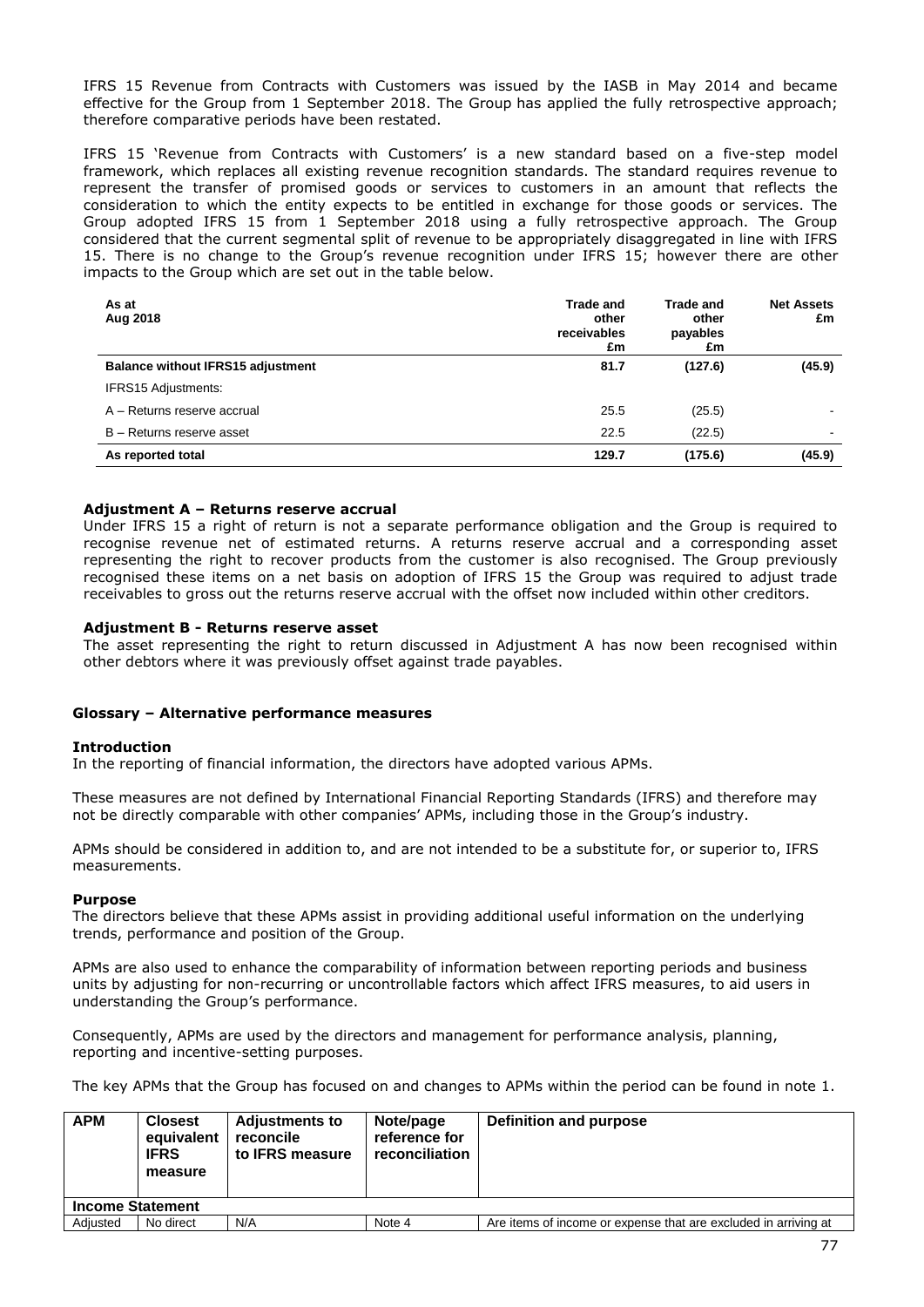IFRS 15 Revenue from Contracts with Customers was issued by the IASB in May 2014 and became effective for the Group from 1 September 2018. The Group has applied the fully retrospective approach; therefore comparative periods have been restated.

IFRS 15 'Revenue from Contracts with Customers' is a new standard based on a five-step model framework, which replaces all existing revenue recognition standards. The standard requires revenue to represent the transfer of promised goods or services to customers in an amount that reflects the consideration to which the entity expects to be entitled in exchange for those goods or services. The Group adopted IFRS 15 from 1 September 2018 using a fully retrospective approach. The Group considered that the current segmental split of revenue to be appropriately disaggregated in line with IFRS 15. There is no change to the Group's revenue recognition under IFRS 15; however there are other impacts to the Group which are set out in the table below.

| As at Aug 2018 | Trade and other receivables £m | Trade and other payables £m | Net Assets £m |
|---|---|---|---|
| **Balance without IFRS15 adjustment** | **81.7** | **(127.6)** | **(45.9)** |
| IFRS15 Adjustments: | | | |
| A – Returns reserve accrual | 25.5 | (25.5) | - |
| B – Returns reserve asset | 22.5 | (22.5) | - |
| **As reported total** | **129.7** | **(175.6)** | **(45.9)** |

**Adjustment A – Returns reserve accrual**
Under IFRS 15 a right of return is not a separate performance obligation and the Group is required to recognise revenue net of estimated returns. A returns reserve accrual and a corresponding asset representing the right to recover products from the customer is also recognised. The Group previously recognised these items on a net basis on adoption of IFRS 15 the Group was required to adjust trade receivables to gross out the returns reserve accrual with the offset now included within other creditors.

**Adjustment B - Returns reserve asset**
The asset representing the right to return discussed in Adjustment A has now been recognised within other debtors where it was previously offset against trade payables.

## Glossary – Alternative performance measures

### Introduction

In the reporting of financial information, the directors have adopted various APMs.

These measures are not defined by International Financial Reporting Standards (IFRS) and therefore may not be directly comparable with other companies' APMs, including those in the Group's industry.

APMs should be considered in addition to, and are not intended to be a substitute for, or superior to, IFRS measurements.

### Purpose

The directors believe that these APMs assist in providing additional useful information on the underlying trends, performance and position of the Group.

APMs are also used to enhance the comparability of information between reporting periods and business units by adjusting for non-recurring or uncontrollable factors which affect IFRS measures, to aid users in understanding the Group's performance.

Consequently, APMs are used by the directors and management for performance analysis, planning, reporting and incentive-setting purposes.

The key APMs that the Group has focused on and changes to APMs within the period can be found in note 1.

| APM | Closest equivalent IFRS measure | Adjustments to reconcile to IFRS measure | Note/page reference for reconciliation | Definition and purpose |
|---|---|---|---|---|
| **Income Statement** | | | | |
| Adjusted | No direct | N/A | Note 4 | Are items of income or expense that are excluded in arriving at |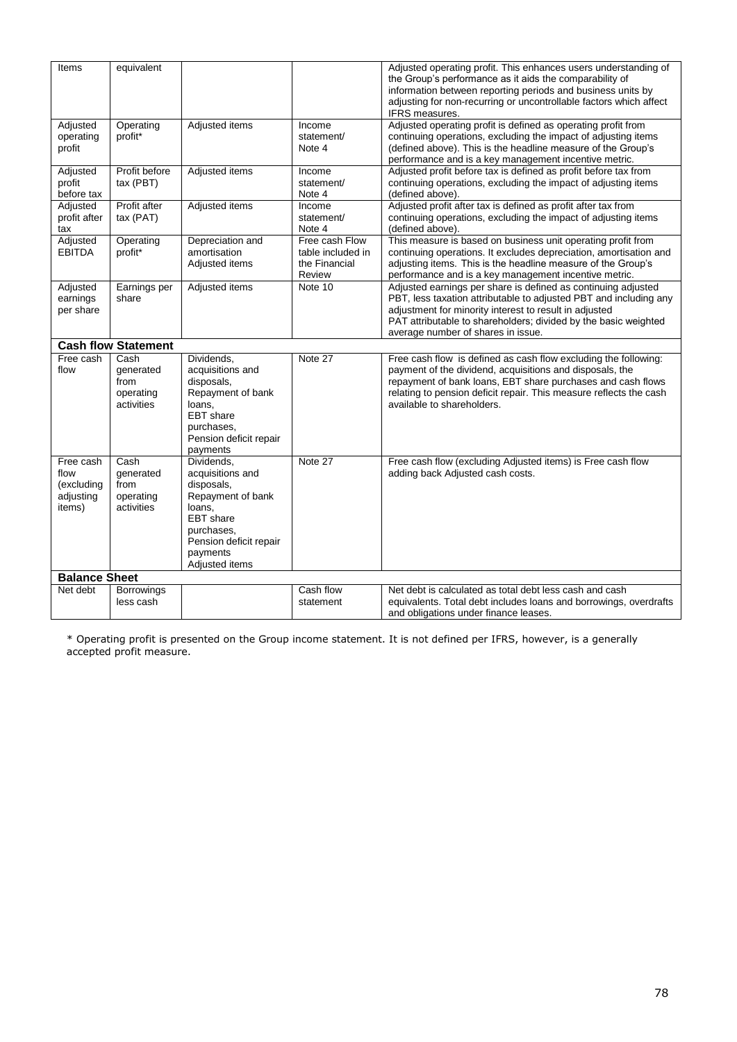| | | | | |
|---|---|---|---|---|
| Items | equivalent | | | Adjusted operating profit. This enhances users understanding of the Group's performance as it aids the comparability of information between reporting periods and business units by adjusting for non-recurring or uncontrollable factors which affect IFRS measures. |
| Adjusted operating profit | Operating profit* | Adjusted items | Income statement/ Note 4 | Adjusted operating profit is defined as operating profit from continuing operations, excluding the impact of adjusting items (defined above). This is the headline measure of the Group's performance and is a key management incentive metric. |
| Adjusted profit before tax | Profit before tax (PBT) | Adjusted items | Income statement/ Note 4 | Adjusted profit before tax is defined as profit before tax from continuing operations, excluding the impact of adjusting items (defined above). |
| Adjusted profit after tax | Profit after tax (PAT) | Adjusted items | Income statement/ Note 4 | Adjusted profit after tax is defined as profit after tax from continuing operations, excluding the impact of adjusting items (defined above). |
| Adjusted EBITDA | Operating profit* | Depreciation and amortisation Adjusted items | Free cash Flow table included in the Financial Review | This measure is based on business unit operating profit from continuing operations. It excludes depreciation, amortisation and adjusting items. This is the headline measure of the Group's performance and is a key management incentive metric. |
| Adjusted earnings per share | Earnings per share | Adjusted items | Note 10 | Adjusted earnings per share is defined as continuing adjusted PBT, less taxation attributable to adjusted PBT and including any adjustment for minority interest to result in adjusted PAT attributable to shareholders; divided by the basic weighted average number of shares in issue. |
| **Cash flow Statement** | | | | |
| Free cash flow | Cash generated from operating activities | Dividends, acquisitions and disposals, Repayment of bank loans, EBT share purchases, Pension deficit repair payments | Note 27 | Free cash flow is defined as cash flow excluding the following: payment of the dividend, acquisitions and disposals, the repayment of bank loans, EBT share purchases and cash flows relating to pension deficit repair. This measure reflects the cash available to shareholders. |
| Free cash flow (excluding adjusting items) | Cash generated from operating activities | Dividends, acquisitions and disposals, Repayment of bank loans, EBT share purchases, Pension deficit repair payments Adjusted items | Note 27 | Free cash flow (excluding Adjusted items) is Free cash flow adding back Adjusted cash costs. |
| **Balance Sheet** | | | | |
| Net debt | Borrowings less cash | | Cash flow statement | Net debt is calculated as total debt less cash and cash equivalents. Total debt includes loans and borrowings, overdrafts and obligations under finance leases. |

* Operating profit is presented on the Group income statement. It is not defined per IFRS, however, is a generally accepted profit measure.